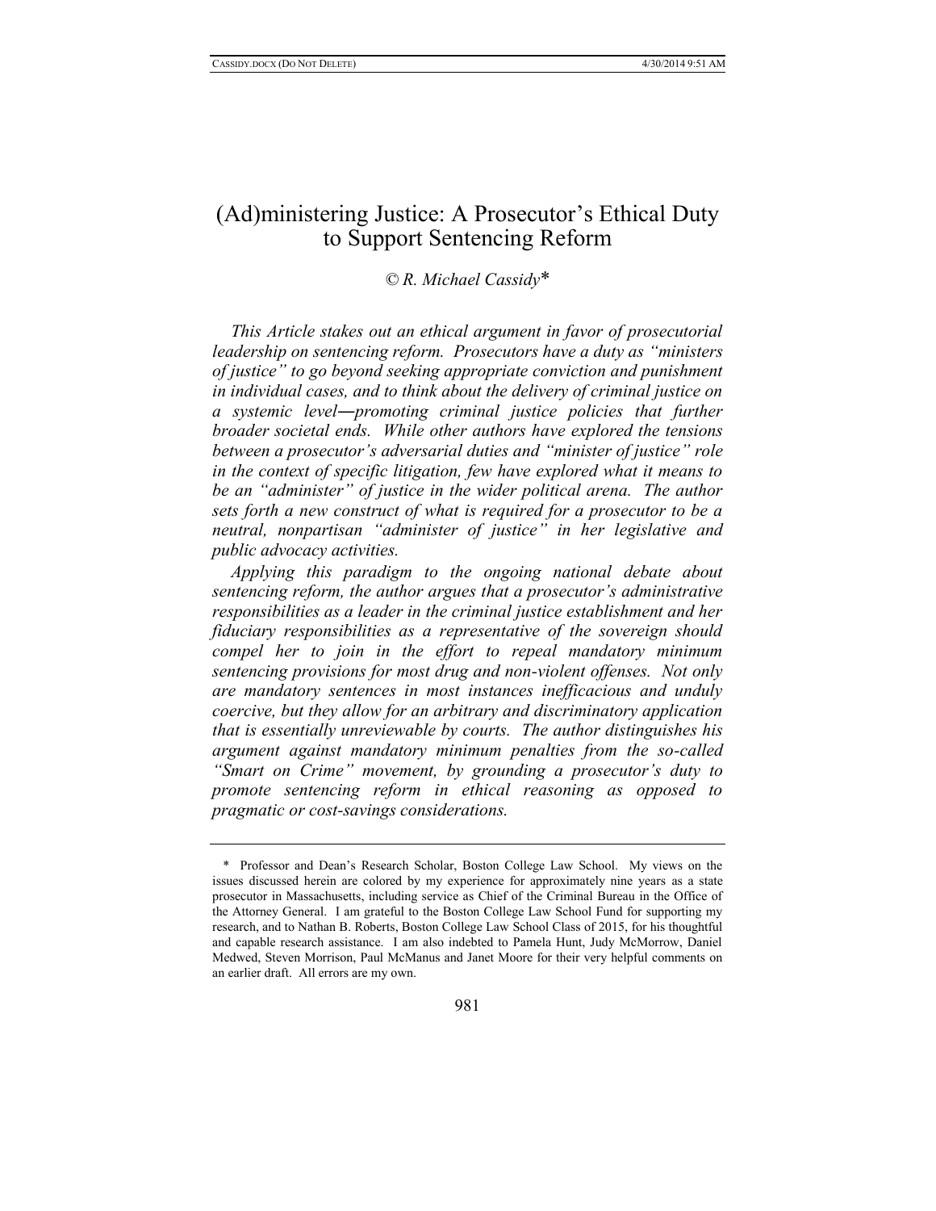# (Ad)ministering Justice: A Prosecutor's Ethical Duty to Support Sentencing Reform

*© R. Michael Cassidy\**

*This Article stakes out an ethical argument in favor of prosecutorial leadership on sentencing reform. Prosecutors have a duty as "ministers of justice" to go beyond seeking appropriate conviction and punishment in individual cases, and to think about the delivery of criminal justice on a systemic level—promoting criminal justice policies that further broader societal ends. While other authors have explored the tensions between a prosecutor's adversarial duties and "minister of justice" role in the context of specific litigation, few have explored what it means to be an "administer" of justice in the wider political arena. The author sets forth a new construct of what is required for a prosecutor to be a neutral, nonpartisan "administer of justice" in her legislative and public advocacy activities.*

*Applying this paradigm to the ongoing national debate about sentencing reform, the author argues that a prosecutor's administrative responsibilities as a leader in the criminal justice establishment and her fiduciary responsibilities as a representative of the sovereign should compel her to join in the effort to repeal mandatory minimum sentencing provisions for most drug and non-violent offenses. Not only are mandatory sentences in most instances inefficacious and unduly coercive, but they allow for an arbitrary and discriminatory application that is essentially unreviewable by courts. The author distinguishes his argument against mandatory minimum penalties from the so-called "Smart on Crime" movement, by grounding a prosecutor's duty to promote sentencing reform in ethical reasoning as opposed to pragmatic or cost-savings considerations.*

---

\* Professor and Dean's Research Scholar, Boston College Law School. My views on the issues discussed herein are colored by my experience for approximately nine years as a state prosecutor in Massachusetts, including service as Chief of the Criminal Bureau in the Office of the Attorney General. I am grateful to the Boston College Law School Fund for supporting my research, and to Nathan B. Roberts, Boston College Law School Class of 2015, for his thoughtful and capable research assistance. I am also indebted to Pamela Hunt, Judy McMorrow, Daniel Medwed, Steven Morrison, Paul McManus and Janet Moore for their very helpful comments on an earlier draft. All errors are my own.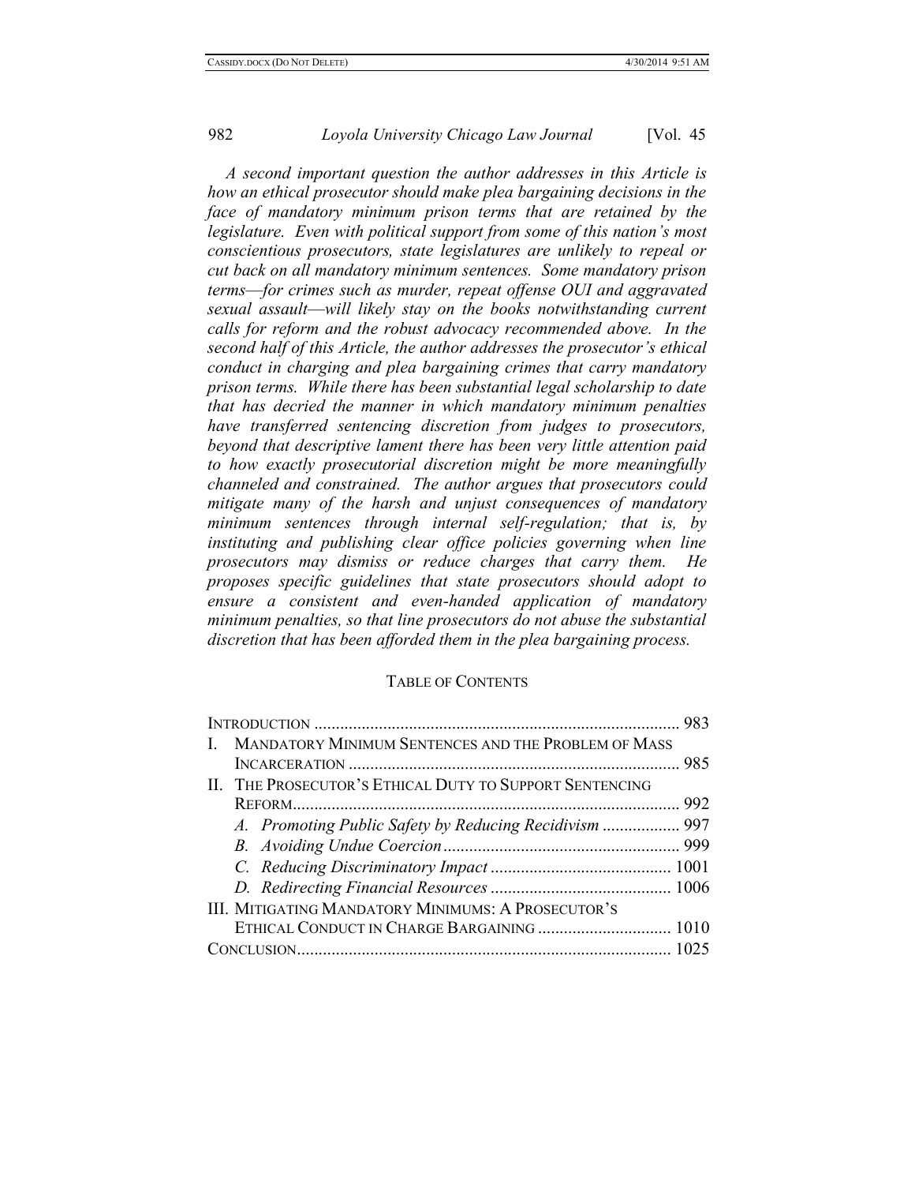*A second important question the author addresses in this Article is how an ethical prosecutor should make plea bargaining decisions in the face of mandatory minimum prison terms that are retained by the legislature. Even with political support from some of this nation's most conscientious prosecutors, state legislatures are unlikely to repeal or cut back on all mandatory minimum sentences. Some mandatory prison terms—for crimes such as murder, repeat offense OUI and aggravated sexual assault—will likely stay on the books notwithstanding current calls for reform and the robust advocacy recommended above. In the second half of this Article, the author addresses the prosecutor's ethical conduct in charging and plea bargaining crimes that carry mandatory prison terms. While there has been substantial legal scholarship to date that has decried the manner in which mandatory minimum penalties have transferred sentencing discretion from judges to prosecutors, beyond that descriptive lament there has been very little attention paid to how exactly prosecutorial discretion might be more meaningfully channeled and constrained. The author argues that prosecutors could mitigate many of the harsh and unjust consequences of mandatory minimum sentences through internal self-regulation; that is, by instituting and publishing clear office policies governing when line prosecutors may dismiss or reduce charges that carry them. He proposes specific guidelines that state prosecutors should adopt to ensure a consistent and even-handed application of mandatory minimum penalties, so that line prosecutors do not abuse the substantial discretion that has been afforded them in the plea bargaining process.*

## TABLE OF CONTENTS

INTRODUCTION ..... 983

I. MANDATORY MINIMUM SENTENCES AND THE PROBLEM OF MASS INCARCERATION ..... 985

II. THE PROSECUTOR'S ETHICAL DUTY TO SUPPORT SENTENCING REFORM ..... 992

- *A. Promoting Public Safety by Reducing Recidivism* ..... 997
- *B. Avoiding Undue Coercion* ..... 999
- *C. Reducing Discriminatory Impact* ..... 1001
- *D. Redirecting Financial Resources* ..... 1006

III. MITIGATING MANDATORY MINIMUMS: A PROSECUTOR'S ETHICAL CONDUCT IN CHARGE BARGAINING ..... 1010

CONCLUSION ..... 1025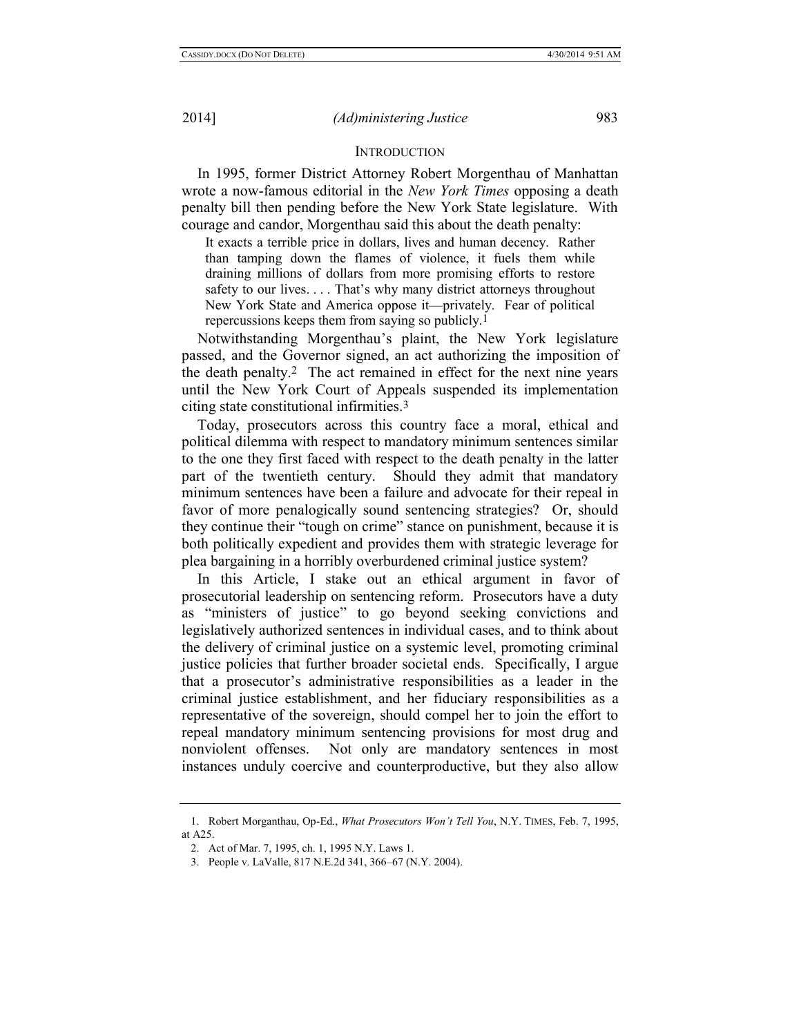## INTRODUCTION

In 1995, former District Attorney Robert Morgenthau of Manhattan wrote a now-famous editorial in the *New York Times* opposing a death penalty bill then pending before the New York State legislature. With courage and candor, Morgenthau said this about the death penalty:

> It exacts a terrible price in dollars, lives and human decency. Rather than tamping down the flames of violence, it fuels them while draining millions of dollars from more promising efforts to restore safety to our lives. . . . That's why many district attorneys throughout New York State and America oppose it—privately. Fear of political repercussions keeps them from saying so publicly.[1]

Notwithstanding Morgenthau's plaint, the New York legislature passed, and the Governor signed, an act authorizing the imposition of the death penalty.[2] The act remained in effect for the next nine years until the New York Court of Appeals suspended its implementation citing state constitutional infirmities.[3]

Today, prosecutors across this country face a moral, ethical and political dilemma with respect to mandatory minimum sentences similar to the one they first faced with respect to the death penalty in the latter part of the twentieth century. Should they admit that mandatory minimum sentences have been a failure and advocate for their repeal in favor of more penalogically sound sentencing strategies? Or, should they continue their "tough on crime" stance on punishment, because it is both politically expedient and provides them with strategic leverage for plea bargaining in a horribly overburdened criminal justice system?

In this Article, I stake out an ethical argument in favor of prosecutorial leadership on sentencing reform. Prosecutors have a duty as "ministers of justice" to go beyond seeking convictions and legislatively authorized sentences in individual cases, and to think about the delivery of criminal justice on a systemic level, promoting criminal justice policies that further broader societal ends. Specifically, I argue that a prosecutor's administrative responsibilities as a leader in the criminal justice establishment, and her fiduciary responsibilities as a representative of the sovereign, should compel her to join the effort to repeal mandatory minimum sentencing provisions for most drug and nonviolent offenses. Not only are mandatory sentences in most instances unduly coercive and counterproductive, but they also allow

---

1. Robert Morganthau, Op-Ed., *What Prosecutors Won't Tell You*, N.Y. TIMES, Feb. 7, 1995, at A25.

2. Act of Mar. 7, 1995, ch. 1, 1995 N.Y. Laws 1.

3. People v. LaValle, 817 N.E.2d 341, 366–67 (N.Y. 2004).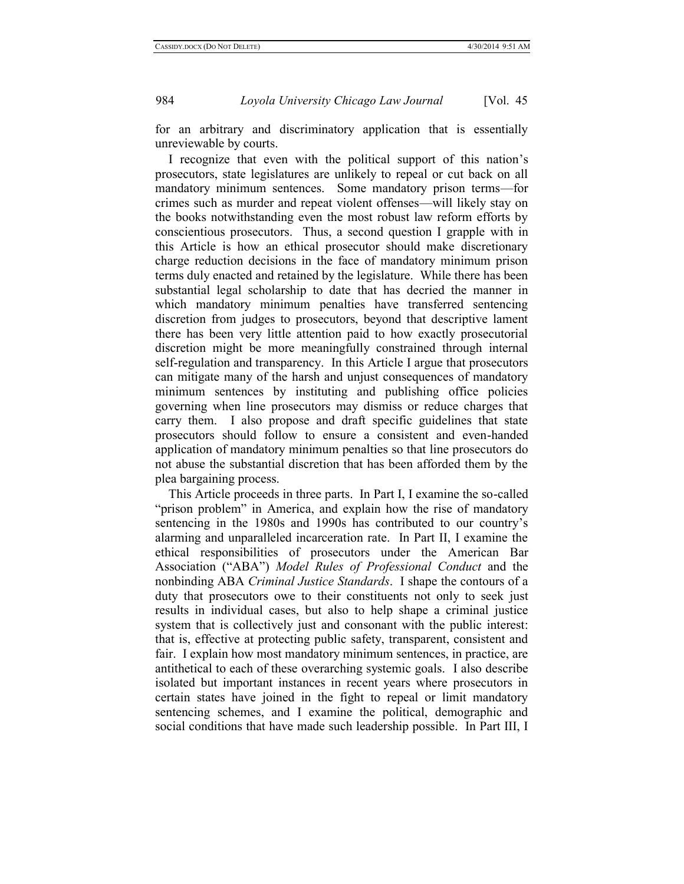for an arbitrary and discriminatory application that is essentially unreviewable by courts.

I recognize that even with the political support of this nation's prosecutors, state legislatures are unlikely to repeal or cut back on all mandatory minimum sentences. Some mandatory prison terms—for crimes such as murder and repeat violent offenses—will likely stay on the books notwithstanding even the most robust law reform efforts by conscientious prosecutors. Thus, a second question I grapple with in this Article is how an ethical prosecutor should make discretionary charge reduction decisions in the face of mandatory minimum prison terms duly enacted and retained by the legislature. While there has been substantial legal scholarship to date that has decried the manner in which mandatory minimum penalties have transferred sentencing discretion from judges to prosecutors, beyond that descriptive lament there has been very little attention paid to how exactly prosecutorial discretion might be more meaningfully constrained through internal self-regulation and transparency. In this Article I argue that prosecutors can mitigate many of the harsh and unjust consequences of mandatory minimum sentences by instituting and publishing office policies governing when line prosecutors may dismiss or reduce charges that carry them. I also propose and draft specific guidelines that state prosecutors should follow to ensure a consistent and even-handed application of mandatory minimum penalties so that line prosecutors do not abuse the substantial discretion that has been afforded them by the plea bargaining process.

This Article proceeds in three parts. In Part I, I examine the so-called "prison problem" in America, and explain how the rise of mandatory sentencing in the 1980s and 1990s has contributed to our country's alarming and unparalleled incarceration rate. In Part II, I examine the ethical responsibilities of prosecutors under the American Bar Association ("ABA") *Model Rules of Professional Conduct* and the nonbinding ABA *Criminal Justice Standards*. I shape the contours of a duty that prosecutors owe to their constituents not only to seek just results in individual cases, but also to help shape a criminal justice system that is collectively just and consonant with the public interest: that is, effective at protecting public safety, transparent, consistent and fair. I explain how most mandatory minimum sentences, in practice, are antithetical to each of these overarching systemic goals. I also describe isolated but important instances in recent years where prosecutors in certain states have joined in the fight to repeal or limit mandatory sentencing schemes, and I examine the political, demographic and social conditions that have made such leadership possible. In Part III, I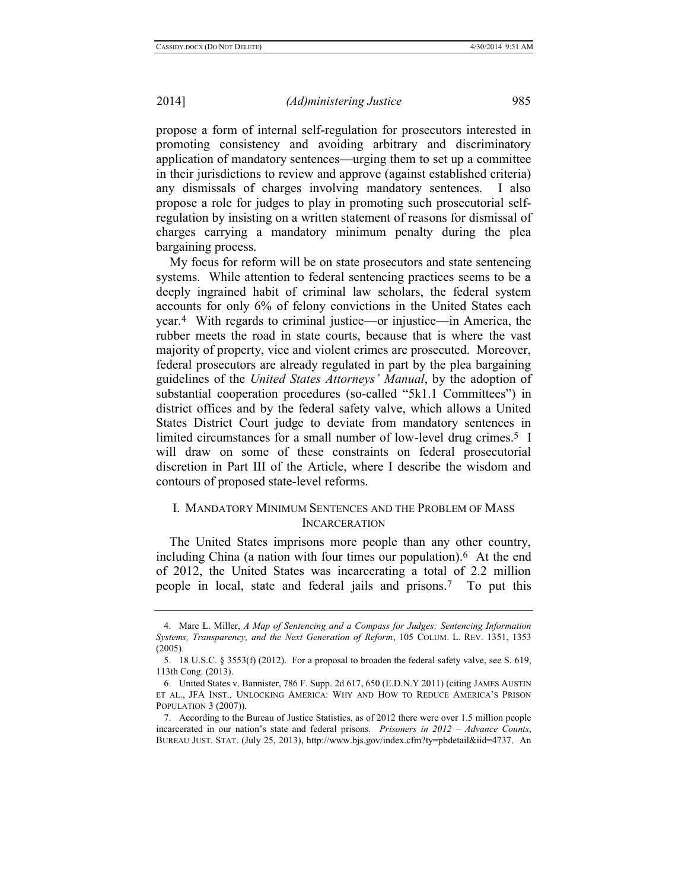propose a form of internal self-regulation for prosecutors interested in promoting consistency and avoiding arbitrary and discriminatory application of mandatory sentences—urging them to set up a committee in their jurisdictions to review and approve (against established criteria) any dismissals of charges involving mandatory sentences. I also propose a role for judges to play in promoting such prosecutorial self-regulation by insisting on a written statement of reasons for dismissal of charges carrying a mandatory minimum penalty during the plea bargaining process.

My focus for reform will be on state prosecutors and state sentencing systems. While attention to federal sentencing practices seems to be a deeply ingrained habit of criminal law scholars, the federal system accounts for only 6% of felony convictions in the United States each year.[4] With regards to criminal justice—or injustice—in America, the rubber meets the road in state courts, because that is where the vast majority of property, vice and violent crimes are prosecuted. Moreover, federal prosecutors are already regulated in part by the plea bargaining guidelines of the *United States Attorneys' Manual*, by the adoption of substantial cooperation procedures (so-called "5k1.1 Committees") in district offices and by the federal safety valve, which allows a United States District Court judge to deviate from mandatory sentences in limited circumstances for a small number of low-level drug crimes.[5] I will draw on some of these constraints on federal prosecutorial discretion in Part III of the Article, where I describe the wisdom and contours of proposed state-level reforms.

## I. Mandatory Minimum Sentences and the Problem of Mass Incarceration

The United States imprisons more people than any other country, including China (a nation with four times our population).[6] At the end of 2012, the United States was incarcerating a total of 2.2 million people in local, state and federal jails and prisons.[7] To put this

---

4. Marc L. Miller, *A Map of Sentencing and a Compass for Judges: Sentencing Information Systems, Transparency, and the Next Generation of Reform*, 105 Colum. L. Rev. 1351, 1353 (2005).

5. 18 U.S.C. § 3553(f) (2012). For a proposal to broaden the federal safety valve, see S. 619, 113th Cong. (2013).

6. United States v. Bannister, 786 F. Supp. 2d 617, 650 (E.D.N.Y 2011) (citing James Austin et al., JFA Inst., Unlocking America: Why and How to Reduce America's Prison Population 3 (2007)).

7. According to the Bureau of Justice Statistics, as of 2012 there were over 1.5 million people incarcerated in our nation's state and federal prisons. *Prisoners in 2012 – Advance Counts*, Bureau Just. Stat. (July 25, 2013), http://www.bjs.gov/index.cfm?ty=pbdetail&iid=4737. An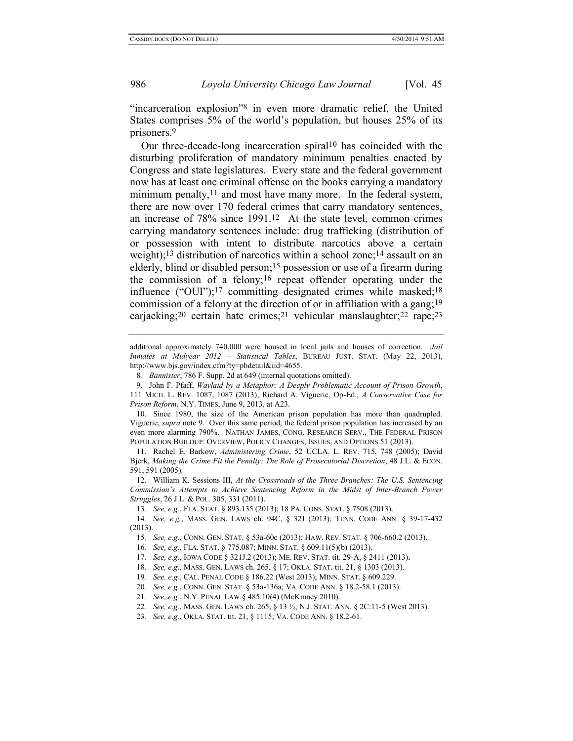"incarceration explosion"[8] in even more dramatic relief, the United States comprises 5% of the world's population, but houses 25% of its prisoners.[9]

Our three-decade-long incarceration spiral[10] has coincided with the disturbing proliferation of mandatory minimum penalties enacted by Congress and state legislatures. Every state and the federal government now has at least one criminal offense on the books carrying a mandatory minimum penalty,[11] and most have many more. In the federal system, there are now over 170 federal crimes that carry mandatory sentences, an increase of 78% since 1991.[12] At the state level, common crimes carrying mandatory sentences include: drug trafficking (distribution of or possession with intent to distribute narcotics above a certain weight);[13] distribution of narcotics within a school zone;[14] assault on an elderly, blind or disabled person;[15] possession or use of a firearm during the commission of a felony;[16] repeat offender operating under the influence ("OUI");[17] committing designated crimes while masked;[18] commission of a felony at the direction of or in affiliation with a gang;[19] carjacking;[20] certain hate crimes;[21] vehicular manslaughter;[22] rape;[23]

---

additional approximately 740,000 were housed in local jails and houses of correction. *Jail Inmates at Midyear 2012 – Statistical Tables*, BUREAU JUST. STAT. (May 22, 2013), http://www.bjs.gov/index.cfm?ty=pbdetail&iid=4655.

8. *Bannister*, 786 F. Supp. 2d at 649 (internal quotations omitted).

9. John F. Pfaff, *Waylaid by a Metaphor: A Deeply Problematic Account of Prison Growth*, 111 MICH. L. REV. 1087, 1087 (2013); Richard A. Viguerie, Op-Ed., *A Conservative Case for Prison Reform*, N.Y. TIMES, June 9, 2013, at A23.

10. Since 1980, the size of the American prison population has more than quadrupled. Viguerie, *supra* note 9. Over this same period, the federal prison population has increased by an even more alarming 790%. NATHAN JAMES, CONG. RESEARCH SERV., THE FEDERAL PRISON POPULATION BUILDUP: OVERVIEW, POLICY CHANGES, ISSUES, AND OPTIONS 51 (2013).

11. Rachel E. Barkow, *Administering Crime*, 52 UCLA. L. REV. 715, 748 (2005); David Bjerk, *Making the Crime Fit the Penalty: The Role of Prosecutorial Discretion*, 48 J.L. & ECON. 591, 591 (2005).

12. William K. Sessions III, *At the Crossroads of the Three Branches: The U.S. Sentencing Commission's Attempts to Achieve Sentencing Reform in the Midst of Inter-Branch Power Struggles*, 26 J.L. & POL. 305, 331 (2011).

13. *See, e.g.*, FLA. STAT. § 893.135 (2013); 18 PA. CONS. STAT. § 7508 (2013).

14. *See, e.g.*, MASS. GEN. LAWS ch. 94C, § 32J (2013); TENN. CODE ANN. § 39-17-432 (2013).

15. *See, e.g.*, CONN. GEN. STAT. § 53a-60c (2013); HAW. REV. STAT. § 706-660.2 (2013).

16. *See, e.g.*, FLA. STAT. § 775.087; MINN. STAT. § 609.11(5)(b) (2013).

17. *See, e.g.*, IOWA CODE § 321J.2 (2013); ME. REV. STAT. tit. 29-A, § 2411 (2013).

18. *See, e.g.*, MASS. GEN. LAWS ch. 265, § 17; OKLA. STAT. tit. 21, § 1303 (2013).

19. *See, e.g.*, CAL. PENAL CODE § 186.22 (West 2013); MINN. STAT. § 609.229.

20. *See, e.g.*, CONN. GEN. STAT. § 53a-136a; VA. CODE ANN. § 18.2-58.1 (2013).

21. *See, e.g.*, N.Y. PENAL LAW § 485.10(4) (McKinney 2010).

22. *See, e.g.*, MASS. GEN. LAWS ch. 265, § 13 ½; N.J. STAT. ANN. § 2C:11-5 (West 2013).

23. *See, e.g.*, OKLA. STAT. tit. 21, § 1115; VA. CODE ANN. § 18.2-61.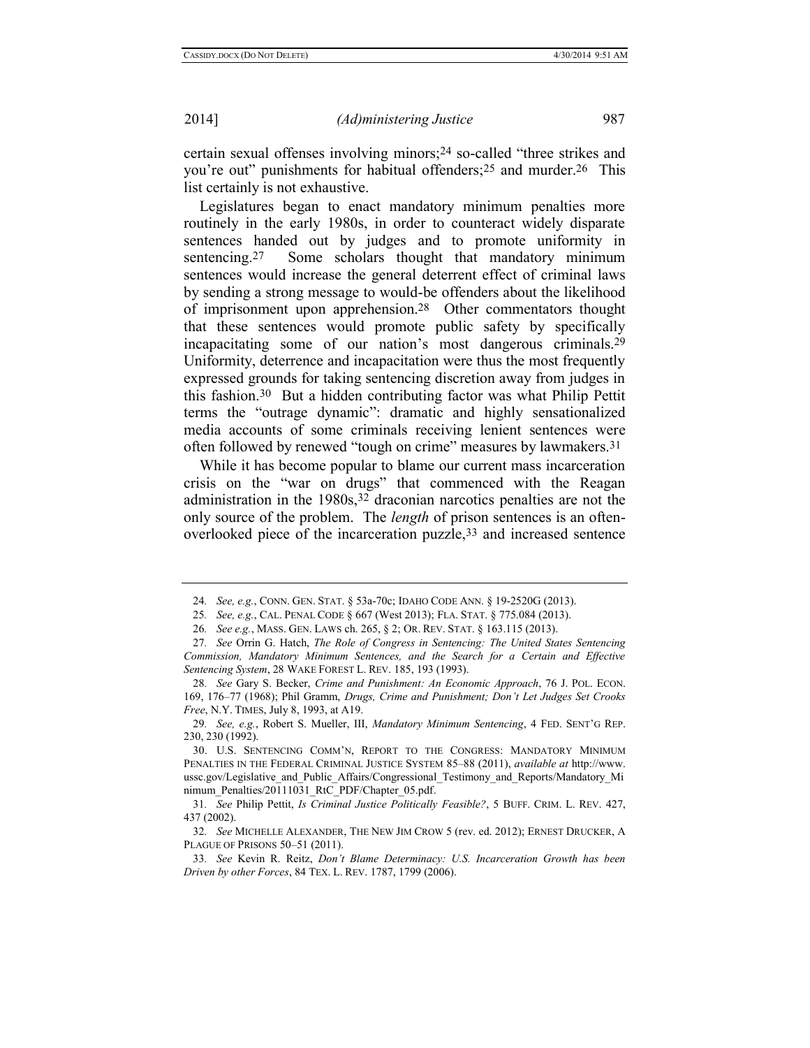certain sexual offenses involving minors;[24] so-called "three strikes and you're out" punishments for habitual offenders;[25] and murder.[26] This list certainly is not exhaustive.

Legislatures began to enact mandatory minimum penalties more routinely in the early 1980s, in order to counteract widely disparate sentences handed out by judges and to promote uniformity in sentencing.[27] Some scholars thought that mandatory minimum sentences would increase the general deterrent effect of criminal laws by sending a strong message to would-be offenders about the likelihood of imprisonment upon apprehension.[28] Other commentators thought that these sentences would promote public safety by specifically incapacitating some of our nation's most dangerous criminals.[29] Uniformity, deterrence and incapacitation were thus the most frequently expressed grounds for taking sentencing discretion away from judges in this fashion.[30] But a hidden contributing factor was what Philip Pettit terms the "outrage dynamic": dramatic and highly sensationalized media accounts of some criminals receiving lenient sentences were often followed by renewed "tough on crime" measures by lawmakers.[31]

While it has become popular to blame our current mass incarceration crisis on the "war on drugs" that commenced with the Reagan administration in the 1980s,[32] draconian narcotics penalties are not the only source of the problem. The *length* of prison sentences is an often-overlooked piece of the incarceration puzzle,[33] and increased sentence

---

24. *See, e.g.*, CONN. GEN. STAT. § 53a-70c; IDAHO CODE ANN. § 19-2520G (2013).

25. *See, e.g.*, CAL. PENAL CODE § 667 (West 2013); FLA. STAT. § 775.084 (2013).

26. *See e.g.*, MASS. GEN. LAWS ch. 265, § 2; OR. REV. STAT. § 163.115 (2013).

27. *See* Orrin G. Hatch, *The Role of Congress in Sentencing: The United States Sentencing Commission, Mandatory Minimum Sentences, and the Search for a Certain and Effective Sentencing System*, 28 WAKE FOREST L. REV. 185, 193 (1993).

28. *See* Gary S. Becker, *Crime and Punishment: An Economic Approach*, 76 J. POL. ECON. 169, 176–77 (1968); Phil Gramm, *Drugs, Crime and Punishment; Don't Let Judges Set Crooks Free*, N.Y. TIMES, July 8, 1993, at A19.

29. *See, e.g.*, Robert S. Mueller, III, *Mandatory Minimum Sentencing*, 4 FED. SENT'G REP. 230, 230 (1992).

30. U.S. SENTENCING COMM'N, REPORT TO THE CONGRESS: MANDATORY MINIMUM PENALTIES IN THE FEDERAL CRIMINAL JUSTICE SYSTEM 85–88 (2011), *available at* http://www.ussc.gov/Legislative_and_Public_Affairs/Congressional_Testimony_and_Reports/Mandatory_Minimum_Penalties/20111031_RtC_PDF/Chapter_05.pdf.

31. *See* Philip Pettit, *Is Criminal Justice Politically Feasible?*, 5 BUFF. CRIM. L. REV. 427, 437 (2002).

32. *See* MICHELLE ALEXANDER, THE NEW JIM CROW 5 (rev. ed. 2012); ERNEST DRUCKER, A PLAGUE OF PRISONS 50–51 (2011).

33. *See* Kevin R. Reitz, *Don't Blame Determinacy: U.S. Incarceration Growth has been Driven by other Forces*, 84 TEX. L. REV. 1787, 1799 (2006).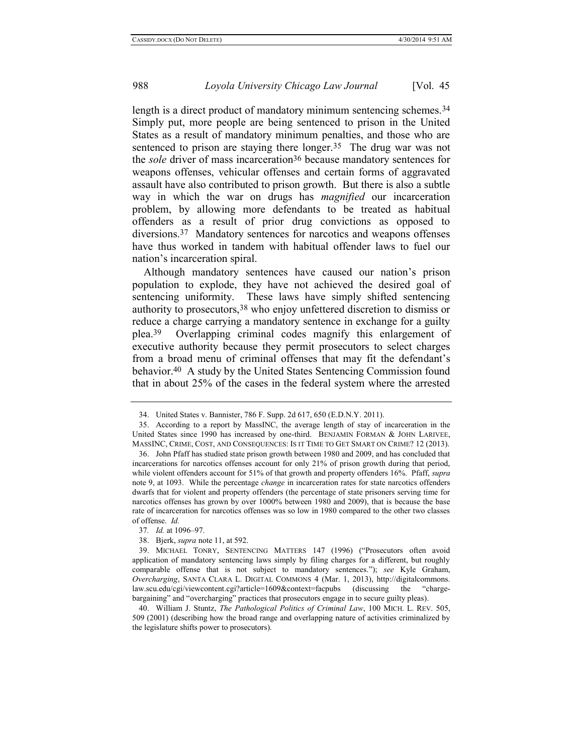length is a direct product of mandatory minimum sentencing schemes.[34] Simply put, more people are being sentenced to prison in the United States as a result of mandatory minimum penalties, and those who are sentenced to prison are staying there longer.[35] The drug war was not the *sole* driver of mass incarceration[36] because mandatory sentences for weapons offenses, vehicular offenses and certain forms of aggravated assault have also contributed to prison growth. But there is also a subtle way in which the war on drugs has *magnified* our incarceration problem, by allowing more defendants to be treated as habitual offenders as a result of prior drug convictions as opposed to diversions.[37] Mandatory sentences for narcotics and weapons offenses have thus worked in tandem with habitual offender laws to fuel our nation's incarceration spiral.

Although mandatory sentences have caused our nation's prison population to explode, they have not achieved the desired goal of sentencing uniformity. These laws have simply shifted sentencing authority to prosecutors,[38] who enjoy unfettered discretion to dismiss or reduce a charge carrying a mandatory sentence in exchange for a guilty plea.[39] Overlapping criminal codes magnify this enlargement of executive authority because they permit prosecutors to select charges from a broad menu of criminal offenses that may fit the defendant's behavior.[40] A study by the United States Sentencing Commission found that in about 25% of the cases in the federal system where the arrested

---

34. United States v. Bannister, 786 F. Supp. 2d 617, 650 (E.D.N.Y. 2011).

35. According to a report by MassINC, the average length of stay of incarceration in the United States since 1990 has increased by one-third. BENJAMIN FORMAN & JOHN LARIVEE, MASSINC, CRIME, COST, AND CONSEQUENCES: IS IT TIME TO GET SMART ON CRIME? 12 (2013).

36. John Pfaff has studied state prison growth between 1980 and 2009, and has concluded that incarcerations for narcotics offenses account for only 21% of prison growth during that period, while violent offenders account for 51% of that growth and property offenders 16%. Pfaff, *supra* note 9, at 1093. While the percentage *change* in incarceration rates for state narcotics offenders dwarfs that for violent and property offenders (the percentage of state prisoners serving time for narcotics offenses has grown by over 1000% between 1980 and 2009), that is because the base rate of incarceration for narcotics offenses was so low in 1980 compared to the other two classes of offense. *Id.*

37. *Id.* at 1096–97.

38. Bjerk, *supra* note 11, at 592.

39. MICHAEL TONRY, SENTENCING MATTERS 147 (1996) ("Prosecutors often avoid application of mandatory sentencing laws simply by filing charges for a different, but roughly comparable offense that is not subject to mandatory sentences."); *see* Kyle Graham, *Overcharging*, SANTA CLARA L. DIGITAL COMMONS 4 (Mar. 1, 2013), http://digitalcommons.law.scu.edu/cgi/viewcontent.cgi?article=1609&context=facpubs (discussing the "charge-bargaining" and "overcharging" practices that prosecutors engage in to secure guilty pleas).

40. William J. Stuntz, *The Pathological Politics of Criminal Law*, 100 MICH. L. REV. 505, 509 (2001) (describing how the broad range and overlapping nature of activities criminalized by the legislature shifts power to prosecutors).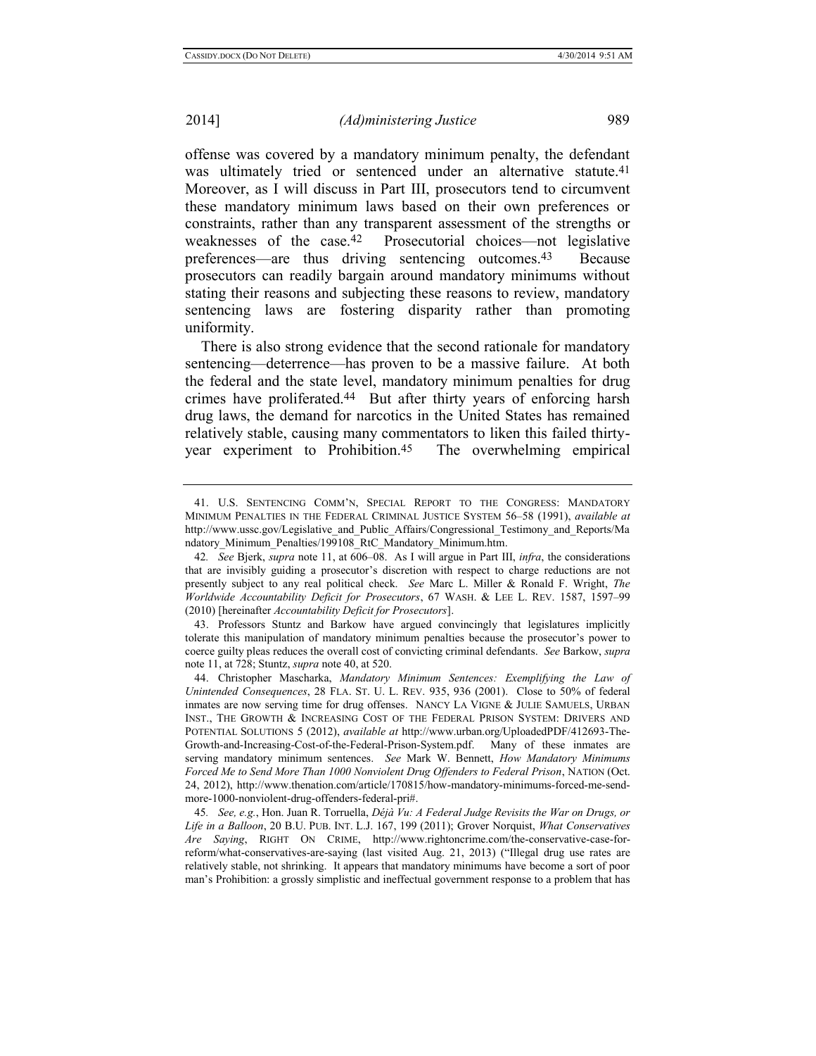offense was covered by a mandatory minimum penalty, the defendant was ultimately tried or sentenced under an alternative statute.[41] Moreover, as I will discuss in Part III, prosecutors tend to circumvent these mandatory minimum laws based on their own preferences or constraints, rather than any transparent assessment of the strengths or weaknesses of the case.[42] Prosecutorial choices—not legislative preferences—are thus driving sentencing outcomes.[43] Because prosecutors can readily bargain around mandatory minimums without stating their reasons and subjecting these reasons to review, mandatory sentencing laws are fostering disparity rather than promoting uniformity.

There is also strong evidence that the second rationale for mandatory sentencing—deterrence—has proven to be a massive failure. At both the federal and the state level, mandatory minimum penalties for drug crimes have proliferated.[44] But after thirty years of enforcing harsh drug laws, the demand for narcotics in the United States has remained relatively stable, causing many commentators to liken this failed thirty-year experiment to Prohibition.[45] The overwhelming empirical

---

41. U.S. SENTENCING COMM'N, SPECIAL REPORT TO THE CONGRESS: MANDATORY MINIMUM PENALTIES IN THE FEDERAL CRIMINAL JUSTICE SYSTEM 56–58 (1991), *available at* http://www.ussc.gov/Legislative_and_Public_Affairs/Congressional_Testimony_and_Reports/Mandatory_Minimum_Penalties/199108_RtC_Mandatory_Minimum.htm.

42. *See* Bjerk, *supra* note 11, at 606–08. As I will argue in Part III, *infra*, the considerations that are invisibly guiding a prosecutor's discretion with respect to charge reductions are not presently subject to any real political check. *See* Marc L. Miller & Ronald F. Wright, *The Worldwide Accountability Deficit for Prosecutors*, 67 WASH. & LEE L. REV. 1587, 1597–99 (2010) [hereinafter *Accountability Deficit for Prosecutors*].

43. Professors Stuntz and Barkow have argued convincingly that legislatures implicitly tolerate this manipulation of mandatory minimum penalties because the prosecutor's power to coerce guilty pleas reduces the overall cost of convicting criminal defendants. *See* Barkow, *supra* note 11, at 728; Stuntz, *supra* note 40, at 520.

44. Christopher Mascharka, *Mandatory Minimum Sentences: Exemplifying the Law of Unintended Consequences*, 28 FLA. ST. U. L. REV. 935, 936 (2001). Close to 50% of federal inmates are now serving time for drug offenses. NANCY LA VIGNE & JULIE SAMUELS, URBAN INST., THE GROWTH & INCREASING COST OF THE FEDERAL PRISON SYSTEM: DRIVERS AND POTENTIAL SOLUTIONS 5 (2012), *available at* http://www.urban.org/UploadedPDF/412693-The-Growth-and-Increasing-Cost-of-the-Federal-Prison-System.pdf. Many of these inmates are serving mandatory minimum sentences. *See* Mark W. Bennett, *How Mandatory Minimums Forced Me to Send More Than 1000 Nonviolent Drug Offenders to Federal Prison*, NATION (Oct. 24, 2012), http://www.thenation.com/article/170815/how-mandatory-minimums-forced-me-send-more-1000-nonviolent-drug-offenders-federal-pri#.

45. *See, e.g.*, Hon. Juan R. Torruella, *Déjà Vu: A Federal Judge Revisits the War on Drugs, or Life in a Balloon*, 20 B.U. PUB. INT. L.J. 167, 199 (2011); Grover Norquist, *What Conservatives Are Saying*, RIGHT ON CRIME, http://www.rightoncrime.com/the-conservative-case-for-reform/what-conservatives-are-saying (last visited Aug. 21, 2013) ("Illegal drug use rates are relatively stable, not shrinking. It appears that mandatory minimums have become a sort of poor man's Prohibition: a grossly simplistic and ineffectual government response to a problem that has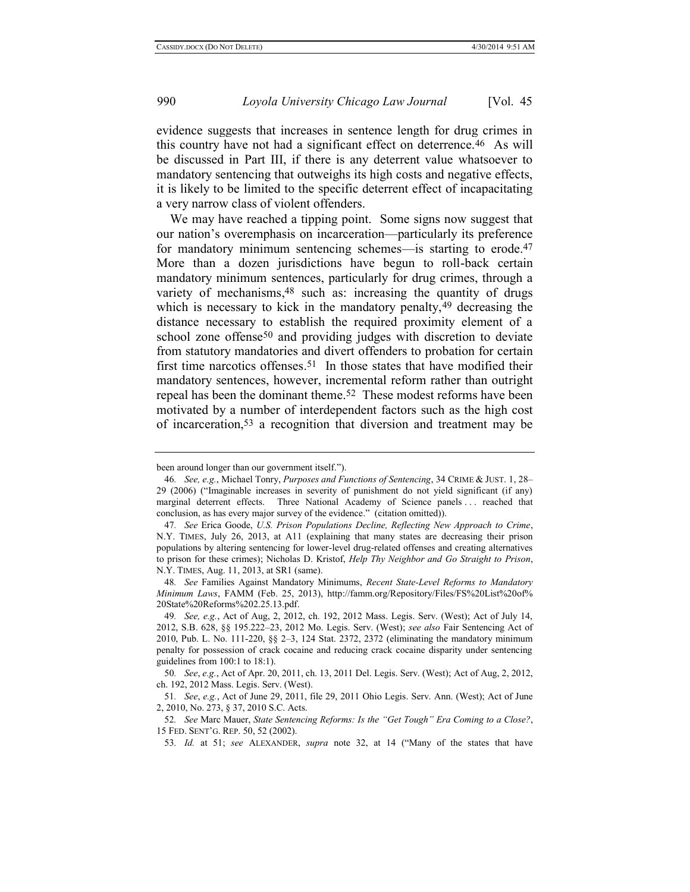evidence suggests that increases in sentence length for drug crimes in this country have not had a significant effect on deterrence.[46] As will be discussed in Part III, if there is any deterrent value whatsoever to mandatory sentencing that outweighs its high costs and negative effects, it is likely to be limited to the specific deterrent effect of incapacitating a very narrow class of violent offenders.

We may have reached a tipping point. Some signs now suggest that our nation's overemphasis on incarceration—particularly its preference for mandatory minimum sentencing schemes—is starting to erode.[47] More than a dozen jurisdictions have begun to roll-back certain mandatory minimum sentences, particularly for drug crimes, through a variety of mechanisms,[48] such as: increasing the quantity of drugs which is necessary to kick in the mandatory penalty,[49] decreasing the distance necessary to establish the required proximity element of a school zone offense[50] and providing judges with discretion to deviate from statutory mandatories and divert offenders to probation for certain first time narcotics offenses.[51] In those states that have modified their mandatory sentences, however, incremental reform rather than outright repeal has been the dominant theme.[52] These modest reforms have been motivated by a number of interdependent factors such as the high cost of incarceration,[53] a recognition that diversion and treatment may be

---

been around longer than our government itself.").

46. *See, e.g.*, Michael Tonry, *Purposes and Functions of Sentencing*, 34 CRIME & JUST. 1, 28–29 (2006) ("Imaginable increases in severity of punishment do not yield significant (if any) marginal deterrent effects. Three National Academy of Science panels . . . reached that conclusion, as has every major survey of the evidence." (citation omitted)).

47. *See* Erica Goode, *U.S. Prison Populations Decline, Reflecting New Approach to Crime*, N.Y. TIMES, July 26, 2013, at A11 (explaining that many states are decreasing their prison populations by altering sentencing for lower-level drug-related offenses and creating alternatives to prison for these crimes); Nicholas D. Kristof, *Help Thy Neighbor and Go Straight to Prison*, N.Y. TIMES, Aug. 11, 2013, at SR1 (same).

48. *See* Families Against Mandatory Minimums, *Recent State-Level Reforms to Mandatory Minimum Laws*, FAMM (Feb. 25, 2013), http://famm.org/Repository/Files/FS%20List%20of%20State%20Reforms%202.25.13.pdf.

49. *See, e.g.*, Act of Aug, 2, 2012, ch. 192, 2012 Mass. Legis. Serv. (West); Act of July 14, 2012, S.B. 628, §§ 195.222–23, 2012 Mo. Legis. Serv. (West); *see also* Fair Sentencing Act of 2010, Pub. L. No. 111-220, §§ 2–3, 124 Stat. 2372, 2372 (eliminating the mandatory minimum penalty for possession of crack cocaine and reducing crack cocaine disparity under sentencing guidelines from 100:1 to 18:1).

50. *See*, *e.g.*, Act of Apr. 20, 2011, ch. 13, 2011 Del. Legis. Serv. (West); Act of Aug, 2, 2012, ch. 192, 2012 Mass. Legis. Serv. (West).

51. *See*, *e.g.*, Act of June 29, 2011, file 29, 2011 Ohio Legis. Serv. Ann. (West); Act of June 2, 2010, No. 273, § 37, 2010 S.C. Acts.

52. *See* Marc Mauer, *State Sentencing Reforms: Is the "Get Tough" Era Coming to a Close?*, 15 FED. SENT'G. REP. 50, 52 (2002).

53. *Id.* at 51; *see* ALEXANDER, *supra* note 32, at 14 ("Many of the states that have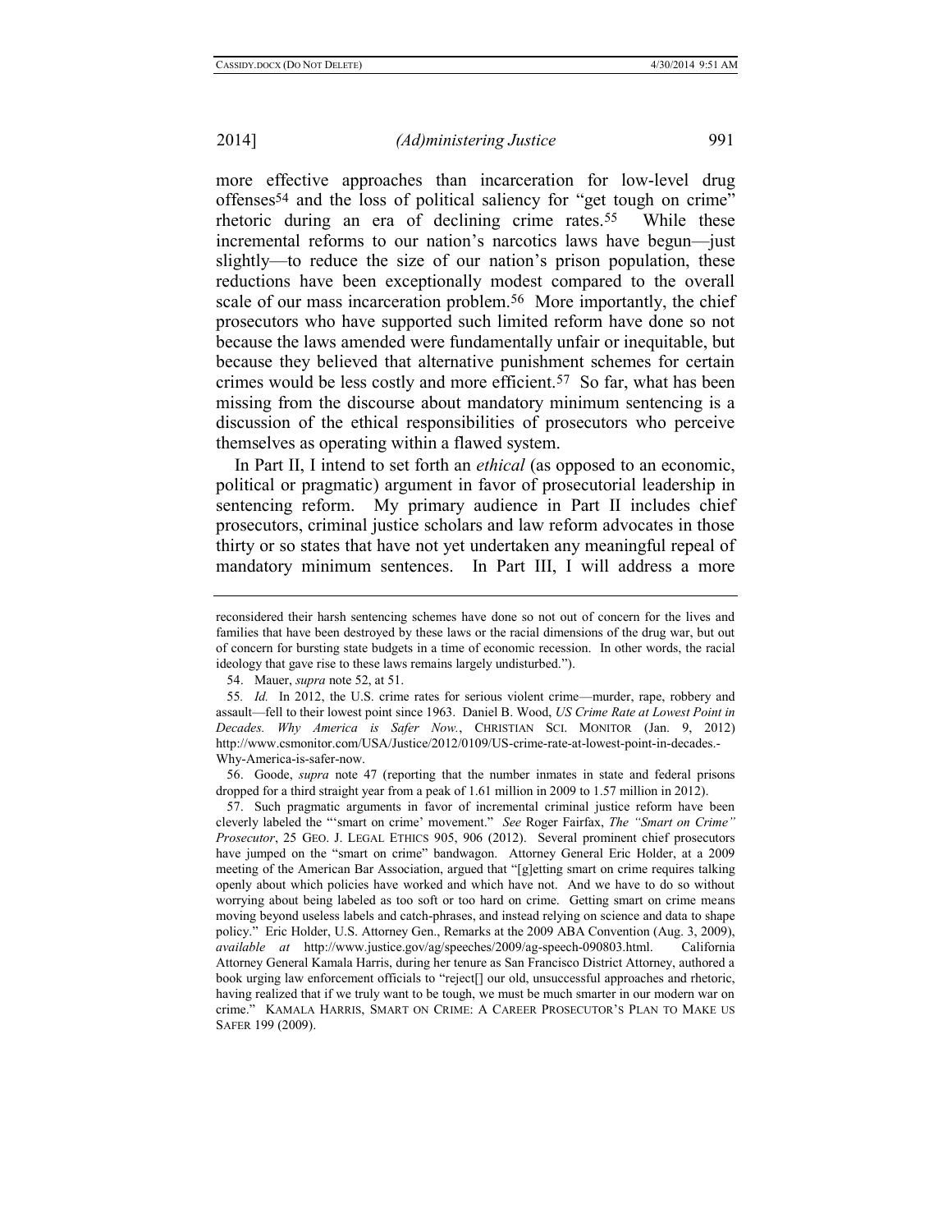more effective approaches than incarceration for low-level drug offenses[54] and the loss of political saliency for "get tough on crime" rhetoric during an era of declining crime rates.[55] While these incremental reforms to our nation's narcotics laws have begun—just slightly—to reduce the size of our nation's prison population, these reductions have been exceptionally modest compared to the overall scale of our mass incarceration problem.[56] More importantly, the chief prosecutors who have supported such limited reform have done so not because the laws amended were fundamentally unfair or inequitable, but because they believed that alternative punishment schemes for certain crimes would be less costly and more efficient.[57] So far, what has been missing from the discourse about mandatory minimum sentencing is a discussion of the ethical responsibilities of prosecutors who perceive themselves as operating within a flawed system.

In Part II, I intend to set forth an *ethical* (as opposed to an economic, political or pragmatic) argument in favor of prosecutorial leadership in sentencing reform. My primary audience in Part II includes chief prosecutors, criminal justice scholars and law reform advocates in those thirty or so states that have not yet undertaken any meaningful repeal of mandatory minimum sentences. In Part III, I will address a more

---

reconsidered their harsh sentencing schemes have done so not out of concern for the lives and families that have been destroyed by these laws or the racial dimensions of the drug war, but out of concern for bursting state budgets in a time of economic recession. In other words, the racial ideology that gave rise to these laws remains largely undisturbed.").

54. Mauer, *supra* note 52, at 51.

55. *Id.* In 2012, the U.S. crime rates for serious violent crime—murder, rape, robbery and assault—fell to their lowest point since 1963. Daniel B. Wood, *US Crime Rate at Lowest Point in Decades. Why America is Safer Now.*, CHRISTIAN SCI. MONITOR (Jan. 9, 2012) http://www.csmonitor.com/USA/Justice/2012/0109/US-crime-rate-at-lowest-point-in-decades.-Why-America-is-safer-now.

56. Goode, *supra* note 47 (reporting that the number inmates in state and federal prisons dropped for a third straight year from a peak of 1.61 million in 2009 to 1.57 million in 2012).

57. Such pragmatic arguments in favor of incremental criminal justice reform have been cleverly labeled the "'smart on crime' movement." *See* Roger Fairfax, *The "Smart on Crime" Prosecutor*, 25 GEO. J. LEGAL ETHICS 905, 906 (2012). Several prominent chief prosecutors have jumped on the "smart on crime" bandwagon. Attorney General Eric Holder, at a 2009 meeting of the American Bar Association, argued that "[g]etting smart on crime requires talking openly about which policies have worked and which have not. And we have to do so without worrying about being labeled as too soft or too hard on crime. Getting smart on crime means moving beyond useless labels and catch-phrases, and instead relying on science and data to shape policy." Eric Holder, U.S. Attorney Gen., Remarks at the 2009 ABA Convention (Aug. 3, 2009), *available at* http://www.justice.gov/ag/speeches/2009/ag-speech-090803.html. California Attorney General Kamala Harris, during her tenure as San Francisco District Attorney, authored a book urging law enforcement officials to "reject[] our old, unsuccessful approaches and rhetoric, having realized that if we truly want to be tough, we must be much smarter in our modern war on crime." KAMALA HARRIS, SMART ON CRIME: A CAREER PROSECUTOR'S PLAN TO MAKE US SAFER 199 (2009).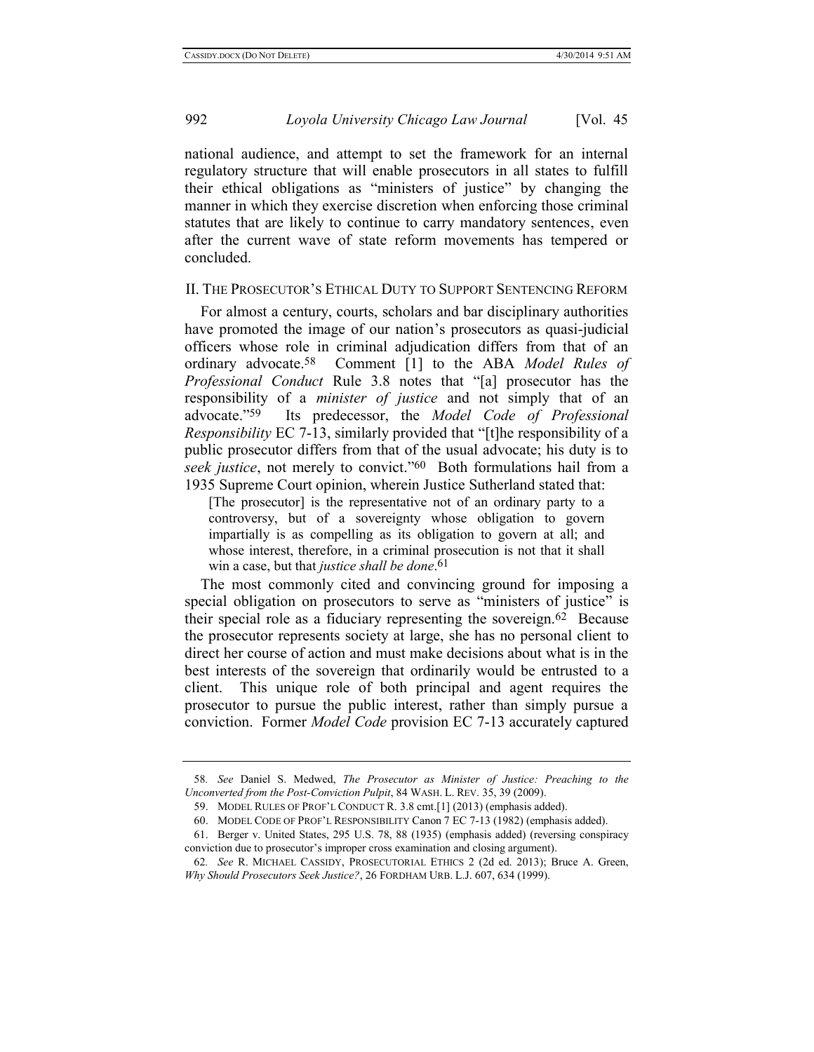national audience, and attempt to set the framework for an internal regulatory structure that will enable prosecutors in all states to fulfill their ethical obligations as "ministers of justice" by changing the manner in which they exercise discretion when enforcing those criminal statutes that are likely to continue to carry mandatory sentences, even after the current wave of state reform movements has tempered or concluded.

## II. The Prosecutor's Ethical Duty to Support Sentencing Reform

For almost a century, courts, scholars and bar disciplinary authorities have promoted the image of our nation's prosecutors as quasi-judicial officers whose role in criminal adjudication differs from that of an ordinary advocate.[58] Comment [1] to the ABA *Model Rules of Professional Conduct* Rule 3.8 notes that "[a] prosecutor has the responsibility of a *minister of justice* and not simply that of an advocate."[59] Its predecessor, the *Model Code of Professional Responsibility* EC 7-13, similarly provided that "[t]he responsibility of a public prosecutor differs from that of the usual advocate; his duty is to *seek justice*, not merely to convict."[60] Both formulations hail from a 1935 Supreme Court opinion, wherein Justice Sutherland stated that:

> [The prosecutor] is the representative not of an ordinary party to a controversy, but of a sovereignty whose obligation to govern impartially is as compelling as its obligation to govern at all; and whose interest, therefore, in a criminal prosecution is not that it shall win a case, but that *justice shall be done*.[61]

The most commonly cited and convincing ground for imposing a special obligation on prosecutors to serve as "ministers of justice" is their special role as a fiduciary representing the sovereign.[62] Because the prosecutor represents society at large, she has no personal client to direct her course of action and must make decisions about what is in the best interests of the sovereign that ordinarily would be entrusted to a client. This unique role of both principal and agent requires the prosecutor to pursue the public interest, rather than simply pursue a conviction. Former *Model Code* provision EC 7-13 accurately captured

---

58. *See* Daniel S. Medwed, *The Prosecutor as Minister of Justice: Preaching to the Unconverted from the Post-Conviction Pulpit*, 84 WASH. L. REV. 35, 39 (2009).

59. MODEL RULES OF PROF'L CONDUCT R. 3.8 cmt.[1] (2013) (emphasis added).

60. MODEL CODE OF PROF'L RESPONSIBILITY Canon 7 EC 7-13 (1982) (emphasis added).

61. Berger v. United States, 295 U.S. 78, 88 (1935) (emphasis added) (reversing conspiracy conviction due to prosecutor's improper cross examination and closing argument).

62. *See* R. MICHAEL CASSIDY, PROSECUTORIAL ETHICS 2 (2d ed. 2013); Bruce A. Green, *Why Should Prosecutors Seek Justice?*, 26 FORDHAM URB. L.J. 607, 634 (1999).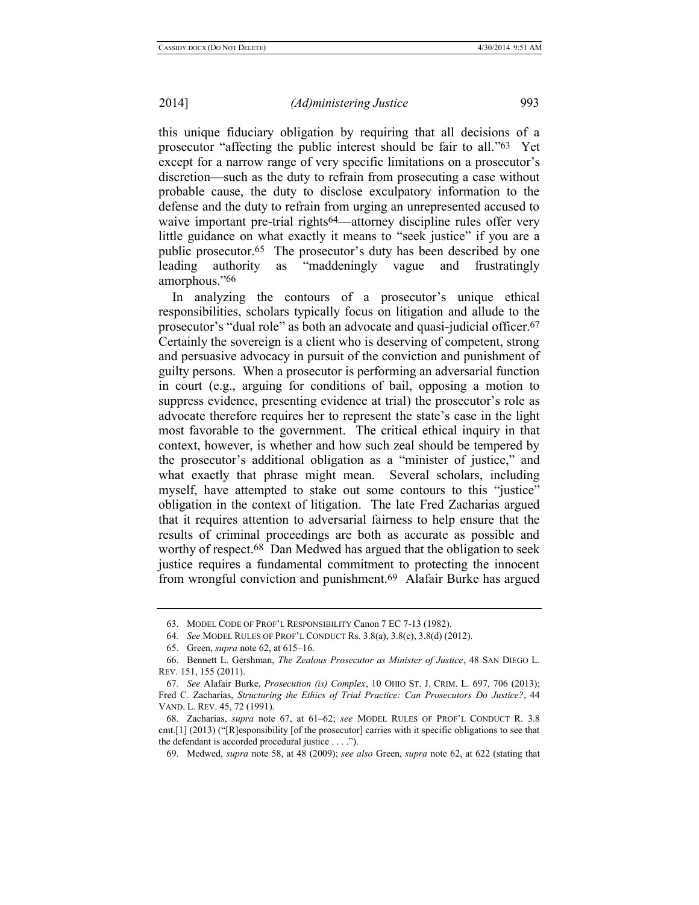this unique fiduciary obligation by requiring that all decisions of a prosecutor "affecting the public interest should be fair to all."[63] Yet except for a narrow range of very specific limitations on a prosecutor's discretion—such as the duty to refrain from prosecuting a case without probable cause, the duty to disclose exculpatory information to the defense and the duty to refrain from urging an unrepresented accused to waive important pre-trial rights[64]—attorney discipline rules offer very little guidance on what exactly it means to "seek justice" if you are a public prosecutor.[65] The prosecutor's duty has been described by one leading authority as "maddeningly vague and frustratingly amorphous."[66]

In analyzing the contours of a prosecutor's unique ethical responsibilities, scholars typically focus on litigation and allude to the prosecutor's "dual role" as both an advocate and quasi-judicial officer.[67] Certainly the sovereign is a client who is deserving of competent, strong and persuasive advocacy in pursuit of the conviction and punishment of guilty persons. When a prosecutor is performing an adversarial function in court (e.g., arguing for conditions of bail, opposing a motion to suppress evidence, presenting evidence at trial) the prosecutor's role as advocate therefore requires her to represent the state's case in the light most favorable to the government. The critical ethical inquiry in that context, however, is whether and how such zeal should be tempered by the prosecutor's additional obligation as a "minister of justice," and what exactly that phrase might mean. Several scholars, including myself, have attempted to stake out some contours to this "justice" obligation in the context of litigation. The late Fred Zacharias argued that it requires attention to adversarial fairness to help ensure that the results of criminal proceedings are both as accurate as possible and worthy of respect.[68] Dan Medwed has argued that the obligation to seek justice requires a fundamental commitment to protecting the innocent from wrongful conviction and punishment.[69] Alafair Burke has argued

---

63. MODEL CODE OF PROF'L RESPONSIBILITY Canon 7 EC 7-13 (1982).

64. *See* MODEL RULES OF PROF'L CONDUCT Rs. 3.8(a), 3.8(c), 3.8(d) (2012).

65. Green, *supra* note 62, at 615–16.

66. Bennett L. Gershman, *The Zealous Prosecutor as Minister of Justice*, 48 SAN DIEGO L. REV. 151, 155 (2011).

67. *See* Alafair Burke, *Prosecution (is) Complex*, 10 OHIO ST. J. CRIM. L. 697, 706 (2013); Fred C. Zacharias, *Structuring the Ethics of Trial Practice: Can Prosecutors Do Justice?*, 44 VAND. L. REV. 45, 72 (1991).

68. Zacharias, *supra* note 67, at 61–62; *see* MODEL RULES OF PROF'L CONDUCT R. 3.8 cmt.[1] (2013) ("[R]esponsibility [of the prosecutor] carries with it specific obligations to see that the defendant is accorded procedural justice . . . .").

69. Medwed, *supra* note 58, at 48 (2009); *see also* Green, *supra* note 62, at 622 (stating that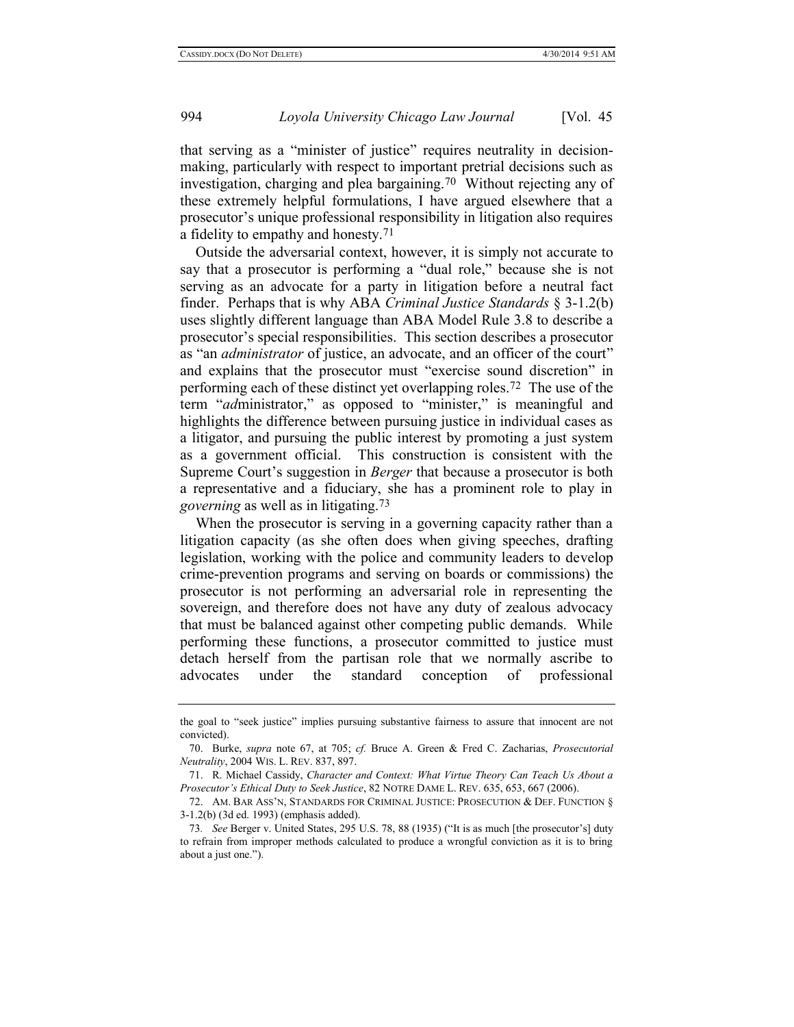that serving as a "minister of justice" requires neutrality in decision-making, particularly with respect to important pretrial decisions such as investigation, charging and plea bargaining.[70] Without rejecting any of these extremely helpful formulations, I have argued elsewhere that a prosecutor's unique professional responsibility in litigation also requires a fidelity to empathy and honesty.[71]

Outside the adversarial context, however, it is simply not accurate to say that a prosecutor is performing a "dual role," because she is not serving as an advocate for a party in litigation before a neutral fact finder. Perhaps that is why ABA *Criminal Justice Standards* § 3-1.2(b) uses slightly different language than ABA Model Rule 3.8 to describe a prosecutor's special responsibilities. This section describes a prosecutor as "an *administrator* of justice, an advocate, and an officer of the court" and explains that the prosecutor must "exercise sound discretion" in performing each of these distinct yet overlapping roles.[72] The use of the term "*ad*ministrator," as opposed to "minister," is meaningful and highlights the difference between pursuing justice in individual cases as a litigator, and pursuing the public interest by promoting a just system as a government official. This construction is consistent with the Supreme Court's suggestion in *Berger* that because a prosecutor is both a representative and a fiduciary, she has a prominent role to play in *governing* as well as in litigating.[73]

When the prosecutor is serving in a governing capacity rather than a litigation capacity (as she often does when giving speeches, drafting legislation, working with the police and community leaders to develop crime-prevention programs and serving on boards or commissions) the prosecutor is not performing an adversarial role in representing the sovereign, and therefore does not have any duty of zealous advocacy that must be balanced against other competing public demands. While performing these functions, a prosecutor committed to justice must detach herself from the partisan role that we normally ascribe to advocates under the standard conception of professional

---

the goal to "seek justice" implies pursuing substantive fairness to assure that innocent are not convicted).

70. Burke, *supra* note 67, at 705; *cf.* Bruce A. Green & Fred C. Zacharias, *Prosecutorial Neutrality*, 2004 WIS. L. REV. 837, 897.

71. R. Michael Cassidy, *Character and Context: What Virtue Theory Can Teach Us About a Prosecutor's Ethical Duty to Seek Justice*, 82 NOTRE DAME L. REV. 635, 653, 667 (2006).

72. AM. BAR ASS'N, STANDARDS FOR CRIMINAL JUSTICE: PROSECUTION & DEF. FUNCTION § 3-1.2(b) (3d ed. 1993) (emphasis added).

73. *See* Berger v. United States, 295 U.S. 78, 88 (1935) ("It is as much [the prosecutor's] duty to refrain from improper methods calculated to produce a wrongful conviction as it is to bring about a just one.").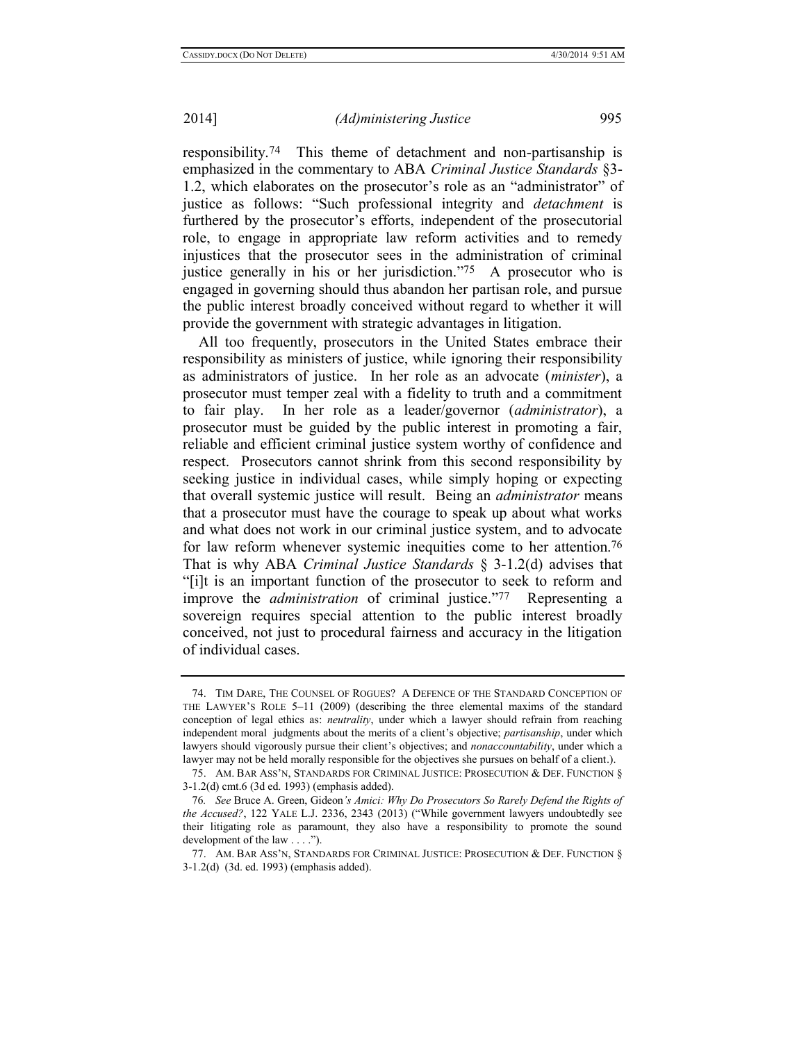responsibility.[74] This theme of detachment and non-partisanship is emphasized in the commentary to ABA *Criminal Justice Standards* §3-1.2, which elaborates on the prosecutor's role as an "administrator" of justice as follows: "Such professional integrity and *detachment* is furthered by the prosecutor's efforts, independent of the prosecutorial role, to engage in appropriate law reform activities and to remedy injustices that the prosecutor sees in the administration of criminal justice generally in his or her jurisdiction."[75] A prosecutor who is engaged in governing should thus abandon her partisan role, and pursue the public interest broadly conceived without regard to whether it will provide the government with strategic advantages in litigation.

All too frequently, prosecutors in the United States embrace their responsibility as ministers of justice, while ignoring their responsibility as administrators of justice. In her role as an advocate (*minister*), a prosecutor must temper zeal with a fidelity to truth and a commitment to fair play. In her role as a leader/governor (*administrator*), a prosecutor must be guided by the public interest in promoting a fair, reliable and efficient criminal justice system worthy of confidence and respect. Prosecutors cannot shrink from this second responsibility by seeking justice in individual cases, while simply hoping or expecting that overall systemic justice will result. Being an *administrator* means that a prosecutor must have the courage to speak up about what works and what does not work in our criminal justice system, and to advocate for law reform whenever systemic inequities come to her attention.[76] That is why ABA *Criminal Justice Standards* § 3-1.2(d) advises that "[i]t is an important function of the prosecutor to seek to reform and improve the *administration* of criminal justice."[77] Representing a sovereign requires special attention to the public interest broadly conceived, not just to procedural fairness and accuracy in the litigation of individual cases.

---

74. TIM DARE, THE COUNSEL OF ROGUES? A DEFENCE OF THE STANDARD CONCEPTION OF THE LAWYER'S ROLE 5–11 (2009) (describing the three elemental maxims of the standard conception of legal ethics as: *neutrality*, under which a lawyer should refrain from reaching independent moral judgments about the merits of a client's objective; *partisanship*, under which lawyers should vigorously pursue their client's objectives; and *nonaccountability*, under which a lawyer may not be held morally responsible for the objectives she pursues on behalf of a client.).

75. AM. BAR ASS'N, STANDARDS FOR CRIMINAL JUSTICE: PROSECUTION & DEF. FUNCTION § 3-1.2(d) cmt.6 (3d ed. 1993) (emphasis added).

76. *See* Bruce A. Green, Gideon*'s Amici: Why Do Prosecutors So Rarely Defend the Rights of the Accused?*, 122 YALE L.J. 2336, 2343 (2013) ("While government lawyers undoubtedly see their litigating role as paramount, they also have a responsibility to promote the sound development of the law . . . .").

77. AM. BAR ASS'N, STANDARDS FOR CRIMINAL JUSTICE: PROSECUTION & DEF. FUNCTION § 3-1.2(d) (3d. ed. 1993) (emphasis added).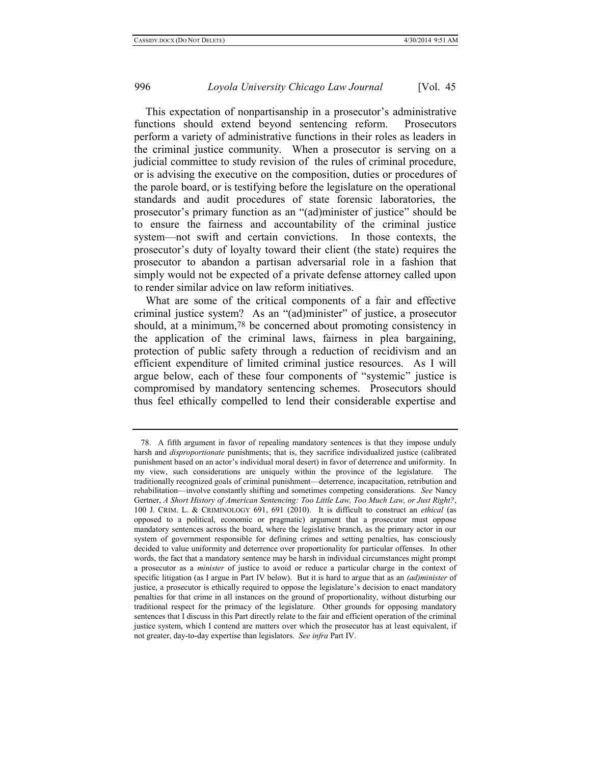This expectation of nonpartisanship in a prosecutor's administrative functions should extend beyond sentencing reform. Prosecutors perform a variety of administrative functions in their roles as leaders in the criminal justice community. When a prosecutor is serving on a judicial committee to study revision of the rules of criminal procedure, or is advising the executive on the composition, duties or procedures of the parole board, or is testifying before the legislature on the operational standards and audit procedures of state forensic laboratories, the prosecutor's primary function as an "(ad)minister of justice" should be to ensure the fairness and accountability of the criminal justice system—not swift and certain convictions. In those contexts, the prosecutor's duty of loyalty toward their client (the state) requires the prosecutor to abandon a partisan adversarial role in a fashion that simply would not be expected of a private defense attorney called upon to render similar advice on law reform initiatives.

What are some of the critical components of a fair and effective criminal justice system? As an "(ad)minister" of justice, a prosecutor should, at a minimum,[78] be concerned about promoting consistency in the application of the criminal laws, fairness in plea bargaining, protection of public safety through a reduction of recidivism and an efficient expenditure of limited criminal justice resources. As I will argue below, each of these four components of "systemic" justice is compromised by mandatory sentencing schemes. Prosecutors should thus feel ethically compelled to lend their considerable expertise and

---

78. A fifth argument in favor of repealing mandatory sentences is that they impose unduly harsh and *disproportionate* punishments; that is, they sacrifice individualized justice (calibrated punishment based on an actor's individual moral desert) in favor of deterrence and uniformity. In my view, such considerations are uniquely within the province of the legislature. The traditionally recognized goals of criminal punishment—deterrence, incapacitation, retribution and rehabilitation—involve constantly shifting and sometimes competing considerations. *See* Nancy Gertner, *A Short History of American Sentencing: Too Little Law, Too Much Law, or Just Right?*, 100 J. CRIM. L. & CRIMINOLOGY 691, 691 (2010). It is difficult to construct an *ethical* (as opposed to a political, economic or pragmatic) argument that a prosecutor must oppose mandatory sentences across the board, where the legislative branch, as the primary actor in our system of government responsible for defining crimes and setting penalties, has consciously decided to value uniformity and deterrence over proportionality for particular offenses. In other words, the fact that a mandatory sentence may be harsh in individual circumstances might prompt a prosecutor as a *minister* of justice to avoid or reduce a particular charge in the context of specific litigation (as I argue in Part IV below). But it is hard to argue that as an *(ad)minister* of justice, a prosecutor is ethically required to oppose the legislature's decision to enact mandatory penalties for that crime in all instances on the ground of proportionality, without disturbing our traditional respect for the primacy of the legislature. Other grounds for opposing mandatory sentences that I discuss in this Part directly relate to the fair and efficient operation of the criminal justice system, which I contend are matters over which the prosecutor has at least equivalent, if not greater, day-to-day expertise than legislators. *See infra* Part IV.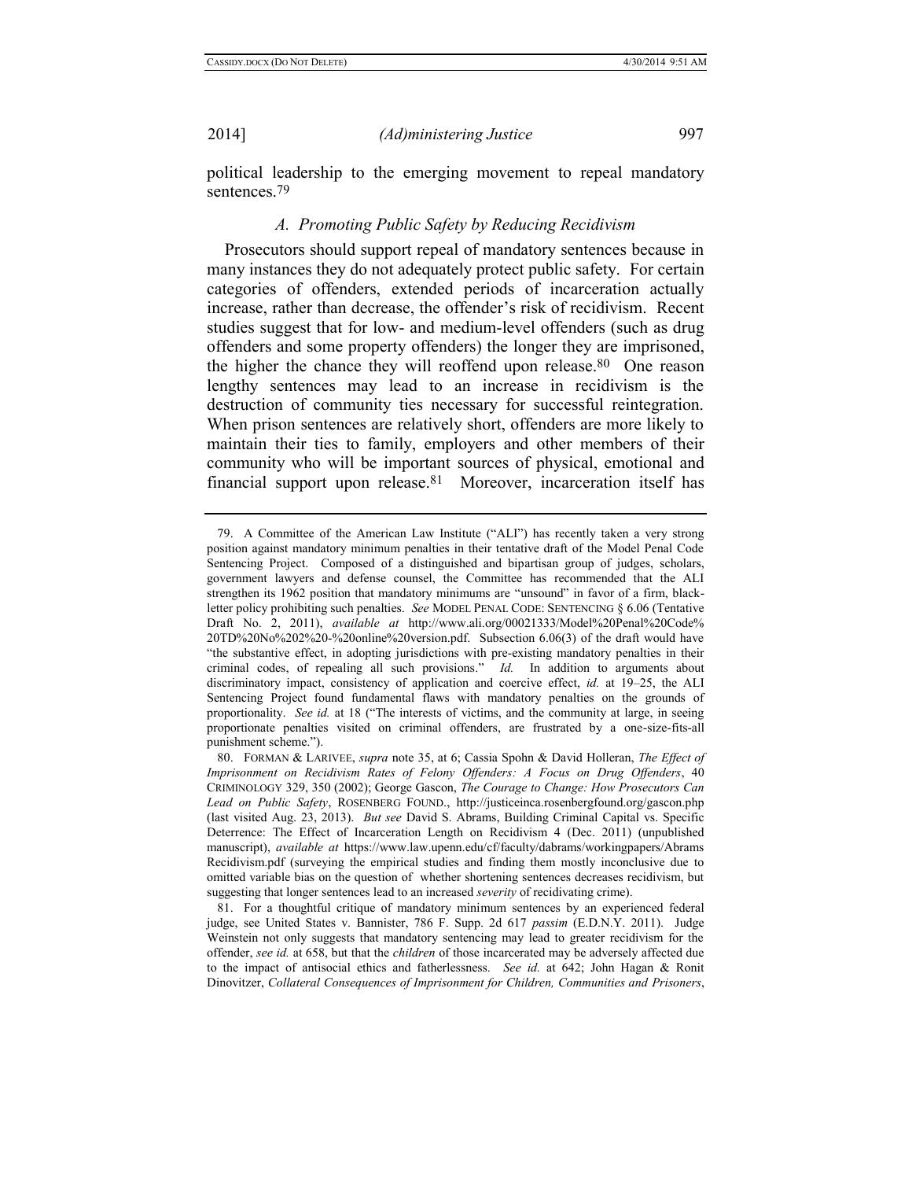political leadership to the emerging movement to repeal mandatory sentences.[79]

### A. Promoting Public Safety by Reducing Recidivism

Prosecutors should support repeal of mandatory sentences because in many instances they do not adequately protect public safety. For certain categories of offenders, extended periods of incarceration actually increase, rather than decrease, the offender's risk of recidivism. Recent studies suggest that for low- and medium-level offenders (such as drug offenders and some property offenders) the longer they are imprisoned, the higher the chance they will reoffend upon release.[80] One reason lengthy sentences may lead to an increase in recidivism is the destruction of community ties necessary for successful reintegration. When prison sentences are relatively short, offenders are more likely to maintain their ties to family, employers and other members of their community who will be important sources of physical, emotional and financial support upon release.[81] Moreover, incarceration itself has

---

79. A Committee of the American Law Institute ("ALI") has recently taken a very strong position against mandatory minimum penalties in their tentative draft of the Model Penal Code Sentencing Project. Composed of a distinguished and bipartisan group of judges, scholars, government lawyers and defense counsel, the Committee has recommended that the ALI strengthen its 1962 position that mandatory minimums are "unsound" in favor of a firm, black-letter policy prohibiting such penalties. *See* MODEL PENAL CODE: SENTENCING § 6.06 (Tentative Draft No. 2, 2011), *available at* http://www.ali.org/00021333/Model%20Penal%20Code%20TD%20No%202%20-%20online%20version.pdf. Subsection 6.06(3) of the draft would have "the substantive effect, in adopting jurisdictions with pre-existing mandatory penalties in their criminal codes, of repealing all such provisions." *Id.* In addition to arguments about discriminatory impact, consistency of application and coercive effect, *id.* at 19–25, the ALI Sentencing Project found fundamental flaws with mandatory penalties on the grounds of proportionality. *See id.* at 18 ("The interests of victims, and the community at large, in seeing proportionate penalties visited on criminal offenders, are frustrated by a one-size-fits-all punishment scheme.").

80. FORMAN & LARIVEE, *supra* note 35, at 6; Cassia Spohn & David Holleran, *The Effect of Imprisonment on Recidivism Rates of Felony Offenders: A Focus on Drug Offenders*, 40 CRIMINOLOGY 329, 350 (2002); George Gascon, *The Courage to Change: How Prosecutors Can Lead on Public Safety*, ROSENBERG FOUND., http://justiceinca.rosenbergfound.org/gascon.php (last visited Aug. 23, 2013). *But see* David S. Abrams, Building Criminal Capital vs. Specific Deterrence: The Effect of Incarceration Length on Recidivism 4 (Dec. 2011) (unpublished manuscript), *available at* https://www.law.upenn.edu/cf/faculty/dabrams/workingpapers/AbramsRecidivism.pdf (surveying the empirical studies and finding them mostly inconclusive due to omitted variable bias on the question of whether shortening sentences decreases recidivism, but suggesting that longer sentences lead to an increased *severity* of recidivating crime).

81. For a thoughtful critique of mandatory minimum sentences by an experienced federal judge, see United States v. Bannister, 786 F. Supp. 2d 617 *passim* (E.D.N.Y. 2011). Judge Weinstein not only suggests that mandatory sentencing may lead to greater recidivism for the offender, *see id.* at 658, but that the *children* of those incarcerated may be adversely affected due to the impact of antisocial ethics and fatherlessness. *See id.* at 642; John Hagan & Ronit Dinovitzer, *Collateral Consequences of Imprisonment for Children, Communities and Prisoners*,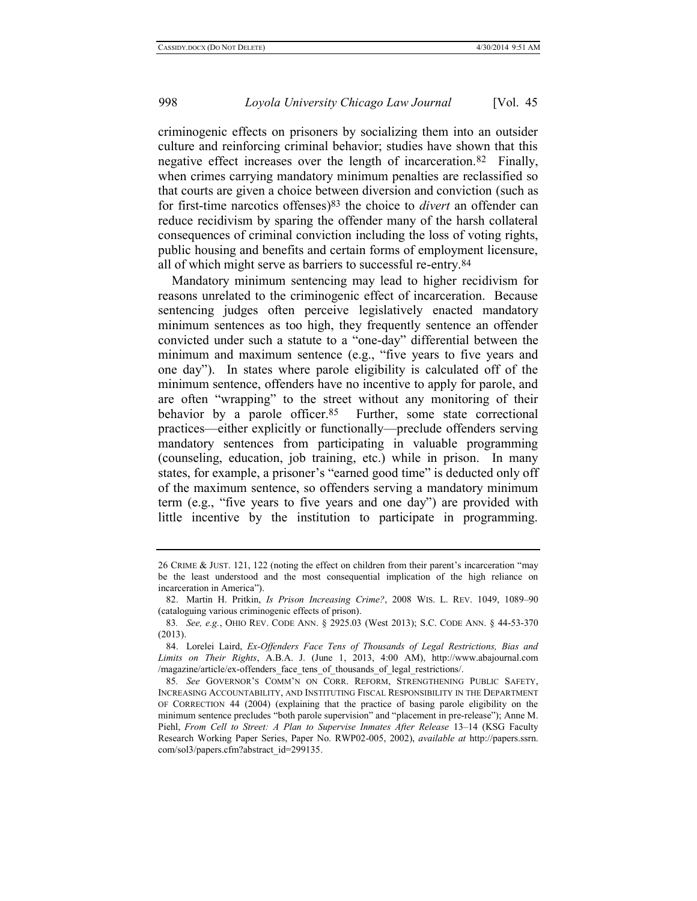criminogenic effects on prisoners by socializing them into an outsider culture and reinforcing criminal behavior; studies have shown that this negative effect increases over the length of incarceration.[82] Finally, when crimes carrying mandatory minimum penalties are reclassified so that courts are given a choice between diversion and conviction (such as for first-time narcotics offenses)[83] the choice to *divert* an offender can reduce recidivism by sparing the offender many of the harsh collateral consequences of criminal conviction including the loss of voting rights, public housing and benefits and certain forms of employment licensure, all of which might serve as barriers to successful re-entry.[84]

Mandatory minimum sentencing may lead to higher recidivism for reasons unrelated to the criminogenic effect of incarceration. Because sentencing judges often perceive legislatively enacted mandatory minimum sentences as too high, they frequently sentence an offender convicted under such a statute to a "one-day" differential between the minimum and maximum sentence (e.g., "five years to five years and one day"). In states where parole eligibility is calculated off of the minimum sentence, offenders have no incentive to apply for parole, and are often "wrapping" to the street without any monitoring of their behavior by a parole officer.[85] Further, some state correctional practices—either explicitly or functionally—preclude offenders serving mandatory sentences from participating in valuable programming (counseling, education, job training, etc.) while in prison. In many states, for example, a prisoner's "earned good time" is deducted only off of the maximum sentence, so offenders serving a mandatory minimum term (e.g., "five years to five years and one day") are provided with little incentive by the institution to participate in programming.

---

26 CRIME & JUST. 121, 122 (noting the effect on children from their parent's incarceration "may be the least understood and the most consequential implication of the high reliance on incarceration in America").

82. Martin H. Pritkin, *Is Prison Increasing Crime?*, 2008 WIS. L. REV. 1049, 1089–90 (cataloguing various criminogenic effects of prison).

83. *See, e.g.*, OHIO REV. CODE ANN. § 2925.03 (West 2013); S.C. CODE ANN. § 44-53-370 (2013).

84. Lorelei Laird, *Ex-Offenders Face Tens of Thousands of Legal Restrictions, Bias and Limits on Their Rights*, A.B.A. J. (June 1, 2013, 4:00 AM), http://www.abajournal.com/magazine/article/ex-offenders_face_tens_of_thousands_of_legal_restrictions/.

85. *See* GOVERNOR'S COMM'N ON CORR. REFORM, STRENGTHENING PUBLIC SAFETY, INCREASING ACCOUNTABILITY, AND INSTITUTING FISCAL RESPONSIBILITY IN THE DEPARTMENT OF CORRECTION 44 (2004) (explaining that the practice of basing parole eligibility on the minimum sentence precludes "both parole supervision" and "placement in pre-release"); Anne M. Piehl, *From Cell to Street: A Plan to Supervise Inmates After Release* 13–14 (KSG Faculty Research Working Paper Series, Paper No. RWP02-005, 2002), *available at* http://papers.ssrn.com/sol3/papers.cfm?abstract_id=299135.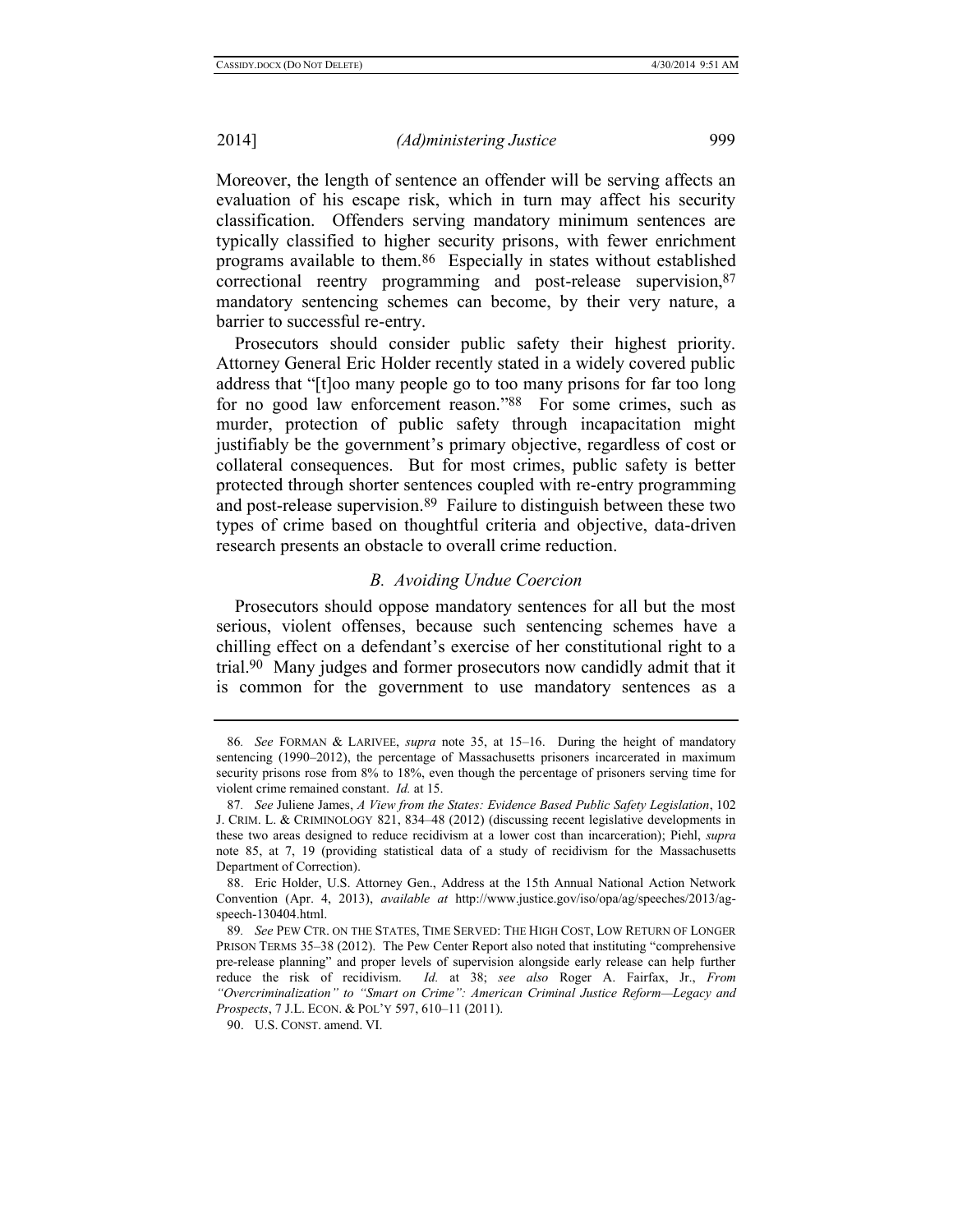Moreover, the length of sentence an offender will be serving affects an evaluation of his escape risk, which in turn may affect his security classification. Offenders serving mandatory minimum sentences are typically classified to higher security prisons, with fewer enrichment programs available to them.[86] Especially in states without established correctional reentry programming and post-release supervision,[87] mandatory sentencing schemes can become, by their very nature, a barrier to successful re-entry.

Prosecutors should consider public safety their highest priority. Attorney General Eric Holder recently stated in a widely covered public address that "[t]oo many people go to too many prisons for far too long for no good law enforcement reason."[88] For some crimes, such as murder, protection of public safety through incapacitation might justifiably be the government's primary objective, regardless of cost or collateral consequences. But for most crimes, public safety is better protected through shorter sentences coupled with re-entry programming and post-release supervision.[89] Failure to distinguish between these two types of crime based on thoughtful criteria and objective, data-driven research presents an obstacle to overall crime reduction.

### *B. Avoiding Undue Coercion*

Prosecutors should oppose mandatory sentences for all but the most serious, violent offenses, because such sentencing schemes have a chilling effect on a defendant's exercise of her constitutional right to a trial.[90] Many judges and former prosecutors now candidly admit that it is common for the government to use mandatory sentences as a

---

86. *See* FORMAN & LARIVEE, *supra* note 35, at 15–16. During the height of mandatory sentencing (1990–2012), the percentage of Massachusetts prisoners incarcerated in maximum security prisons rose from 8% to 18%, even though the percentage of prisoners serving time for violent crime remained constant. *Id.* at 15.

87. *See* Juliene James, *A View from the States: Evidence Based Public Safety Legislation*, 102 J. CRIM. L. & CRIMINOLOGY 821, 834–48 (2012) (discussing recent legislative developments in these two areas designed to reduce recidivism at a lower cost than incarceration); Piehl, *supra* note 85, at 7, 19 (providing statistical data of a study of recidivism for the Massachusetts Department of Correction).

88. Eric Holder, U.S. Attorney Gen., Address at the 15th Annual National Action Network Convention (Apr. 4, 2013), *available at* http://www.justice.gov/iso/opa/ag/speeches/2013/ag-speech-130404.html.

89. *See* PEW CTR. ON THE STATES, TIME SERVED: THE HIGH COST, LOW RETURN OF LONGER PRISON TERMS 35–38 (2012). The Pew Center Report also noted that instituting "comprehensive pre-release planning" and proper levels of supervision alongside early release can help further reduce the risk of recidivism. *Id.* at 38; *see also* Roger A. Fairfax, Jr., *From "Overcriminalization" to "Smart on Crime": American Criminal Justice Reform—Legacy and Prospects*, 7 J.L. ECON. & POL'Y 597, 610–11 (2011).

90. U.S. CONST. amend. VI.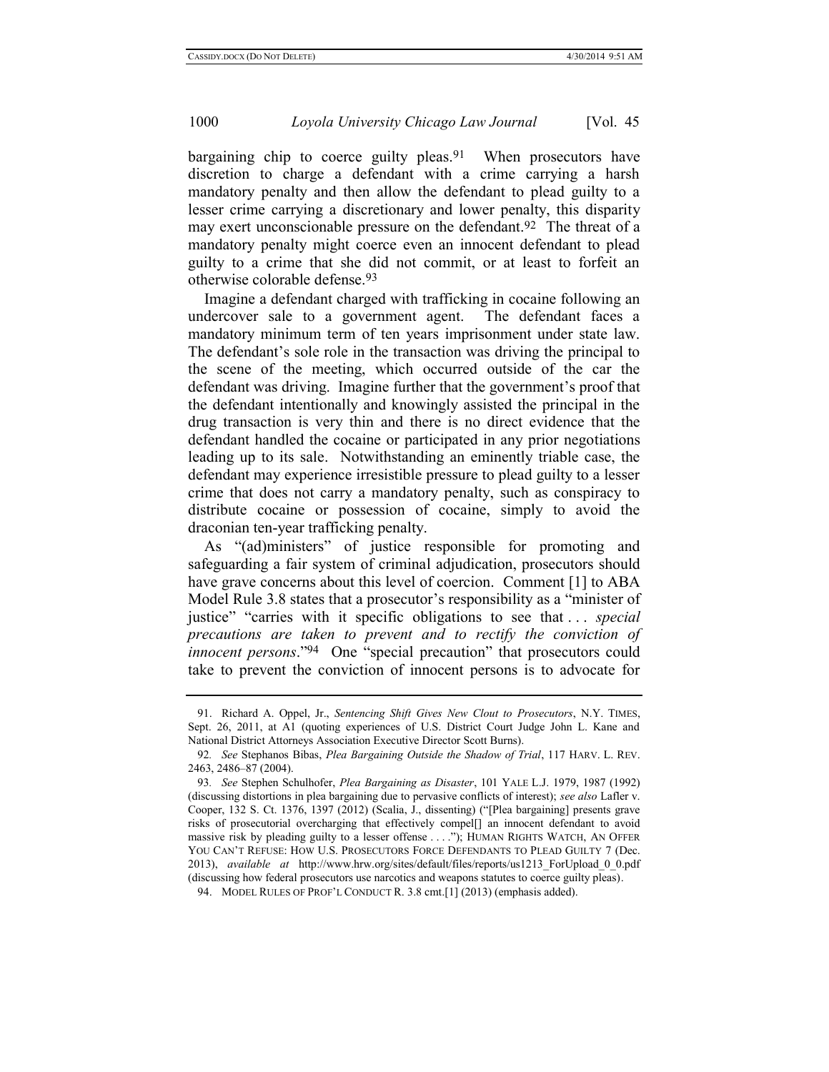bargaining chip to coerce guilty pleas.[91] When prosecutors have discretion to charge a defendant with a crime carrying a harsh mandatory penalty and then allow the defendant to plead guilty to a lesser crime carrying a discretionary and lower penalty, this disparity may exert unconscionable pressure on the defendant.[92] The threat of a mandatory penalty might coerce even an innocent defendant to plead guilty to a crime that she did not commit, or at least to forfeit an otherwise colorable defense.[93]

Imagine a defendant charged with trafficking in cocaine following an undercover sale to a government agent. The defendant faces a mandatory minimum term of ten years imprisonment under state law. The defendant's sole role in the transaction was driving the principal to the scene of the meeting, which occurred outside of the car the defendant was driving. Imagine further that the government's proof that the defendant intentionally and knowingly assisted the principal in the drug transaction is very thin and there is no direct evidence that the defendant handled the cocaine or participated in any prior negotiations leading up to its sale. Notwithstanding an eminently triable case, the defendant may experience irresistible pressure to plead guilty to a lesser crime that does not carry a mandatory penalty, such as conspiracy to distribute cocaine or possession of cocaine, simply to avoid the draconian ten-year trafficking penalty.

As "(ad)ministers" of justice responsible for promoting and safeguarding a fair system of criminal adjudication, prosecutors should have grave concerns about this level of coercion. Comment [1] to ABA Model Rule 3.8 states that a prosecutor's responsibility as a "minister of justice" "carries with it specific obligations to see that . . . *special precautions are taken to prevent and to rectify the conviction of innocent persons*."[94] One "special precaution" that prosecutors could take to prevent the conviction of innocent persons is to advocate for

---

91. Richard A. Oppel, Jr., *Sentencing Shift Gives New Clout to Prosecutors*, N.Y. TIMES, Sept. 26, 2011, at A1 (quoting experiences of U.S. District Court Judge John L. Kane and National District Attorneys Association Executive Director Scott Burns).

92. *See* Stephanos Bibas, *Plea Bargaining Outside the Shadow of Trial*, 117 HARV. L. REV. 2463, 2486–87 (2004).

93. *See* Stephen Schulhofer, *Plea Bargaining as Disaster*, 101 YALE L.J. 1979, 1987 (1992) (discussing distortions in plea bargaining due to pervasive conflicts of interest); *see also* Lafler v. Cooper, 132 S. Ct. 1376, 1397 (2012) (Scalia, J., dissenting) ("[Plea bargaining] presents grave risks of prosecutorial overcharging that effectively compel[] an innocent defendant to avoid massive risk by pleading guilty to a lesser offense . . . ."); HUMAN RIGHTS WATCH, AN OFFER YOU CAN'T REFUSE: HOW U.S. PROSECUTORS FORCE DEFENDANTS TO PLEAD GUILTY 7 (Dec. 2013), *available at* http://www.hrw.org/sites/default/files/reports/us1213_ForUpload_0_0.pdf (discussing how federal prosecutors use narcotics and weapons statutes to coerce guilty pleas).

94. MODEL RULES OF PROF'L CONDUCT R. 3.8 cmt.[1] (2013) (emphasis added).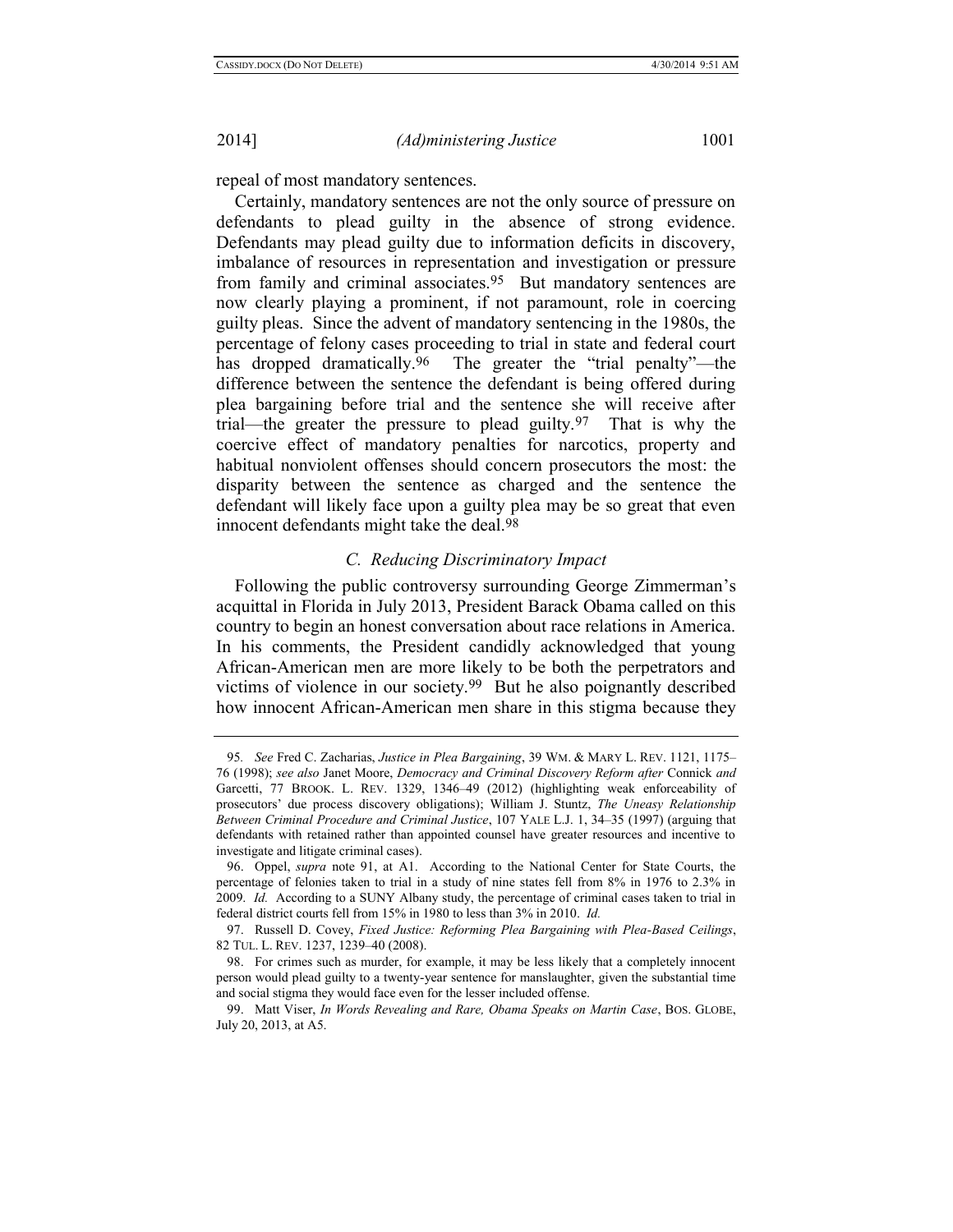repeal of most mandatory sentences.

Certainly, mandatory sentences are not the only source of pressure on defendants to plead guilty in the absence of strong evidence. Defendants may plead guilty due to information deficits in discovery, imbalance of resources in representation and investigation or pressure from family and criminal associates.[95] But mandatory sentences are now clearly playing a prominent, if not paramount, role in coercing guilty pleas. Since the advent of mandatory sentencing in the 1980s, the percentage of felony cases proceeding to trial in state and federal court has dropped dramatically.[96] The greater the "trial penalty"—the difference between the sentence the defendant is being offered during plea bargaining before trial and the sentence she will receive after trial—the greater the pressure to plead guilty.[97] That is why the coercive effect of mandatory penalties for narcotics, property and habitual nonviolent offenses should concern prosecutors the most: the disparity between the sentence as charged and the sentence the defendant will likely face upon a guilty plea may be so great that even innocent defendants might take the deal.[98]

### *C. Reducing Discriminatory Impact*

Following the public controversy surrounding George Zimmerman's acquittal in Florida in July 2013, President Barack Obama called on this country to begin an honest conversation about race relations in America. In his comments, the President candidly acknowledged that young African-American men are more likely to be both the perpetrators and victims of violence in our society.[99] But he also poignantly described how innocent African-American men share in this stigma because they

---

95. *See* Fred C. Zacharias, *Justice in Plea Bargaining*, 39 WM. & MARY L. REV. 1121, 1175–76 (1998); *see also* Janet Moore, *Democracy and Criminal Discovery Reform after* Connick *and* Garcetti, 77 BROOK. L. REV. 1329, 1346–49 (2012) (highlighting weak enforceability of prosecutors' due process discovery obligations); William J. Stuntz, *The Uneasy Relationship Between Criminal Procedure and Criminal Justice*, 107 YALE L.J. 1, 34–35 (1997) (arguing that defendants with retained rather than appointed counsel have greater resources and incentive to investigate and litigate criminal cases).

96. Oppel, *supra* note 91, at A1. According to the National Center for State Courts, the percentage of felonies taken to trial in a study of nine states fell from 8% in 1976 to 2.3% in 2009. *Id.* According to a SUNY Albany study, the percentage of criminal cases taken to trial in federal district courts fell from 15% in 1980 to less than 3% in 2010. *Id.*

97. Russell D. Covey, *Fixed Justice: Reforming Plea Bargaining with Plea-Based Ceilings*, 82 TUL. L. REV. 1237, 1239–40 (2008).

98. For crimes such as murder, for example, it may be less likely that a completely innocent person would plead guilty to a twenty-year sentence for manslaughter, given the substantial time and social stigma they would face even for the lesser included offense.

99. Matt Viser, *In Words Revealing and Rare, Obama Speaks on Martin Case*, BOS. GLOBE, July 20, 2013, at A5.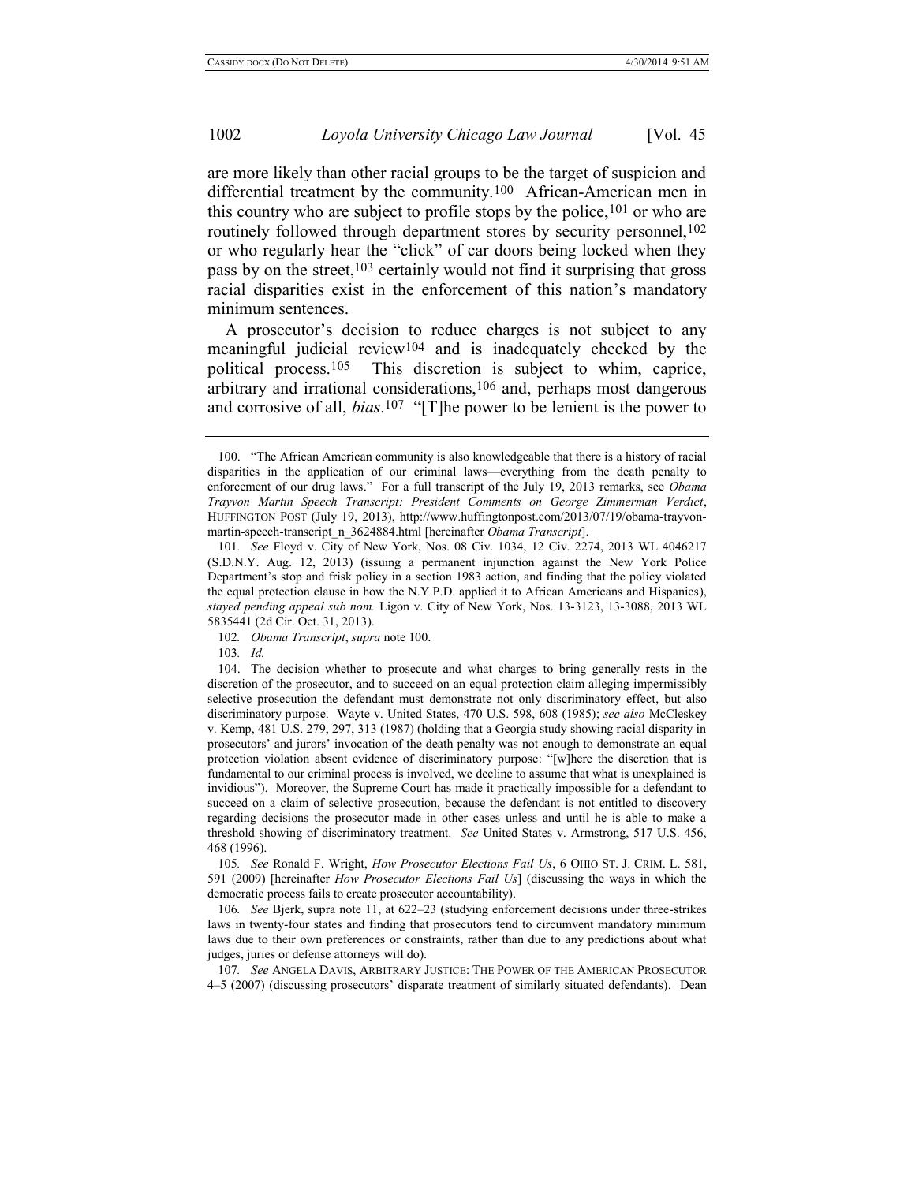are more likely than other racial groups to be the target of suspicion and differential treatment by the community.[100] African-American men in this country who are subject to profile stops by the police,[101] or who are routinely followed through department stores by security personnel,[102] or who regularly hear the "click" of car doors being locked when they pass by on the street,[103] certainly would not find it surprising that gross racial disparities exist in the enforcement of this nation's mandatory minimum sentences.

A prosecutor's decision to reduce charges is not subject to any meaningful judicial review[104] and is inadequately checked by the political process.[105] This discretion is subject to whim, caprice, arbitrary and irrational considerations,[106] and, perhaps most dangerous and corrosive of all, *bias*.[107] "[T]he power to be lenient is the power to

---

100. "The African American community is also knowledgeable that there is a history of racial disparities in the application of our criminal laws—everything from the death penalty to enforcement of our drug laws." For a full transcript of the July 19, 2013 remarks, see *Obama Trayvon Martin Speech Transcript: President Comments on George Zimmerman Verdict*, HUFFINGTON POST (July 19, 2013), http://www.huffingtonpost.com/2013/07/19/obama-trayvon-martin-speech-transcript_n_3624884.html [hereinafter *Obama Transcript*].

101. *See* Floyd v. City of New York, Nos. 08 Civ. 1034, 12 Civ. 2274, 2013 WL 4046217 (S.D.N.Y. Aug. 12, 2013) (issuing a permanent injunction against the New York Police Department's stop and frisk policy in a section 1983 action, and finding that the policy violated the equal protection clause in how the N.Y.P.D. applied it to African Americans and Hispanics), *stayed pending appeal sub nom.* Ligon v. City of New York, Nos. 13-3123, 13-3088, 2013 WL 5835441 (2d Cir. Oct. 31, 2013).

102. *Obama Transcript*, *supra* note 100.

103. *Id.*

104. The decision whether to prosecute and what charges to bring generally rests in the discretion of the prosecutor, and to succeed on an equal protection claim alleging impermissibly selective prosecution the defendant must demonstrate not only discriminatory effect, but also discriminatory purpose. Wayte v. United States, 470 U.S. 598, 608 (1985); *see also* McCleskey v. Kemp, 481 U.S. 279, 297, 313 (1987) (holding that a Georgia study showing racial disparity in prosecutors' and jurors' invocation of the death penalty was not enough to demonstrate an equal protection violation absent evidence of discriminatory purpose: "[w]here the discretion that is fundamental to our criminal process is involved, we decline to assume that what is unexplained is invidious"). Moreover, the Supreme Court has made it practically impossible for a defendant to succeed on a claim of selective prosecution, because the defendant is not entitled to discovery regarding decisions the prosecutor made in other cases unless and until he is able to make a threshold showing of discriminatory treatment. *See* United States v. Armstrong, 517 U.S. 456, 468 (1996).

105. *See* Ronald F. Wright, *How Prosecutor Elections Fail Us*, 6 OHIO ST. J. CRIM. L. 581, 591 (2009) [hereinafter *How Prosecutor Elections Fail Us*] (discussing the ways in which the democratic process fails to create prosecutor accountability).

106. *See* Bjerk, supra note 11, at 622–23 (studying enforcement decisions under three-strikes laws in twenty-four states and finding that prosecutors tend to circumvent mandatory minimum laws due to their own preferences or constraints, rather than due to any predictions about what judges, juries or defense attorneys will do).

107. *See* ANGELA DAVIS, ARBITRARY JUSTICE: THE POWER OF THE AMERICAN PROSECUTOR 4–5 (2007) (discussing prosecutors' disparate treatment of similarly situated defendants). Dean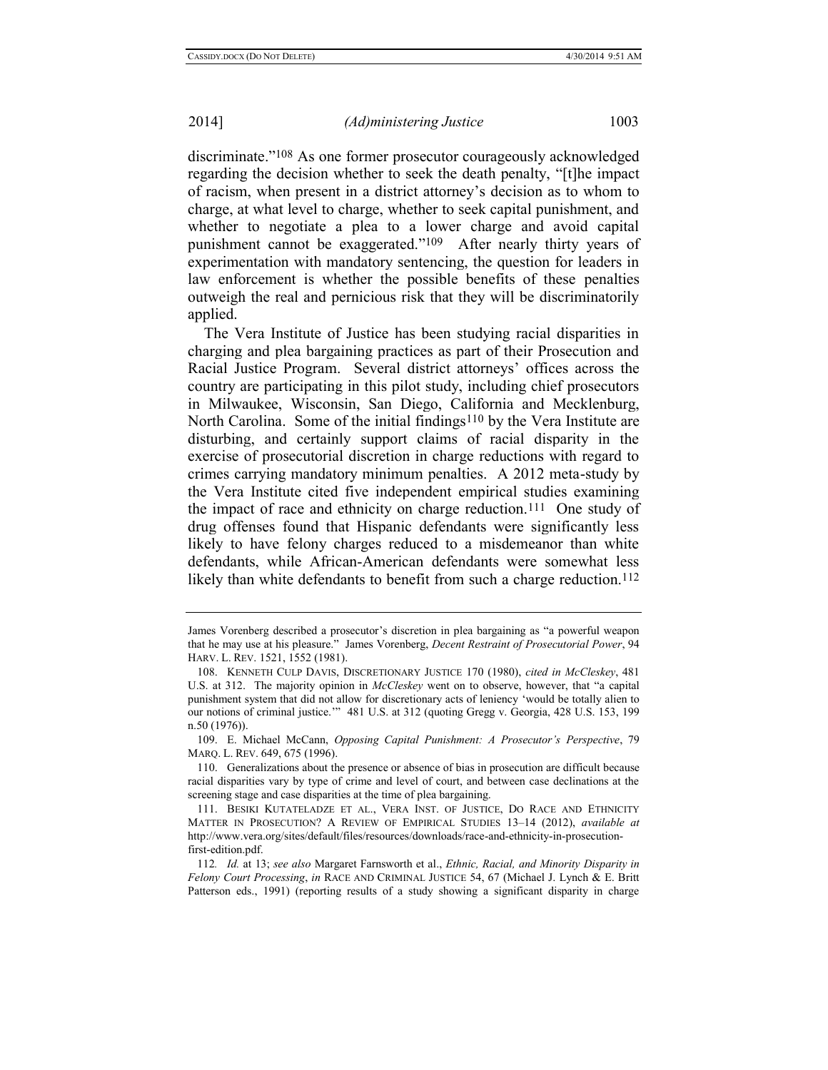discriminate."[108] As one former prosecutor courageously acknowledged regarding the decision whether to seek the death penalty, "[t]he impact of racism, when present in a district attorney's decision as to whom to charge, at what level to charge, whether to seek capital punishment, and whether to negotiate a plea to a lower charge and avoid capital punishment cannot be exaggerated."[109] After nearly thirty years of experimentation with mandatory sentencing, the question for leaders in law enforcement is whether the possible benefits of these penalties outweigh the real and pernicious risk that they will be discriminatorily applied.

The Vera Institute of Justice has been studying racial disparities in charging and plea bargaining practices as part of their Prosecution and Racial Justice Program. Several district attorneys' offices across the country are participating in this pilot study, including chief prosecutors in Milwaukee, Wisconsin, San Diego, California and Mecklenburg, North Carolina. Some of the initial findings[110] by the Vera Institute are disturbing, and certainly support claims of racial disparity in the exercise of prosecutorial discretion in charge reductions with regard to crimes carrying mandatory minimum penalties. A 2012 meta-study by the Vera Institute cited five independent empirical studies examining the impact of race and ethnicity on charge reduction.[111] One study of drug offenses found that Hispanic defendants were significantly less likely to have felony charges reduced to a misdemeanor than white defendants, while African-American defendants were somewhat less likely than white defendants to benefit from such a charge reduction.[112]

---

James Vorenberg described a prosecutor's discretion in plea bargaining as "a powerful weapon that he may use at his pleasure." James Vorenberg, *Decent Restraint of Prosecutorial Power*, 94 HARV. L. REV. 1521, 1552 (1981).

108. KENNETH CULP DAVIS, DISCRETIONARY JUSTICE 170 (1980), *cited in McCleskey*, 481 U.S. at 312. The majority opinion in *McCleskey* went on to observe, however, that "a capital punishment system that did not allow for discretionary acts of leniency 'would be totally alien to our notions of criminal justice.'" 481 U.S. at 312 (quoting Gregg v. Georgia, 428 U.S. 153, 199 n.50 (1976)).

109. E. Michael McCann, *Opposing Capital Punishment: A Prosecutor's Perspective*, 79 MARQ. L. REV. 649, 675 (1996).

110. Generalizations about the presence or absence of bias in prosecution are difficult because racial disparities vary by type of crime and level of court, and between case declinations at the screening stage and case disparities at the time of plea bargaining.

111. BESIKI KUTATELADZE ET AL., VERA INST. OF JUSTICE, DO RACE AND ETHNICITY MATTER IN PROSECUTION? A REVIEW OF EMPIRICAL STUDIES 13–14 (2012), *available at* http://www.vera.org/sites/default/files/resources/downloads/race-and-ethnicity-in-prosecution-first-edition.pdf.

112. *Id.* at 13; *see also* Margaret Farnsworth et al., *Ethnic, Racial, and Minority Disparity in Felony Court Processing*, *in* RACE AND CRIMINAL JUSTICE 54, 67 (Michael J. Lynch & E. Britt Patterson eds., 1991) (reporting results of a study showing a significant disparity in charge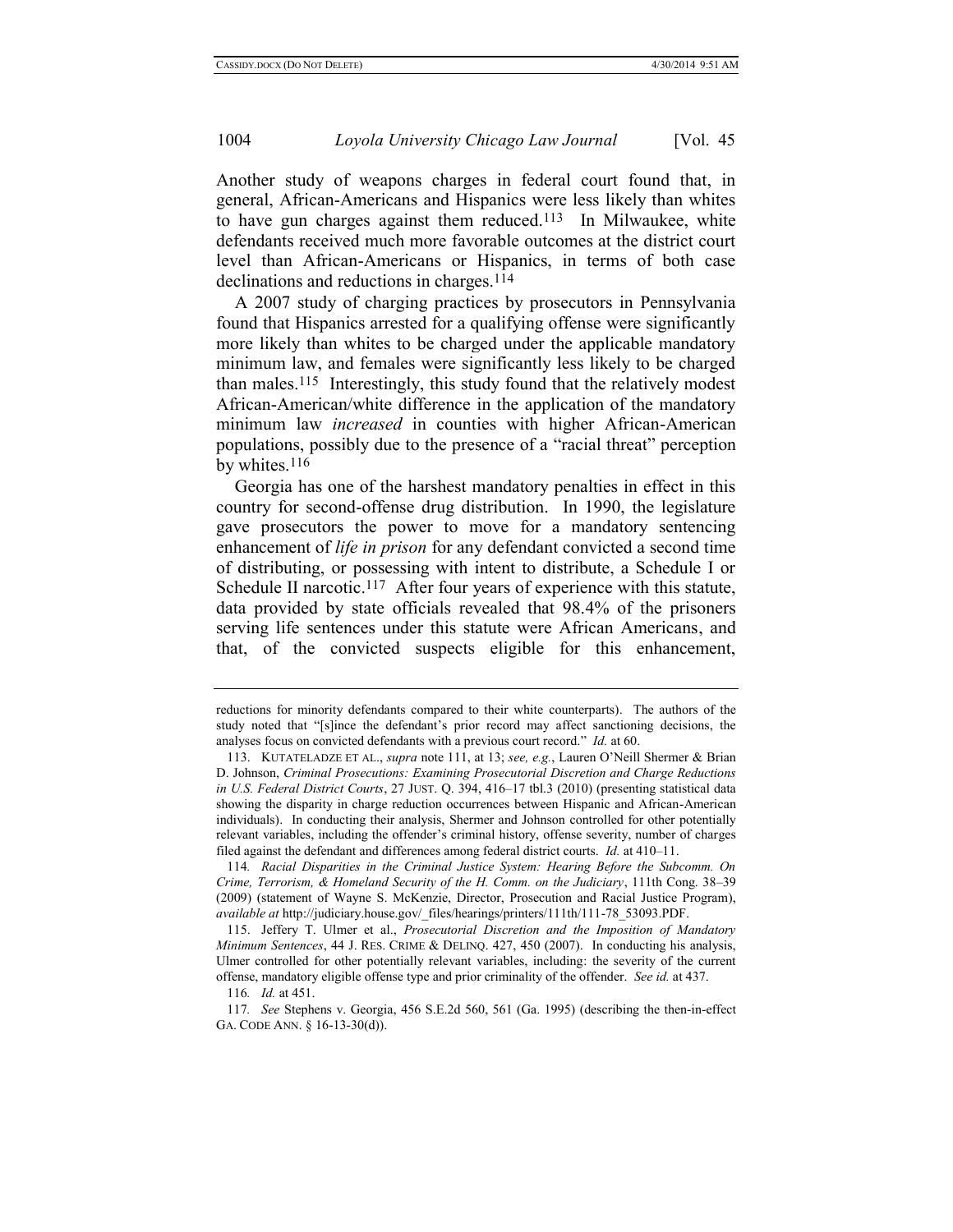Another study of weapons charges in federal court found that, in general, African-Americans and Hispanics were less likely than whites to have gun charges against them reduced.[113] In Milwaukee, white defendants received much more favorable outcomes at the district court level than African-Americans or Hispanics, in terms of both case declinations and reductions in charges.[114]

A 2007 study of charging practices by prosecutors in Pennsylvania found that Hispanics arrested for a qualifying offense were significantly more likely than whites to be charged under the applicable mandatory minimum law, and females were significantly less likely to be charged than males.[115] Interestingly, this study found that the relatively modest African-American/white difference in the application of the mandatory minimum law *increased* in counties with higher African-American populations, possibly due to the presence of a "racial threat" perception by whites.[116]

Georgia has one of the harshest mandatory penalties in effect in this country for second-offense drug distribution. In 1990, the legislature gave prosecutors the power to move for a mandatory sentencing enhancement of *life in prison* for any defendant convicted a second time of distributing, or possessing with intent to distribute, a Schedule I or Schedule II narcotic.[117] After four years of experience with this statute, data provided by state officials revealed that 98.4% of the prisoners serving life sentences under this statute were African Americans, and that, of the convicted suspects eligible for this enhancement,

---

reductions for minority defendants compared to their white counterparts). The authors of the study noted that "[s]ince the defendant's prior record may affect sanctioning decisions, the analyses focus on convicted defendants with a previous court record." *Id.* at 60.

113. KUTATELADZE ET AL., *supra* note 111, at 13; *see, e.g.*, Lauren O'Neill Shermer & Brian D. Johnson, *Criminal Prosecutions: Examining Prosecutorial Discretion and Charge Reductions in U.S. Federal District Courts*, 27 JUST. Q. 394, 416–17 tbl.3 (2010) (presenting statistical data showing the disparity in charge reduction occurrences between Hispanic and African-American individuals). In conducting their analysis, Shermer and Johnson controlled for other potentially relevant variables, including the offender's criminal history, offense severity, number of charges filed against the defendant and differences among federal district courts. *Id.* at 410–11.

114. *Racial Disparities in the Criminal Justice System: Hearing Before the Subcomm. On Crime, Terrorism, & Homeland Security of the H. Comm. on the Judiciary*, 111th Cong. 38–39 (2009) (statement of Wayne S. McKenzie, Director, Prosecution and Racial Justice Program), *available at* http://judiciary.house.gov/_files/hearings/printers/111th/111-78_53093.PDF.

115. Jeffery T. Ulmer et al., *Prosecutorial Discretion and the Imposition of Mandatory Minimum Sentences*, 44 J. RES. CRIME & DELINQ. 427, 450 (2007). In conducting his analysis, Ulmer controlled for other potentially relevant variables, including: the severity of the current offense, mandatory eligible offense type and prior criminality of the offender. *See id.* at 437.

116. *Id.* at 451.

117. *See* Stephens v. Georgia, 456 S.E.2d 560, 561 (Ga. 1995) (describing the then-in-effect GA. CODE ANN. § 16-13-30(d)).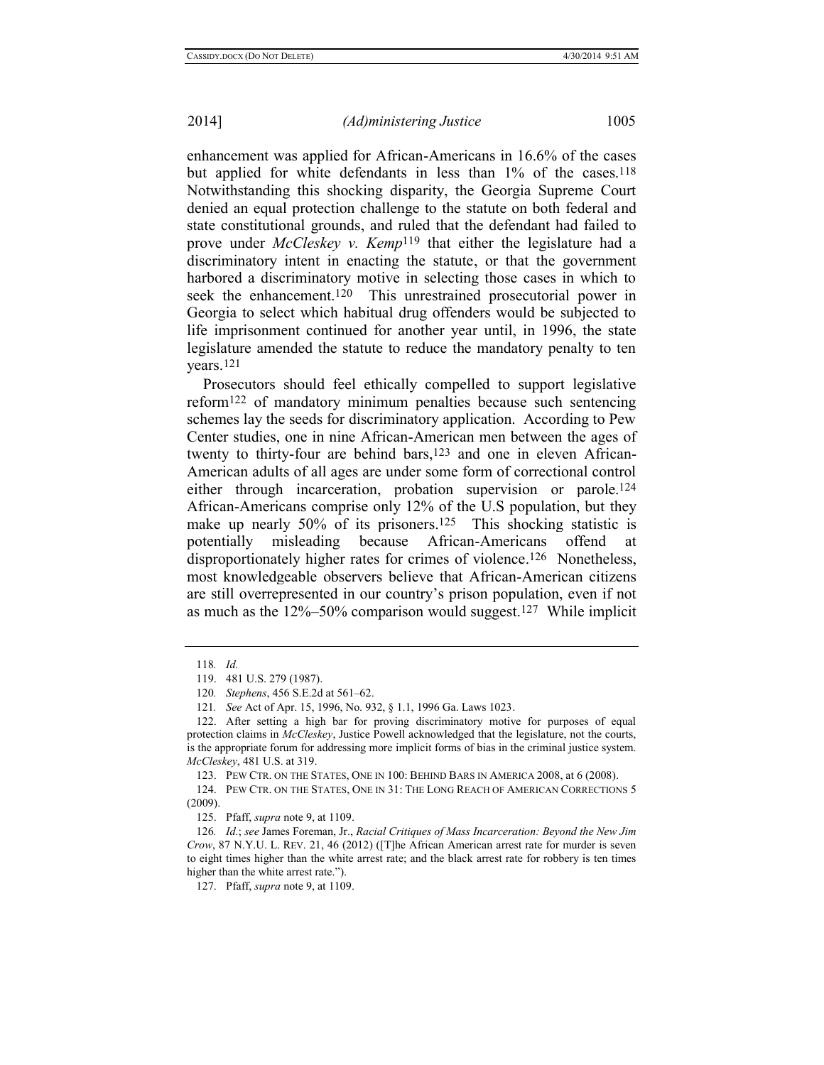enhancement was applied for African-Americans in 16.6% of the cases but applied for white defendants in less than 1% of the cases.[118] Notwithstanding this shocking disparity, the Georgia Supreme Court denied an equal protection challenge to the statute on both federal and state constitutional grounds, and ruled that the defendant had failed to prove under *McCleskey v. Kemp*[119] that either the legislature had a discriminatory intent in enacting the statute, or that the government harbored a discriminatory motive in selecting those cases in which to seek the enhancement.[120] This unrestrained prosecutorial power in Georgia to select which habitual drug offenders would be subjected to life imprisonment continued for another year until, in 1996, the state legislature amended the statute to reduce the mandatory penalty to ten years.[121]

Prosecutors should feel ethically compelled to support legislative reform[122] of mandatory minimum penalties because such sentencing schemes lay the seeds for discriminatory application. According to Pew Center studies, one in nine African-American men between the ages of twenty to thirty-four are behind bars,[123] and one in eleven African-American adults of all ages are under some form of correctional control either through incarceration, probation supervision or parole.[124] African-Americans comprise only 12% of the U.S population, but they make up nearly 50% of its prisoners.[125] This shocking statistic is potentially misleading because African-Americans offend at disproportionately higher rates for crimes of violence.[126] Nonetheless, most knowledgeable observers believe that African-American citizens are still overrepresented in our country's prison population, even if not as much as the 12%–50% comparison would suggest.[127] While implicit

---

118. *Id.*

119. 481 U.S. 279 (1987).

120. *Stephens*, 456 S.E.2d at 561–62.

121. *See* Act of Apr. 15, 1996, No. 932, § 1.1, 1996 Ga. Laws 1023.

122. After setting a high bar for proving discriminatory motive for purposes of equal protection claims in *McCleskey*, Justice Powell acknowledged that the legislature, not the courts, is the appropriate forum for addressing more implicit forms of bias in the criminal justice system. *McCleskey*, 481 U.S. at 319.

123. PEW CTR. ON THE STATES, ONE IN 100: BEHIND BARS IN AMERICA 2008, at 6 (2008).

124. PEW CTR. ON THE STATES, ONE IN 31: THE LONG REACH OF AMERICAN CORRECTIONS 5 (2009).

125. Pfaff, *supra* note 9, at 1109.

126. *Id.*; *see* James Foreman, Jr., *Racial Critiques of Mass Incarceration: Beyond the New Jim Crow*, 87 N.Y.U. L. REV. 21, 46 (2012) ([T]he African American arrest rate for murder is seven to eight times higher than the white arrest rate; and the black arrest rate for robbery is ten times higher than the white arrest rate.").

127. Pfaff, *supra* note 9, at 1109.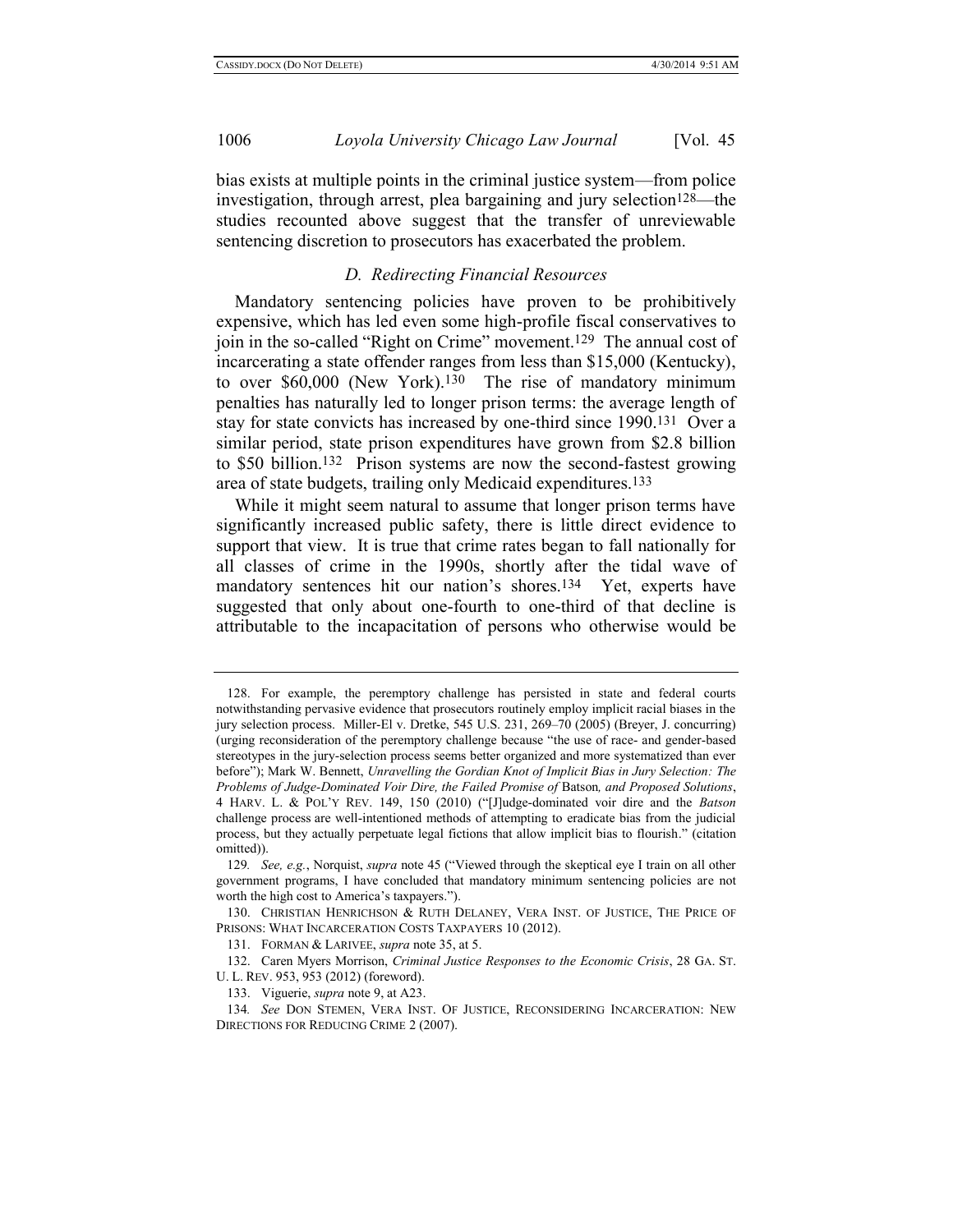bias exists at multiple points in the criminal justice system—from police investigation, through arrest, plea bargaining and jury selection[128]—the studies recounted above suggest that the transfer of unreviewable sentencing discretion to prosecutors has exacerbated the problem.

### *D. Redirecting Financial Resources*

Mandatory sentencing policies have proven to be prohibitively expensive, which has led even some high-profile fiscal conservatives to join in the so-called "Right on Crime" movement.[129] The annual cost of incarcerating a state offender ranges from less than $15,000 (Kentucky), to over $60,000 (New York).[130] The rise of mandatory minimum penalties has naturally led to longer prison terms: the average length of stay for state convicts has increased by one-third since 1990.[131] Over a similar period, state prison expenditures have grown from $2.8 billion to $50 billion.[132] Prison systems are now the second-fastest growing area of state budgets, trailing only Medicaid expenditures.[133]

While it might seem natural to assume that longer prison terms have significantly increased public safety, there is little direct evidence to support that view. It is true that crime rates began to fall nationally for all classes of crime in the 1990s, shortly after the tidal wave of mandatory sentences hit our nation's shores.[134] Yet, experts have suggested that only about one-fourth to one-third of that decline is attributable to the incapacitation of persons who otherwise would be

---

128. For example, the peremptory challenge has persisted in state and federal courts notwithstanding pervasive evidence that prosecutors routinely employ implicit racial biases in the jury selection process. Miller-El v. Dretke, 545 U.S. 231, 269–70 (2005) (Breyer, J. concurring) (urging reconsideration of the peremptory challenge because "the use of race- and gender-based stereotypes in the jury-selection process seems better organized and more systematized than ever before"); Mark W. Bennett, *Unravelling the Gordian Knot of Implicit Bias in Jury Selection: The Problems of Judge-Dominated Voir Dire, the Failed Promise of* Batson*, and Proposed Solutions*, 4 HARV. L. & POL'Y REV. 149, 150 (2010) ("[J]udge-dominated voir dire and the *Batson* challenge process are well-intentioned methods of attempting to eradicate bias from the judicial process, but they actually perpetuate legal fictions that allow implicit bias to flourish." (citation omitted)).

129. *See, e.g.*, Norquist, *supra* note 45 ("Viewed through the skeptical eye I train on all other government programs, I have concluded that mandatory minimum sentencing policies are not worth the high cost to America's taxpayers.").

130. CHRISTIAN HENRICHSON & RUTH DELANEY, VERA INST. OF JUSTICE, THE PRICE OF PRISONS: WHAT INCARCERATION COSTS TAXPAYERS 10 (2012).

131. FORMAN & LARIVEE, *supra* note 35, at 5.

132. Caren Myers Morrison, *Criminal Justice Responses to the Economic Crisis*, 28 GA. ST. U. L. REV. 953, 953 (2012) (foreword).

133. Viguerie, *supra* note 9, at A23.

134. *See* DON STEMEN, VERA INST. OF JUSTICE, RECONSIDERING INCARCERATION: NEW DIRECTIONS FOR REDUCING CRIME 2 (2007).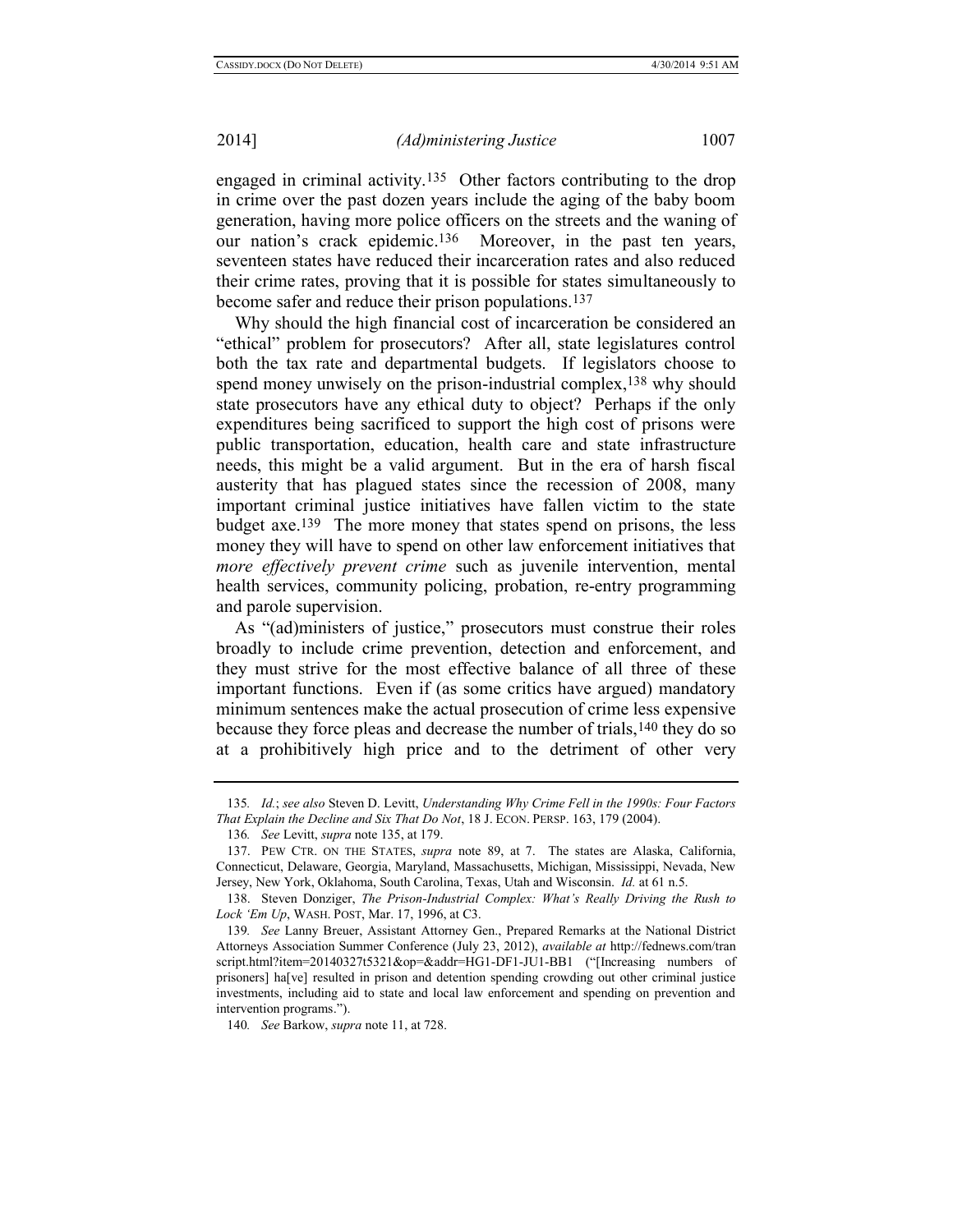engaged in criminal activity.[135] Other factors contributing to the drop in crime over the past dozen years include the aging of the baby boom generation, having more police officers on the streets and the waning of our nation's crack epidemic.[136] Moreover, in the past ten years, seventeen states have reduced their incarceration rates and also reduced their crime rates, proving that it is possible for states simultaneously to become safer and reduce their prison populations.[137]

Why should the high financial cost of incarceration be considered an "ethical" problem for prosecutors? After all, state legislatures control both the tax rate and departmental budgets. If legislators choose to spend money unwisely on the prison-industrial complex,[138] why should state prosecutors have any ethical duty to object? Perhaps if the only expenditures being sacrificed to support the high cost of prisons were public transportation, education, health care and state infrastructure needs, this might be a valid argument. But in the era of harsh fiscal austerity that has plagued states since the recession of 2008, many important criminal justice initiatives have fallen victim to the state budget axe.[139] The more money that states spend on prisons, the less money they will have to spend on other law enforcement initiatives that *more effectively prevent crime* such as juvenile intervention, mental health services, community policing, probation, re-entry programming and parole supervision.

As "(ad)ministers of justice," prosecutors must construe their roles broadly to include crime prevention, detection and enforcement, and they must strive for the most effective balance of all three of these important functions. Even if (as some critics have argued) mandatory minimum sentences make the actual prosecution of crime less expensive because they force pleas and decrease the number of trials,[140] they do so at a prohibitively high price and to the detriment of other very

---

135. *Id.*; *see also* Steven D. Levitt, *Understanding Why Crime Fell in the 1990s: Four Factors That Explain the Decline and Six That Do Not*, 18 J. ECON. PERSP. 163, 179 (2004).

136. *See* Levitt, *supra* note 135, at 179.

137. PEW CTR. ON THE STATES, *supra* note 89, at 7. The states are Alaska, California, Connecticut, Delaware, Georgia, Maryland, Massachusetts, Michigan, Mississippi, Nevada, New Jersey, New York, Oklahoma, South Carolina, Texas, Utah and Wisconsin. *Id.* at 61 n.5.

138. Steven Donziger, *The Prison-Industrial Complex: What's Really Driving the Rush to Lock 'Em Up*, WASH. POST, Mar. 17, 1996, at C3.

139. *See* Lanny Breuer, Assistant Attorney Gen., Prepared Remarks at the National District Attorneys Association Summer Conference (July 23, 2012), *available at* http://fednews.com/transcript.html?item=20140327t5321&op=&addr=HG1-DF1-JU1-BB1 ("[Increasing numbers of prisoners] ha[ve] resulted in prison and detention spending crowding out other criminal justice investments, including aid to state and local law enforcement and spending on prevention and intervention programs.").

140. *See* Barkow, *supra* note 11, at 728.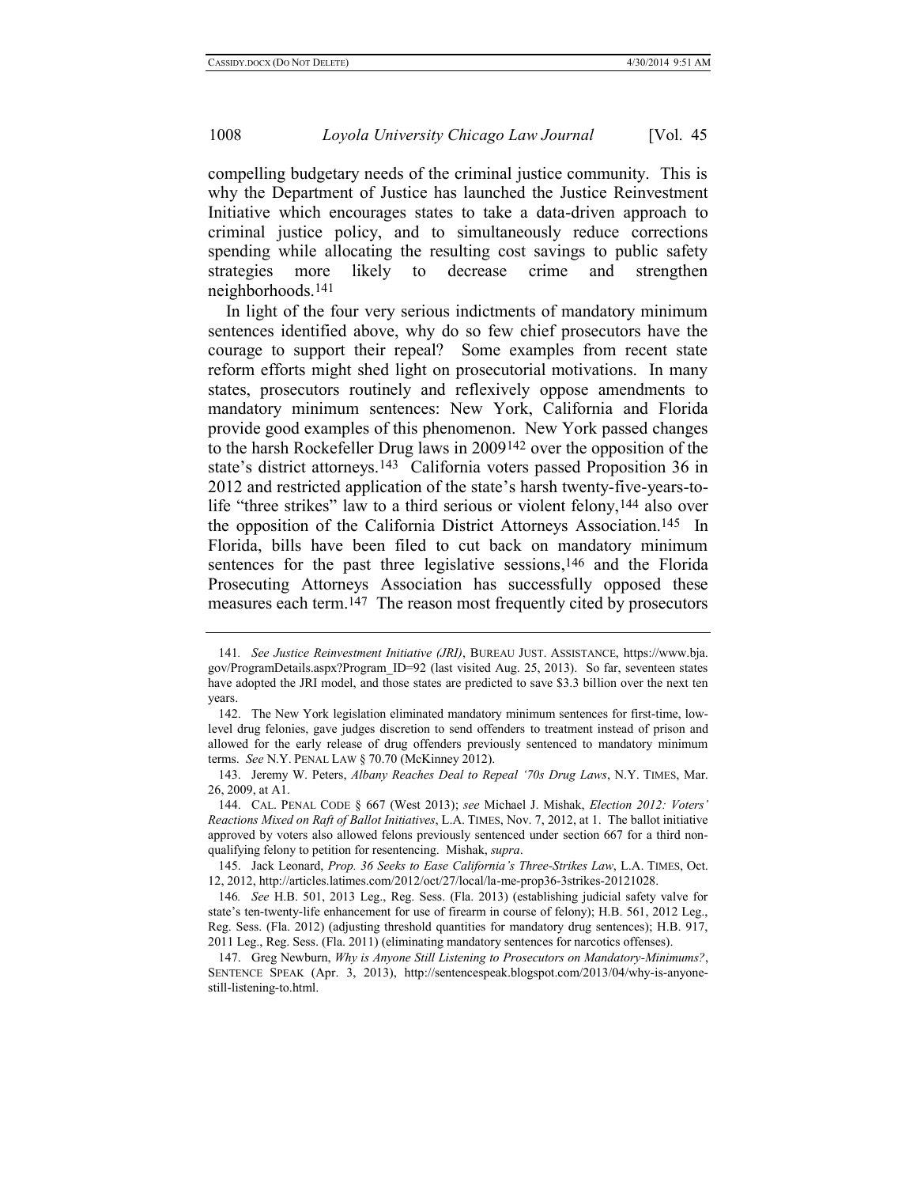compelling budgetary needs of the criminal justice community. This is why the Department of Justice has launched the Justice Reinvestment Initiative which encourages states to take a data-driven approach to criminal justice policy, and to simultaneously reduce corrections spending while allocating the resulting cost savings to public safety strategies more likely to decrease crime and strengthen neighborhoods.[141]

In light of the four very serious indictments of mandatory minimum sentences identified above, why do so few chief prosecutors have the courage to support their repeal? Some examples from recent state reform efforts might shed light on prosecutorial motivations. In many states, prosecutors routinely and reflexively oppose amendments to mandatory minimum sentences: New York, California and Florida provide good examples of this phenomenon. New York passed changes to the harsh Rockefeller Drug laws in 2009[142] over the opposition of the state's district attorneys.[143] California voters passed Proposition 36 in 2012 and restricted application of the state's harsh twenty-five-years-to-life "three strikes" law to a third serious or violent felony,[144] also over the opposition of the California District Attorneys Association.[145] In Florida, bills have been filed to cut back on mandatory minimum sentences for the past three legislative sessions,[146] and the Florida Prosecuting Attorneys Association has successfully opposed these measures each term.[147] The reason most frequently cited by prosecutors

---

141. *See Justice Reinvestment Initiative (JRI)*, BUREAU JUST. ASSISTANCE, https://www.bja.gov/ProgramDetails.aspx?Program_ID=92 (last visited Aug. 25, 2013). So far, seventeen states have adopted the JRI model, and those states are predicted to save $3.3 billion over the next ten years.

142. The New York legislation eliminated mandatory minimum sentences for first-time, low-level drug felonies, gave judges discretion to send offenders to treatment instead of prison and allowed for the early release of drug offenders previously sentenced to mandatory minimum terms. *See* N.Y. PENAL LAW § 70.70 (McKinney 2012).

143. Jeremy W. Peters, *Albany Reaches Deal to Repeal '70s Drug Laws*, N.Y. TIMES, Mar. 26, 2009, at A1.

144. CAL. PENAL CODE § 667 (West 2013); *see* Michael J. Mishak, *Election 2012: Voters' Reactions Mixed on Raft of Ballot Initiatives*, L.A. TIMES, Nov. 7, 2012, at 1. The ballot initiative approved by voters also allowed felons previously sentenced under section 667 for a third non-qualifying felony to petition for resentencing. Mishak, *supra*.

145. Jack Leonard, *Prop. 36 Seeks to Ease California's Three-Strikes Law*, L.A. TIMES, Oct. 12, 2012, http://articles.latimes.com/2012/oct/27/local/la-me-prop36-3strikes-20121028.

146. *See* H.B. 501, 2013 Leg., Reg. Sess. (Fla. 2013) (establishing judicial safety valve for state's ten-twenty-life enhancement for use of firearm in course of felony); H.B. 561, 2012 Leg., Reg. Sess. (Fla. 2012) (adjusting threshold quantities for mandatory drug sentences); H.B. 917, 2011 Leg., Reg. Sess. (Fla. 2011) (eliminating mandatory sentences for narcotics offenses).

147. Greg Newburn, *Why is Anyone Still Listening to Prosecutors on Mandatory-Minimums?*, SENTENCE SPEAK (Apr. 3, 2013), http://sentencespeak.blogspot.com/2013/04/why-is-anyone-still-listening-to.html.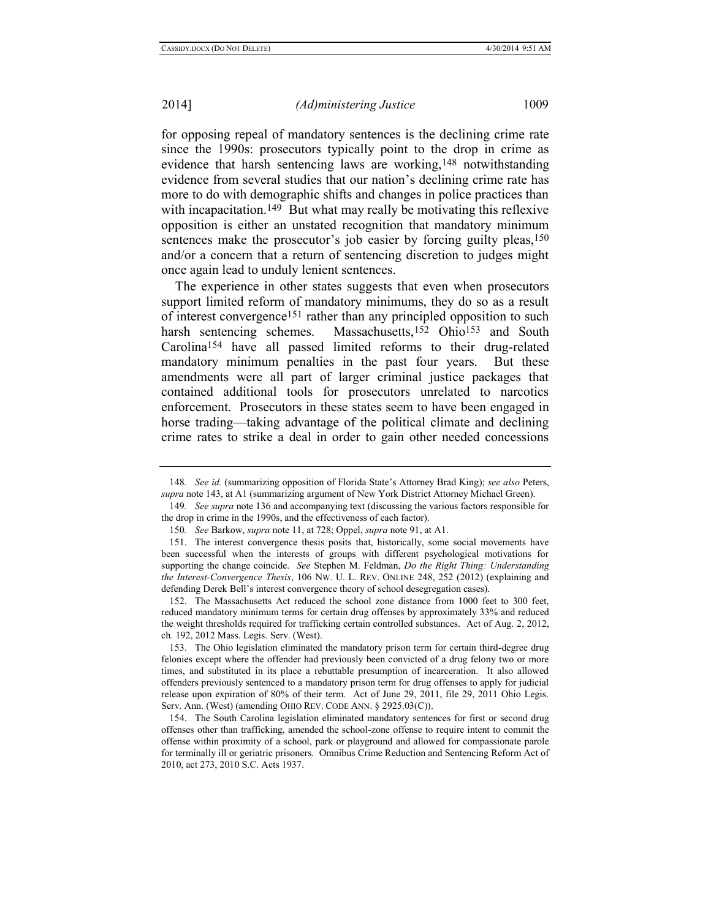for opposing repeal of mandatory sentences is the declining crime rate since the 1990s: prosecutors typically point to the drop in crime as evidence that harsh sentencing laws are working,[148] notwithstanding evidence from several studies that our nation's declining crime rate has more to do with demographic shifts and changes in police practices than with incapacitation.[149] But what may really be motivating this reflexive opposition is either an unstated recognition that mandatory minimum sentences make the prosecutor's job easier by forcing guilty pleas,[150] and/or a concern that a return of sentencing discretion to judges might once again lead to unduly lenient sentences.

The experience in other states suggests that even when prosecutors support limited reform of mandatory minimums, they do so as a result of interest convergence[151] rather than any principled opposition to such harsh sentencing schemes. Massachusetts,[152] Ohio[153] and South Carolina[154] have all passed limited reforms to their drug-related mandatory minimum penalties in the past four years. But these amendments were all part of larger criminal justice packages that contained additional tools for prosecutors unrelated to narcotics enforcement. Prosecutors in these states seem to have been engaged in horse trading—taking advantage of the political climate and declining crime rates to strike a deal in order to gain other needed concessions

---

148. *See id.* (summarizing opposition of Florida State's Attorney Brad King); *see also* Peters, *supra* note 143, at A1 (summarizing argument of New York District Attorney Michael Green).

149. *See supra* note 136 and accompanying text (discussing the various factors responsible for the drop in crime in the 1990s, and the effectiveness of each factor).

150. *See* Barkow, *supra* note 11, at 728; Oppel, *supra* note 91, at A1.

151. The interest convergence thesis posits that, historically, some social movements have been successful when the interests of groups with different psychological motivations for supporting the change coincide. *See* Stephen M. Feldman, *Do the Right Thing: Understanding the Interest-Convergence Thesis*, 106 NW. U. L. REV. ONLINE 248, 252 (2012) (explaining and defending Derek Bell's interest convergence theory of school desegregation cases).

152. The Massachusetts Act reduced the school zone distance from 1000 feet to 300 feet, reduced mandatory minimum terms for certain drug offenses by approximately 33% and reduced the weight thresholds required for trafficking certain controlled substances. Act of Aug. 2, 2012, ch. 192, 2012 Mass. Legis. Serv. (West).

153. The Ohio legislation eliminated the mandatory prison term for certain third-degree drug felonies except where the offender had previously been convicted of a drug felony two or more times, and substituted in its place a rebuttable presumption of incarceration. It also allowed offenders previously sentenced to a mandatory prison term for drug offenses to apply for judicial release upon expiration of 80% of their term. Act of June 29, 2011, file 29, 2011 Ohio Legis. Serv. Ann. (West) (amending OHIO REV. CODE ANN. § 2925.03(C)).

154. The South Carolina legislation eliminated mandatory sentences for first or second drug offenses other than trafficking, amended the school-zone offense to require intent to commit the offense within proximity of a school, park or playground and allowed for compassionate parole for terminally ill or geriatric prisoners. Omnibus Crime Reduction and Sentencing Reform Act of 2010, act 273, 2010 S.C. Acts 1937.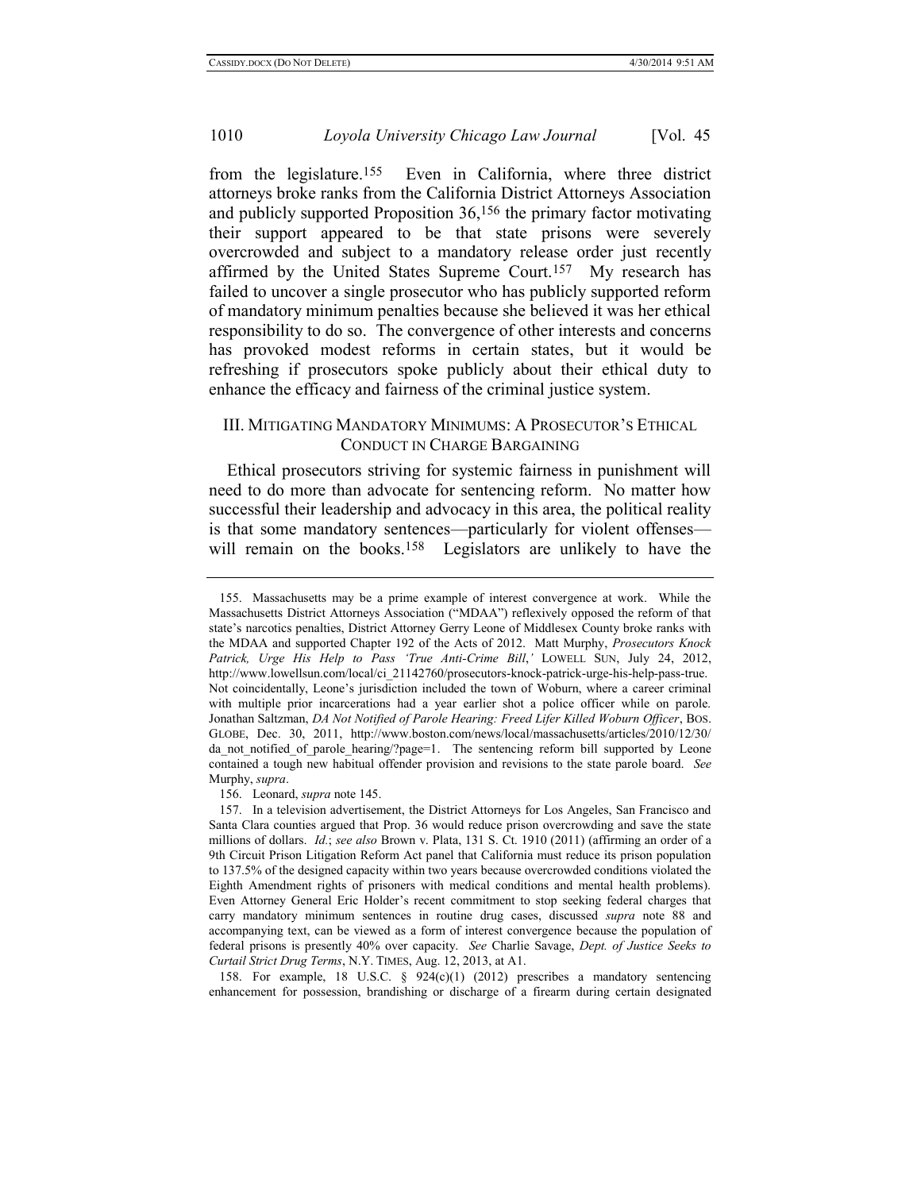from the legislature.[155] Even in California, where three district attorneys broke ranks from the California District Attorneys Association and publicly supported Proposition 36,[156] the primary factor motivating their support appeared to be that state prisons were severely overcrowded and subject to a mandatory release order just recently affirmed by the United States Supreme Court.[157] My research has failed to uncover a single prosecutor who has publicly supported reform of mandatory minimum penalties because she believed it was her ethical responsibility to do so. The convergence of other interests and concerns has provoked modest reforms in certain states, but it would be refreshing if prosecutors spoke publicly about their ethical duty to enhance the efficacy and fairness of the criminal justice system.

## III. Mitigating Mandatory Minimums: A Prosecutor's Ethical Conduct in Charge Bargaining

Ethical prosecutors striving for systemic fairness in punishment will need to do more than advocate for sentencing reform. No matter how successful their leadership and advocacy in this area, the political reality is that some mandatory sentences—particularly for violent offenses—will remain on the books.[158] Legislators are unlikely to have the

---

155. Massachusetts may be a prime example of interest convergence at work. While the Massachusetts District Attorneys Association ("MDAA") reflexively opposed the reform of that state's narcotics penalties, District Attorney Gerry Leone of Middlesex County broke ranks with the MDAA and supported Chapter 192 of the Acts of 2012. Matt Murphy, *Prosecutors Knock Patrick, Urge His Help to Pass 'True Anti-Crime Bill,'* LOWELL SUN, July 24, 2012, http://www.lowellsun.com/local/ci_21142760/prosecutors-knock-patrick-urge-his-help-pass-true. Not coincidentally, Leone's jurisdiction included the town of Woburn, where a career criminal with multiple prior incarcerations had a year earlier shot a police officer while on parole. Jonathan Saltzman, *DA Not Notified of Parole Hearing: Freed Lifer Killed Woburn Officer*, BOS. GLOBE, Dec. 30, 2011, http://www.boston.com/news/local/massachusetts/articles/2010/12/30/da_not_notified_of_parole_hearing/?page=1. The sentencing reform bill supported by Leone contained a tough new habitual offender provision and revisions to the state parole board. *See* Murphy, *supra*.

156. Leonard, *supra* note 145.

157. In a television advertisement, the District Attorneys for Los Angeles, San Francisco and Santa Clara counties argued that Prop. 36 would reduce prison overcrowding and save the state millions of dollars. *Id.*; *see also* Brown v. Plata, 131 S. Ct. 1910 (2011) (affirming an order of a 9th Circuit Prison Litigation Reform Act panel that California must reduce its prison population to 137.5% of the designed capacity within two years because overcrowded conditions violated the Eighth Amendment rights of prisoners with medical conditions and mental health problems). Even Attorney General Eric Holder's recent commitment to stop seeking federal charges that carry mandatory minimum sentences in routine drug cases, discussed *supra* note 88 and accompanying text, can be viewed as a form of interest convergence because the population of federal prisons is presently 40% over capacity. *See* Charlie Savage, *Dept. of Justice Seeks to Curtail Strict Drug Terms*, N.Y. TIMES, Aug. 12, 2013, at A1.

158. For example, 18 U.S.C. § 924(c)(1) (2012) prescribes a mandatory sentencing enhancement for possession, brandishing or discharge of a firearm during certain designated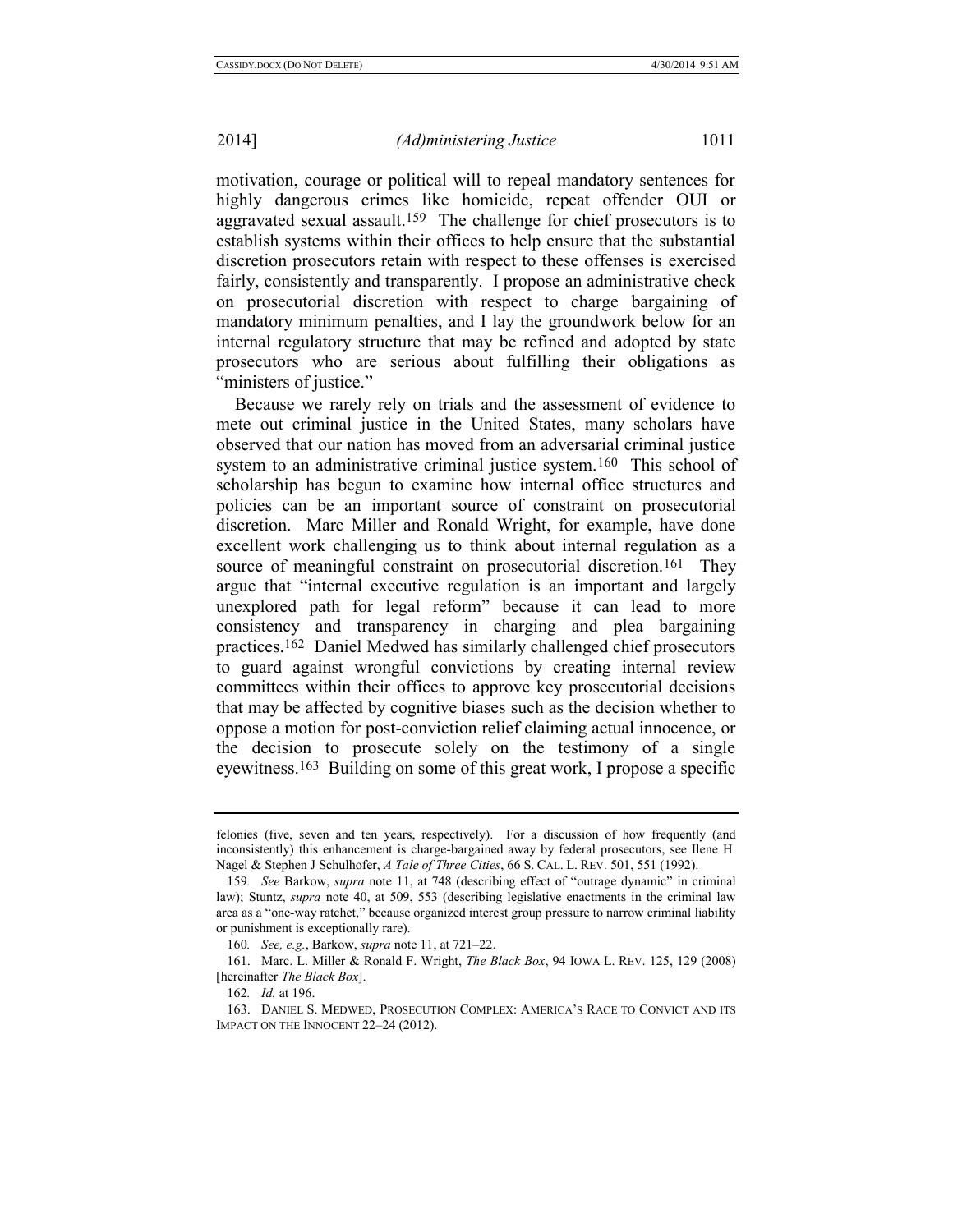motivation, courage or political will to repeal mandatory sentences for highly dangerous crimes like homicide, repeat offender OUI or aggravated sexual assault.[159] The challenge for chief prosecutors is to establish systems within their offices to help ensure that the substantial discretion prosecutors retain with respect to these offenses is exercised fairly, consistently and transparently. I propose an administrative check on prosecutorial discretion with respect to charge bargaining of mandatory minimum penalties, and I lay the groundwork below for an internal regulatory structure that may be refined and adopted by state prosecutors who are serious about fulfilling their obligations as "ministers of justice."

Because we rarely rely on trials and the assessment of evidence to mete out criminal justice in the United States, many scholars have observed that our nation has moved from an adversarial criminal justice system to an administrative criminal justice system.[160] This school of scholarship has begun to examine how internal office structures and policies can be an important source of constraint on prosecutorial discretion. Marc Miller and Ronald Wright, for example, have done excellent work challenging us to think about internal regulation as a source of meaningful constraint on prosecutorial discretion.[161] They argue that "internal executive regulation is an important and largely unexplored path for legal reform" because it can lead to more consistency and transparency in charging and plea bargaining practices.[162] Daniel Medwed has similarly challenged chief prosecutors to guard against wrongful convictions by creating internal review committees within their offices to approve key prosecutorial decisions that may be affected by cognitive biases such as the decision whether to oppose a motion for post-conviction relief claiming actual innocence, or the decision to prosecute solely on the testimony of a single eyewitness.[163] Building on some of this great work, I propose a specific

---

felonies (five, seven and ten years, respectively). For a discussion of how frequently (and inconsistently) this enhancement is charge-bargained away by federal prosecutors, see Ilene H. Nagel & Stephen J Schulhofer, *A Tale of Three Cities*, 66 S. CAL. L. REV. 501, 551 (1992).

159. *See* Barkow, *supra* note 11, at 748 (describing effect of "outrage dynamic" in criminal law); Stuntz, *supra* note 40, at 509, 553 (describing legislative enactments in the criminal law area as a "one-way ratchet," because organized interest group pressure to narrow criminal liability or punishment is exceptionally rare).

160. *See, e.g.*, Barkow, *supra* note 11, at 721–22.

161. Marc. L. Miller & Ronald F. Wright, *The Black Box*, 94 IOWA L. REV. 125, 129 (2008) [hereinafter *The Black Box*].

162. *Id.* at 196.

163. DANIEL S. MEDWED, PROSECUTION COMPLEX: AMERICA'S RACE TO CONVICT AND ITS IMPACT ON THE INNOCENT 22–24 (2012).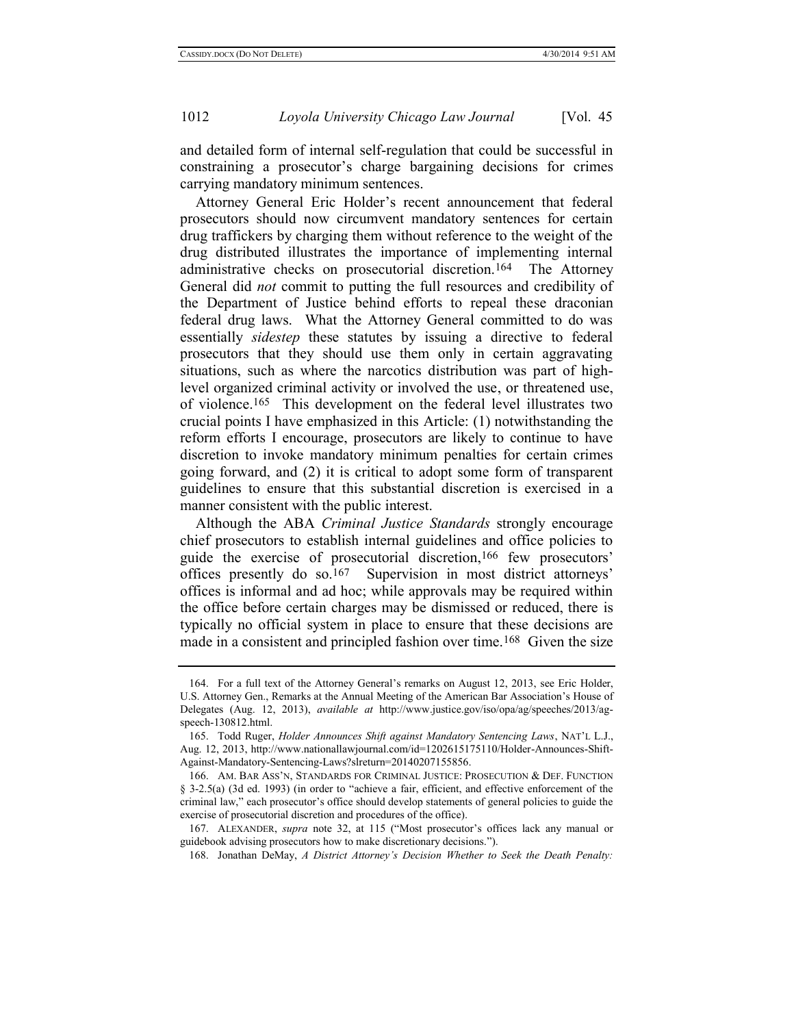and detailed form of internal self-regulation that could be successful in constraining a prosecutor's charge bargaining decisions for crimes carrying mandatory minimum sentences.

Attorney General Eric Holder's recent announcement that federal prosecutors should now circumvent mandatory sentences for certain drug traffickers by charging them without reference to the weight of the drug distributed illustrates the importance of implementing internal administrative checks on prosecutorial discretion.[164] The Attorney General did *not* commit to putting the full resources and credibility of the Department of Justice behind efforts to repeal these draconian federal drug laws. What the Attorney General committed to do was essentially *sidestep* these statutes by issuing a directive to federal prosecutors that they should use them only in certain aggravating situations, such as where the narcotics distribution was part of high-level organized criminal activity or involved the use, or threatened use, of violence.[165] This development on the federal level illustrates two crucial points I have emphasized in this Article: (1) notwithstanding the reform efforts I encourage, prosecutors are likely to continue to have discretion to invoke mandatory minimum penalties for certain crimes going forward, and (2) it is critical to adopt some form of transparent guidelines to ensure that this substantial discretion is exercised in a manner consistent with the public interest.

Although the ABA *Criminal Justice Standards* strongly encourage chief prosecutors to establish internal guidelines and office policies to guide the exercise of prosecutorial discretion,[166] few prosecutors' offices presently do so.[167] Supervision in most district attorneys' offices is informal and ad hoc; while approvals may be required within the office before certain charges may be dismissed or reduced, there is typically no official system in place to ensure that these decisions are made in a consistent and principled fashion over time.[168] Given the size

---

164. For a full text of the Attorney General's remarks on August 12, 2013, see Eric Holder, U.S. Attorney Gen., Remarks at the Annual Meeting of the American Bar Association's House of Delegates (Aug. 12, 2013), *available at* http://www.justice.gov/iso/opa/ag/speeches/2013/ag-speech-130812.html.

165. Todd Ruger, *Holder Announces Shift against Mandatory Sentencing Laws*, NAT'L L.J., Aug. 12, 2013, http://www.nationallawjournal.com/id=1202615175110/Holder-Announces-Shift-Against-Mandatory-Sentencing-Laws?slreturn=20140207155856.

166. AM. BAR ASS'N, STANDARDS FOR CRIMINAL JUSTICE: PROSECUTION & DEF. FUNCTION § 3-2.5(a) (3d ed. 1993) (in order to "achieve a fair, efficient, and effective enforcement of the criminal law," each prosecutor's office should develop statements of general policies to guide the exercise of prosecutorial discretion and procedures of the office).

167. ALEXANDER, *supra* note 32, at 115 ("Most prosecutor's offices lack any manual or guidebook advising prosecutors how to make discretionary decisions.").

168. Jonathan DeMay, *A District Attorney's Decision Whether to Seek the Death Penalty:*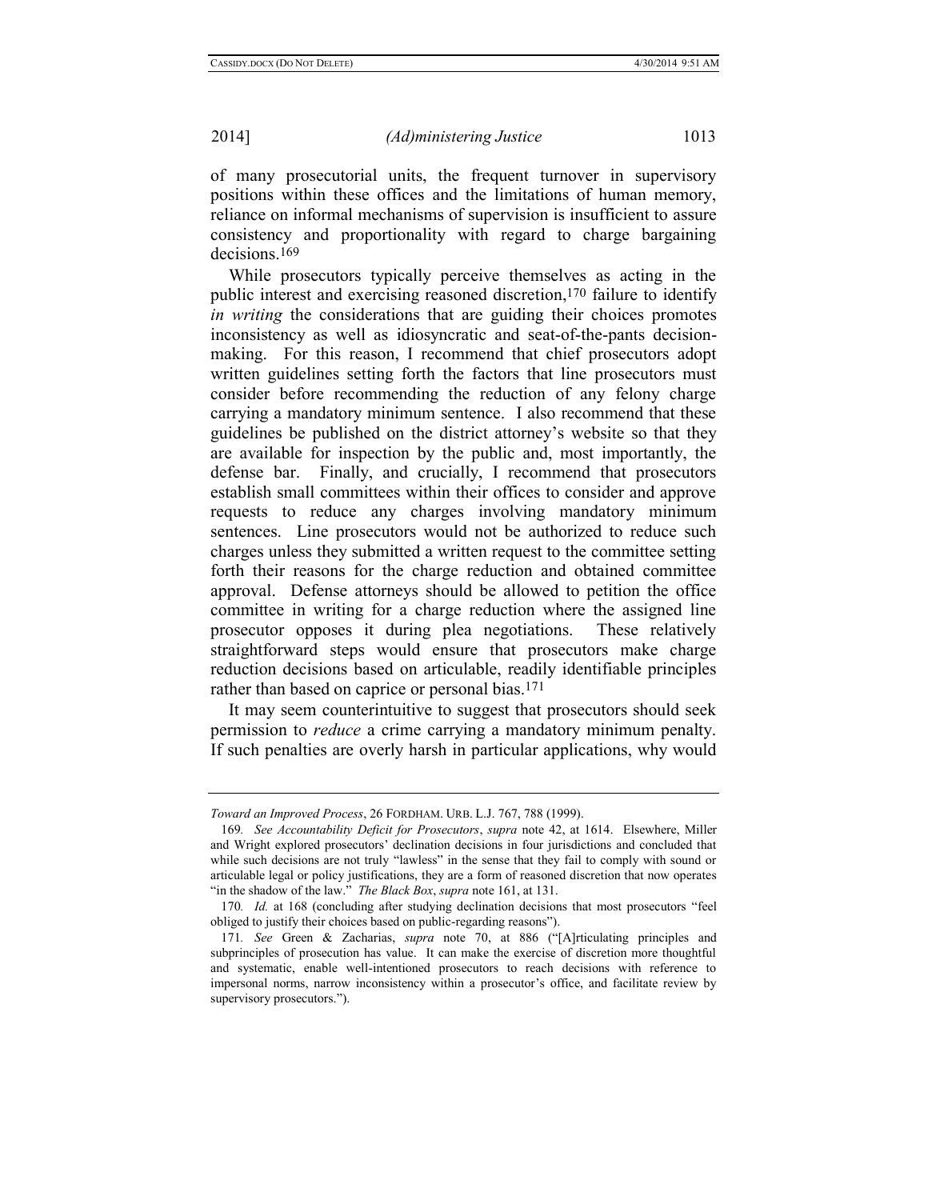of many prosecutorial units, the frequent turnover in supervisory positions within these offices and the limitations of human memory, reliance on informal mechanisms of supervision is insufficient to assure consistency and proportionality with regard to charge bargaining decisions.[169]

While prosecutors typically perceive themselves as acting in the public interest and exercising reasoned discretion,[170] failure to identify *in writing* the considerations that are guiding their choices promotes inconsistency as well as idiosyncratic and seat-of-the-pants decision-making. For this reason, I recommend that chief prosecutors adopt written guidelines setting forth the factors that line prosecutors must consider before recommending the reduction of any felony charge carrying a mandatory minimum sentence. I also recommend that these guidelines be published on the district attorney's website so that they are available for inspection by the public and, most importantly, the defense bar. Finally, and crucially, I recommend that prosecutors establish small committees within their offices to consider and approve requests to reduce any charges involving mandatory minimum sentences. Line prosecutors would not be authorized to reduce such charges unless they submitted a written request to the committee setting forth their reasons for the charge reduction and obtained committee approval. Defense attorneys should be allowed to petition the office committee in writing for a charge reduction where the assigned line prosecutor opposes it during plea negotiations. These relatively straightforward steps would ensure that prosecutors make charge reduction decisions based on articulable, readily identifiable principles rather than based on caprice or personal bias.[171]

It may seem counterintuitive to suggest that prosecutors should seek permission to *reduce* a crime carrying a mandatory minimum penalty. If such penalties are overly harsh in particular applications, why would

---

*Toward an Improved Process*, 26 FORDHAM. URB. L.J. 767, 788 (1999).

169. *See Accountability Deficit for Prosecutors*, *supra* note 42, at 1614. Elsewhere, Miller and Wright explored prosecutors' declination decisions in four jurisdictions and concluded that while such decisions are not truly "lawless" in the sense that they fail to comply with sound or articulable legal or policy justifications, they are a form of reasoned discretion that now operates "in the shadow of the law." *The Black Box*, *supra* note 161, at 131.

170. *Id.* at 168 (concluding after studying declination decisions that most prosecutors "feel obliged to justify their choices based on public-regarding reasons").

171. *See* Green & Zacharias, *supra* note 70, at 886 ("[A]rticulating principles and subprinciples of prosecution has value. It can make the exercise of discretion more thoughtful and systematic, enable well-intentioned prosecutors to reach decisions with reference to impersonal norms, narrow inconsistency within a prosecutor's office, and facilitate review by supervisory prosecutors.").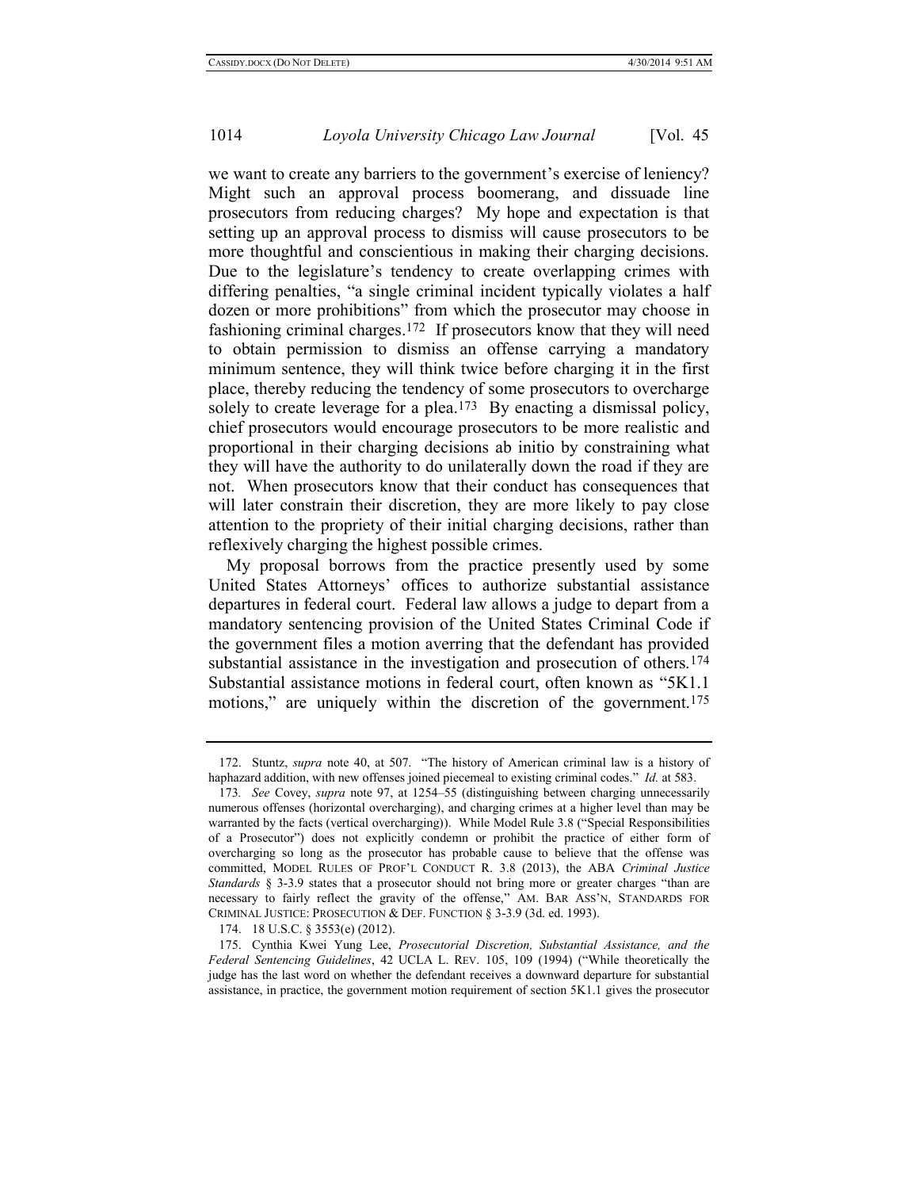we want to create any barriers to the government's exercise of leniency? Might such an approval process boomerang, and dissuade line prosecutors from reducing charges? My hope and expectation is that setting up an approval process to dismiss will cause prosecutors to be more thoughtful and conscientious in making their charging decisions. Due to the legislature's tendency to create overlapping crimes with differing penalties, "a single criminal incident typically violates a half dozen or more prohibitions" from which the prosecutor may choose in fashioning criminal charges.[172] If prosecutors know that they will need to obtain permission to dismiss an offense carrying a mandatory minimum sentence, they will think twice before charging it in the first place, thereby reducing the tendency of some prosecutors to overcharge solely to create leverage for a plea.[173] By enacting a dismissal policy, chief prosecutors would encourage prosecutors to be more realistic and proportional in their charging decisions ab initio by constraining what they will have the authority to do unilaterally down the road if they are not. When prosecutors know that their conduct has consequences that will later constrain their discretion, they are more likely to pay close attention to the propriety of their initial charging decisions, rather than reflexively charging the highest possible crimes.

My proposal borrows from the practice presently used by some United States Attorneys' offices to authorize substantial assistance departures in federal court. Federal law allows a judge to depart from a mandatory sentencing provision of the United States Criminal Code if the government files a motion averring that the defendant has provided substantial assistance in the investigation and prosecution of others.[174] Substantial assistance motions in federal court, often known as "5K1.1 motions," are uniquely within the discretion of the government.[175]

---

172. Stuntz, *supra* note 40, at 507. "The history of American criminal law is a history of haphazard addition, with new offenses joined piecemeal to existing criminal codes." *Id.* at 583.

173. *See* Covey, *supra* note 97, at 1254–55 (distinguishing between charging unnecessarily numerous offenses (horizontal overcharging), and charging crimes at a higher level than may be warranted by the facts (vertical overcharging)). While Model Rule 3.8 ("Special Responsibilities of a Prosecutor") does not explicitly condemn or prohibit the practice of either form of overcharging so long as the prosecutor has probable cause to believe that the offense was committed, MODEL RULES OF PROF'L CONDUCT R. 3.8 (2013), the ABA *Criminal Justice Standards* § 3-3.9 states that a prosecutor should not bring more or greater charges "than are necessary to fairly reflect the gravity of the offense," AM. BAR ASS'N, STANDARDS FOR CRIMINAL JUSTICE: PROSECUTION & DEF. FUNCTION § 3-3.9 (3d. ed. 1993).

174. 18 U.S.C. § 3553(e) (2012).

175. Cynthia Kwei Yung Lee, *Prosecutorial Discretion, Substantial Assistance, and the Federal Sentencing Guidelines*, 42 UCLA L. REV. 105, 109 (1994) ("While theoretically the judge has the last word on whether the defendant receives a downward departure for substantial assistance, in practice, the government motion requirement of section 5K1.1 gives the prosecutor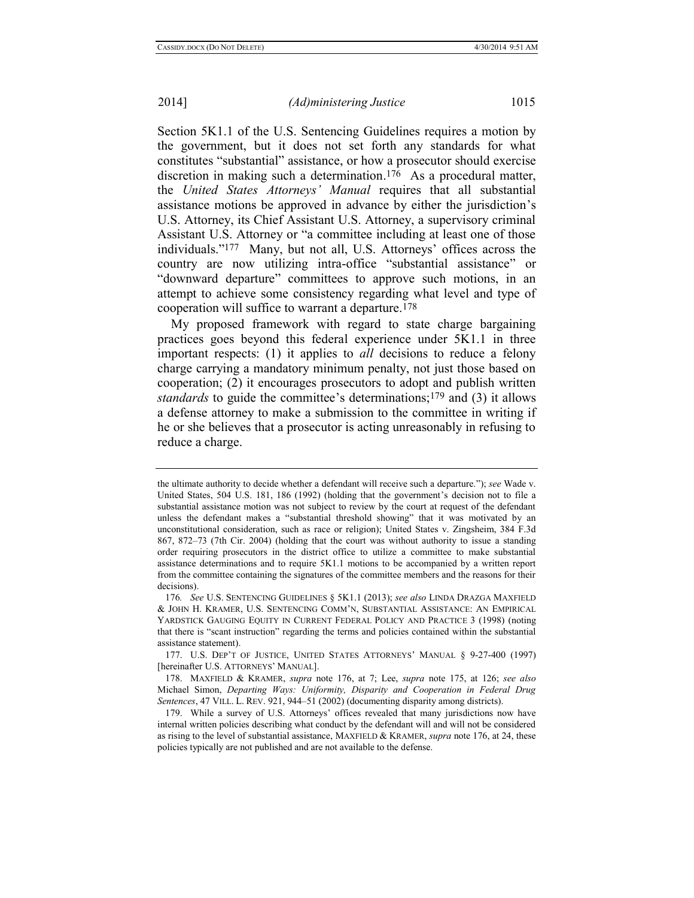Section 5K1.1 of the U.S. Sentencing Guidelines requires a motion by the government, but it does not set forth any standards for what constitutes "substantial" assistance, or how a prosecutor should exercise discretion in making such a determination.[176] As a procedural matter, the *United States Attorneys' Manual* requires that all substantial assistance motions be approved in advance by either the jurisdiction's U.S. Attorney, its Chief Assistant U.S. Attorney, a supervisory criminal Assistant U.S. Attorney or "a committee including at least one of those individuals."[177] Many, but not all, U.S. Attorneys' offices across the country are now utilizing intra-office "substantial assistance" or "downward departure" committees to approve such motions, in an attempt to achieve some consistency regarding what level and type of cooperation will suffice to warrant a departure.[178]

My proposed framework with regard to state charge bargaining practices goes beyond this federal experience under 5K1.1 in three important respects: (1) it applies to *all* decisions to reduce a felony charge carrying a mandatory minimum penalty, not just those based on cooperation; (2) it encourages prosecutors to adopt and publish written *standards* to guide the committee's determinations;[179] and (3) it allows a defense attorney to make a submission to the committee in writing if he or she believes that a prosecutor is acting unreasonably in refusing to reduce a charge.

---

the ultimate authority to decide whether a defendant will receive such a departure."); *see* Wade v. United States, 504 U.S. 181, 186 (1992) (holding that the government's decision not to file a substantial assistance motion was not subject to review by the court at request of the defendant unless the defendant makes a "substantial threshold showing" that it was motivated by an unconstitutional consideration, such as race or religion); United States v. Zingsheim, 384 F.3d 867, 872–73 (7th Cir. 2004) (holding that the court was without authority to issue a standing order requiring prosecutors in the district office to utilize a committee to make substantial assistance determinations and to require 5K1.1 motions to be accompanied by a written report from the committee containing the signatures of the committee members and the reasons for their decisions).

176. *See* U.S. SENTENCING GUIDELINES § 5K1.1 (2013); *see also* LINDA DRAZGA MAXFIELD & JOHN H. KRAMER, U.S. SENTENCING COMM'N, SUBSTANTIAL ASSISTANCE: AN EMPIRICAL YARDSTICK GAUGING EQUITY IN CURRENT FEDERAL POLICY AND PRACTICE 3 (1998) (noting that there is "scant instruction" regarding the terms and policies contained within the substantial assistance statement).

177. U.S. DEP'T OF JUSTICE, UNITED STATES ATTORNEYS' MANUAL § 9-27-400 (1997) [hereinafter U.S. ATTORNEYS' MANUAL].

178. MAXFIELD & KRAMER, *supra* note 176, at 7; Lee, *supra* note 175, at 126; *see also* Michael Simon, *Departing Ways: Uniformity, Disparity and Cooperation in Federal Drug Sentences*, 47 VILL. L. REV. 921, 944–51 (2002) (documenting disparity among districts).

179. While a survey of U.S. Attorneys' offices revealed that many jurisdictions now have internal written policies describing what conduct by the defendant will and will not be considered as rising to the level of substantial assistance, MAXFIELD & KRAMER, *supra* note 176, at 24, these policies typically are not published and are not available to the defense.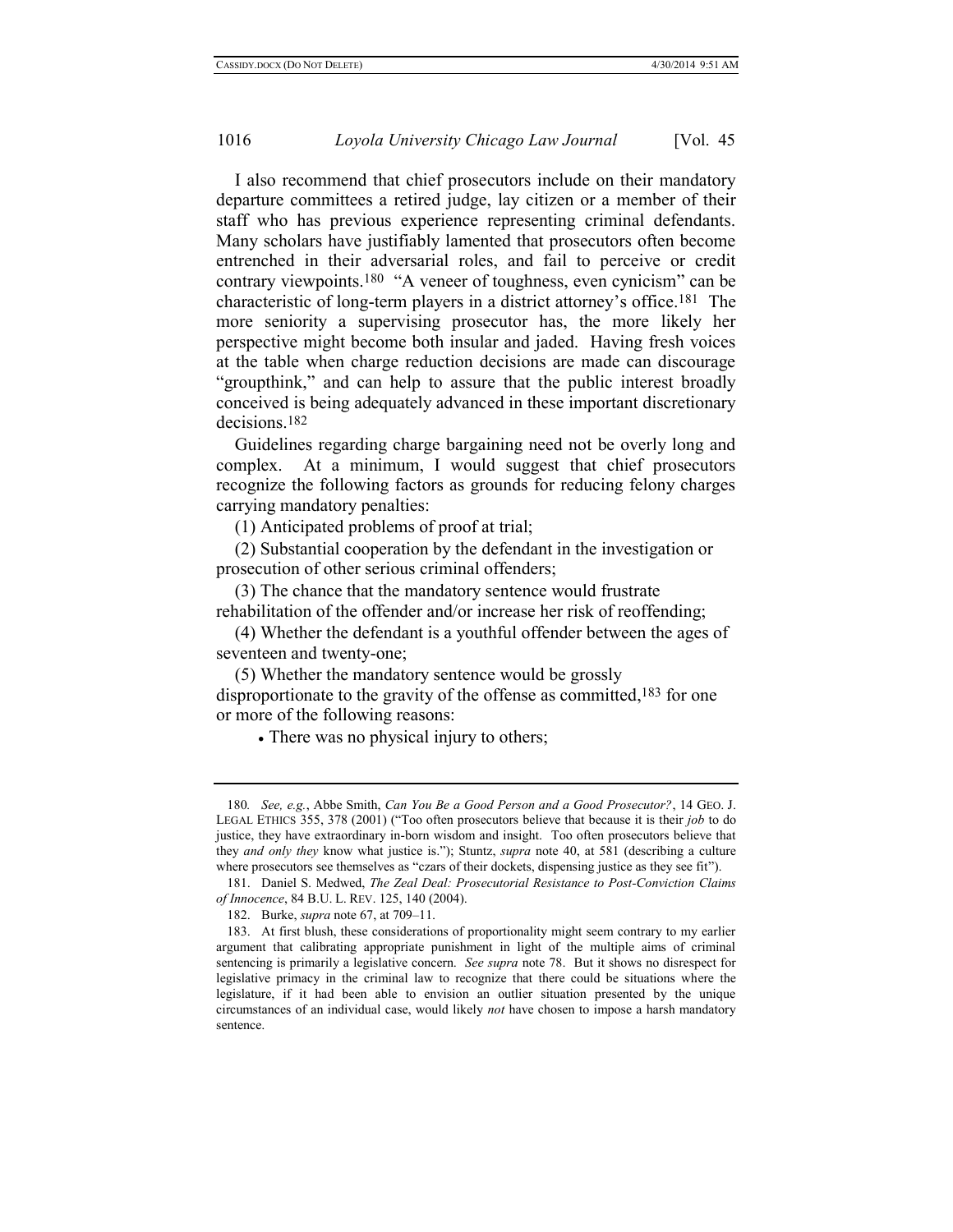I also recommend that chief prosecutors include on their mandatory departure committees a retired judge, lay citizen or a member of their staff who has previous experience representing criminal defendants. Many scholars have justifiably lamented that prosecutors often become entrenched in their adversarial roles, and fail to perceive or credit contrary viewpoints.[180] "A veneer of toughness, even cynicism" can be characteristic of long-term players in a district attorney's office.[181] The more seniority a supervising prosecutor has, the more likely her perspective might become both insular and jaded. Having fresh voices at the table when charge reduction decisions are made can discourage "groupthink," and can help to assure that the public interest broadly conceived is being adequately advanced in these important discretionary decisions.[182]

Guidelines regarding charge bargaining need not be overly long and complex. At a minimum, I would suggest that chief prosecutors recognize the following factors as grounds for reducing felony charges carrying mandatory penalties:

(1) Anticipated problems of proof at trial;

(2) Substantial cooperation by the defendant in the investigation or prosecution of other serious criminal offenders;

(3) The chance that the mandatory sentence would frustrate rehabilitation of the offender and/or increase her risk of reoffending;

(4) Whether the defendant is a youthful offender between the ages of seventeen and twenty-one;

(5) Whether the mandatory sentence would be grossly disproportionate to the gravity of the offense as committed,[183] for one or more of the following reasons:

- There was no physical injury to others;

---

180. *See, e.g.*, Abbe Smith, *Can You Be a Good Person and a Good Prosecutor?*, 14 GEO. J. LEGAL ETHICS 355, 378 (2001) ("Too often prosecutors believe that because it is their *job* to do justice, they have extraordinary in-born wisdom and insight. Too often prosecutors believe that they *and only they* know what justice is."); Stuntz, *supra* note 40, at 581 (describing a culture where prosecutors see themselves as "czars of their dockets, dispensing justice as they see fit").

181. Daniel S. Medwed, *The Zeal Deal: Prosecutorial Resistance to Post-Conviction Claims of Innocence*, 84 B.U. L. REV. 125, 140 (2004).

182. Burke, *supra* note 67, at 709–11.

183. At first blush, these considerations of proportionality might seem contrary to my earlier argument that calibrating appropriate punishment in light of the multiple aims of criminal sentencing is primarily a legislative concern. *See supra* note 78. But it shows no disrespect for legislative primacy in the criminal law to recognize that there could be situations where the legislature, if it had been able to envision an outlier situation presented by the unique circumstances of an individual case, would likely *not* have chosen to impose a harsh mandatory sentence.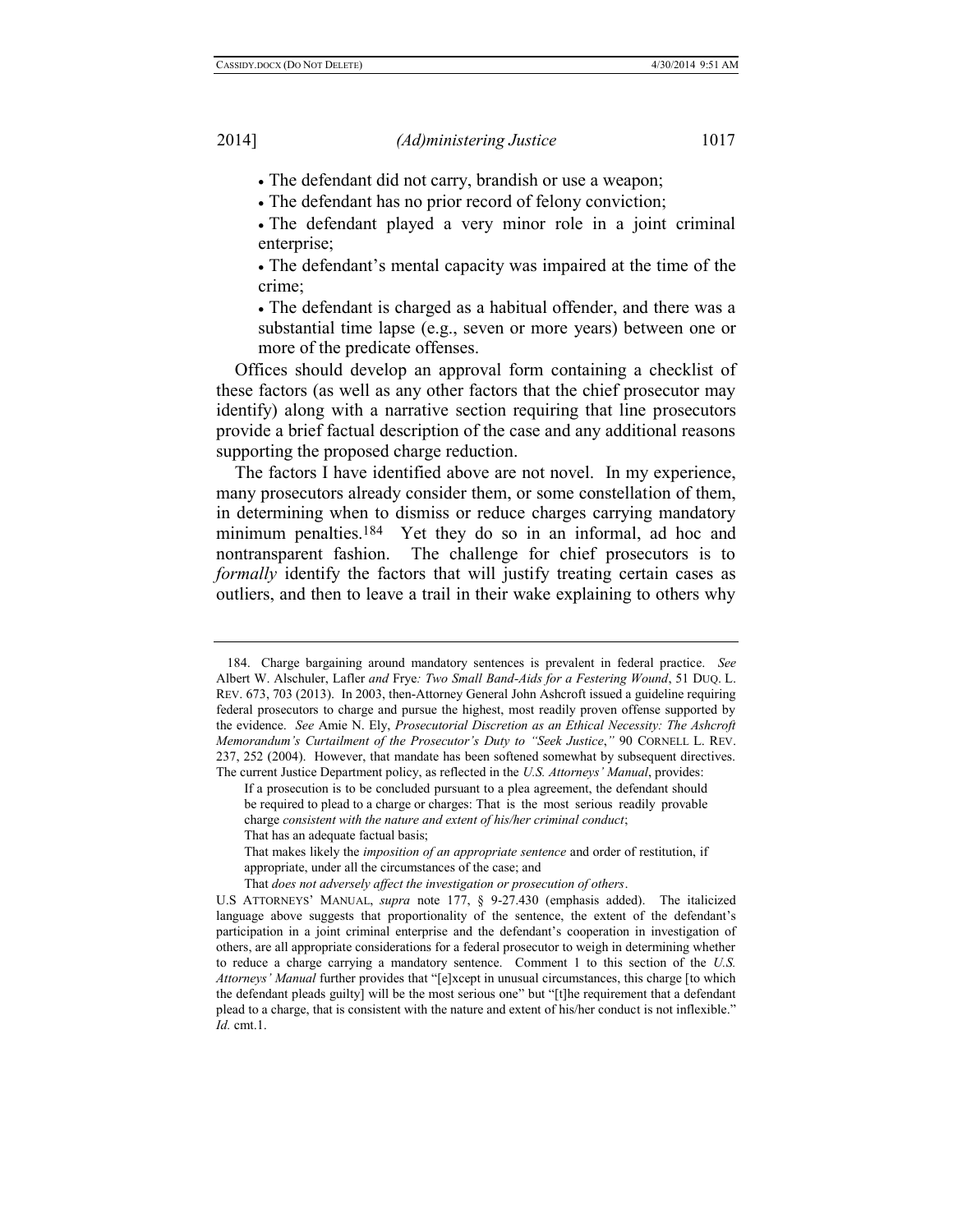- The defendant did not carry, brandish or use a weapon;
- The defendant has no prior record of felony conviction;
- The defendant played a very minor role in a joint criminal enterprise;
- The defendant's mental capacity was impaired at the time of the crime;
- The defendant is charged as a habitual offender, and there was a substantial time lapse (e.g., seven or more years) between one or more of the predicate offenses.

Offices should develop an approval form containing a checklist of these factors (as well as any other factors that the chief prosecutor may identify) along with a narrative section requiring that line prosecutors provide a brief factual description of the case and any additional reasons supporting the proposed charge reduction.

The factors I have identified above are not novel. In my experience, many prosecutors already consider them, or some constellation of them, in determining when to dismiss or reduce charges carrying mandatory minimum penalties.[184] Yet they do so in an informal, ad hoc and nontransparent fashion. The challenge for chief prosecutors is to *formally* identify the factors that will justify treating certain cases as outliers, and then to leave a trail in their wake explaining to others why

---

184. Charge bargaining around mandatory sentences is prevalent in federal practice. *See* Albert W. Alschuler, *Lafler and Frye: Two Small Band-Aids for a Festering Wound*, 51 DUQ. L. REV. 673, 703 (2013). In 2003, then-Attorney General John Ashcroft issued a guideline requiring federal prosecutors to charge and pursue the highest, most readily proven offense supported by the evidence. *See* Amie N. Ely, *Prosecutorial Discretion as an Ethical Necessity: The Ashcroft Memorandum's Curtailment of the Prosecutor's Duty to "Seek Justice*,*"* 90 CORNELL L. REV. 237, 252 (2004). However, that mandate has been softened somewhat by subsequent directives. The current Justice Department policy, as reflected in the *U.S. Attorneys' Manual*, provides:

> If a prosecution is to be concluded pursuant to a plea agreement, the defendant should be required to plead to a charge or charges: That is the most serious readily provable charge *consistent with the nature and extent of his/her criminal conduct*;
>
> That has an adequate factual basis;
>
> That makes likely the *imposition of an appropriate sentence* and order of restitution, if appropriate, under all the circumstances of the case; and
>
> That *does not adversely affect the investigation or prosecution of others*.

U.S ATTORNEYS' MANUAL, *supra* note 177, § 9-27.430 (emphasis added). The italicized language above suggests that proportionality of the sentence, the extent of the defendant's participation in a joint criminal enterprise and the defendant's cooperation in investigation of others, are all appropriate considerations for a federal prosecutor to weigh in determining whether to reduce a charge carrying a mandatory sentence. Comment 1 to this section of the *U.S. Attorneys' Manual* further provides that "[e]xcept in unusual circumstances, this charge [to which the defendant pleads guilty] will be the most serious one" but "[t]he requirement that a defendant plead to a charge, that is consistent with the nature and extent of his/her conduct is not inflexible." *Id.* cmt.1.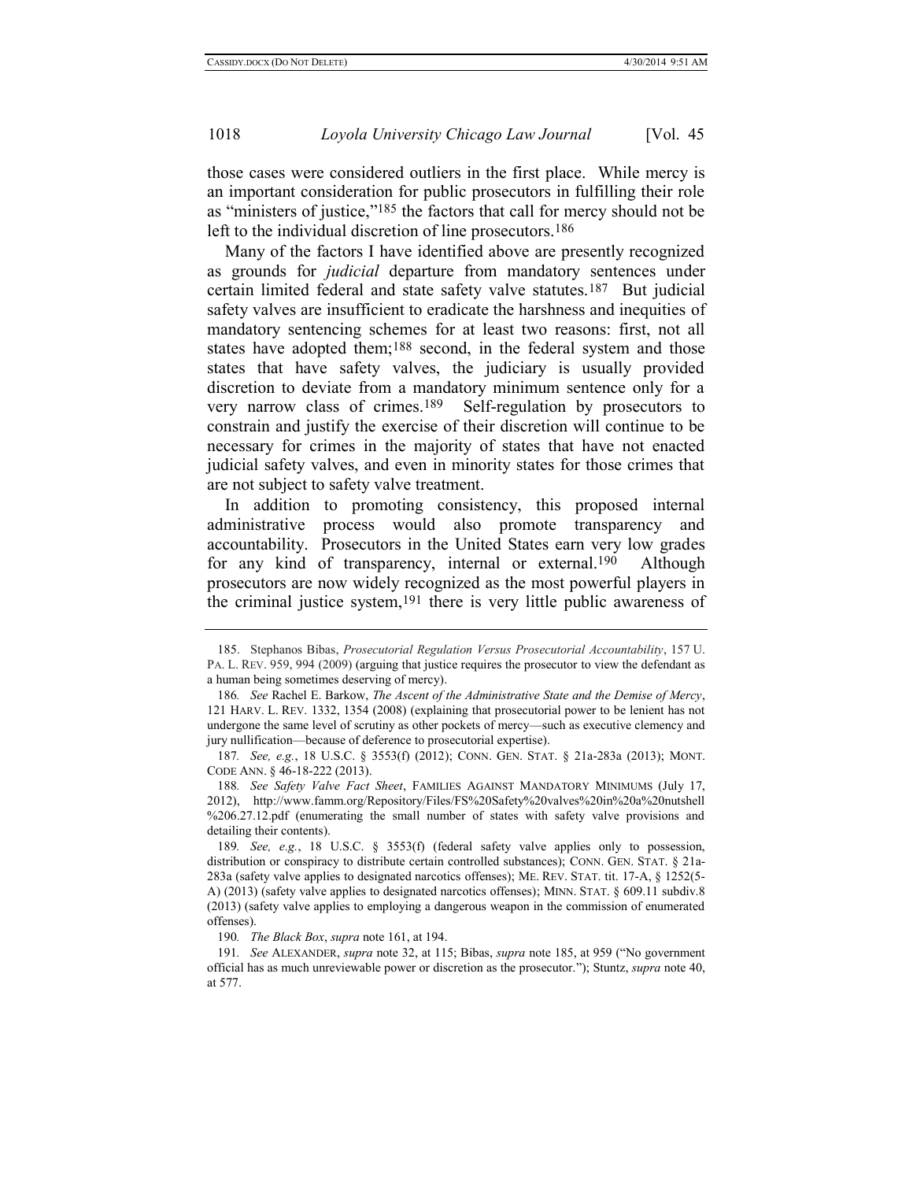those cases were considered outliers in the first place. While mercy is an important consideration for public prosecutors in fulfilling their role as "ministers of justice,"[185] the factors that call for mercy should not be left to the individual discretion of line prosecutors.[186]

Many of the factors I have identified above are presently recognized as grounds for *judicial* departure from mandatory sentences under certain limited federal and state safety valve statutes.[187] But judicial safety valves are insufficient to eradicate the harshness and inequities of mandatory sentencing schemes for at least two reasons: first, not all states have adopted them;[188] second, in the federal system and those states that have safety valves, the judiciary is usually provided discretion to deviate from a mandatory minimum sentence only for a very narrow class of crimes.[189] Self-regulation by prosecutors to constrain and justify the exercise of their discretion will continue to be necessary for crimes in the majority of states that have not enacted judicial safety valves, and even in minority states for those crimes that are not subject to safety valve treatment.

In addition to promoting consistency, this proposed internal administrative process would also promote transparency and accountability. Prosecutors in the United States earn very low grades for any kind of transparency, internal or external.[190] Although prosecutors are now widely recognized as the most powerful players in the criminal justice system,[191] there is very little public awareness of

---

185. Stephanos Bibas, *Prosecutorial Regulation Versus Prosecutorial Accountability*, 157 U. PA. L. REV. 959, 994 (2009) (arguing that justice requires the prosecutor to view the defendant as a human being sometimes deserving of mercy).

186. *See* Rachel E. Barkow, *The Ascent of the Administrative State and the Demise of Mercy*, 121 HARV. L. REV. 1332, 1354 (2008) (explaining that prosecutorial power to be lenient has not undergone the same level of scrutiny as other pockets of mercy—such as executive clemency and jury nullification—because of deference to prosecutorial expertise).

187. *See, e.g.*, 18 U.S.C. § 3553(f) (2012); CONN. GEN. STAT. § 21a-283a (2013); MONT. CODE ANN. § 46-18-222 (2013).

188. *See Safety Valve Fact Sheet*, FAMILIES AGAINST MANDATORY MINIMUMS (July 17, 2012), http://www.famm.org/Repository/Files/FS%20Safety%20valves%20in%20a%20nutshell%206.27.12.pdf (enumerating the small number of states with safety valve provisions and detailing their contents).

189. *See, e.g.*, 18 U.S.C. § 3553(f) (federal safety valve applies only to possession, distribution or conspiracy to distribute certain controlled substances); CONN. GEN. STAT. § 21a-283a (safety valve applies to designated narcotics offenses); ME. REV. STAT. tit. 17-A, § 1252(5-A) (2013) (safety valve applies to designated narcotics offenses); MINN. STAT. § 609.11 subdiv.8 (2013) (safety valve applies to employing a dangerous weapon in the commission of enumerated offenses).

190. *The Black Box*, *supra* note 161, at 194.

191. *See* ALEXANDER, *supra* note 32, at 115; Bibas, *supra* note 185, at 959 ("No government official has as much unreviewable power or discretion as the prosecutor."); Stuntz, *supra* note 40, at 577.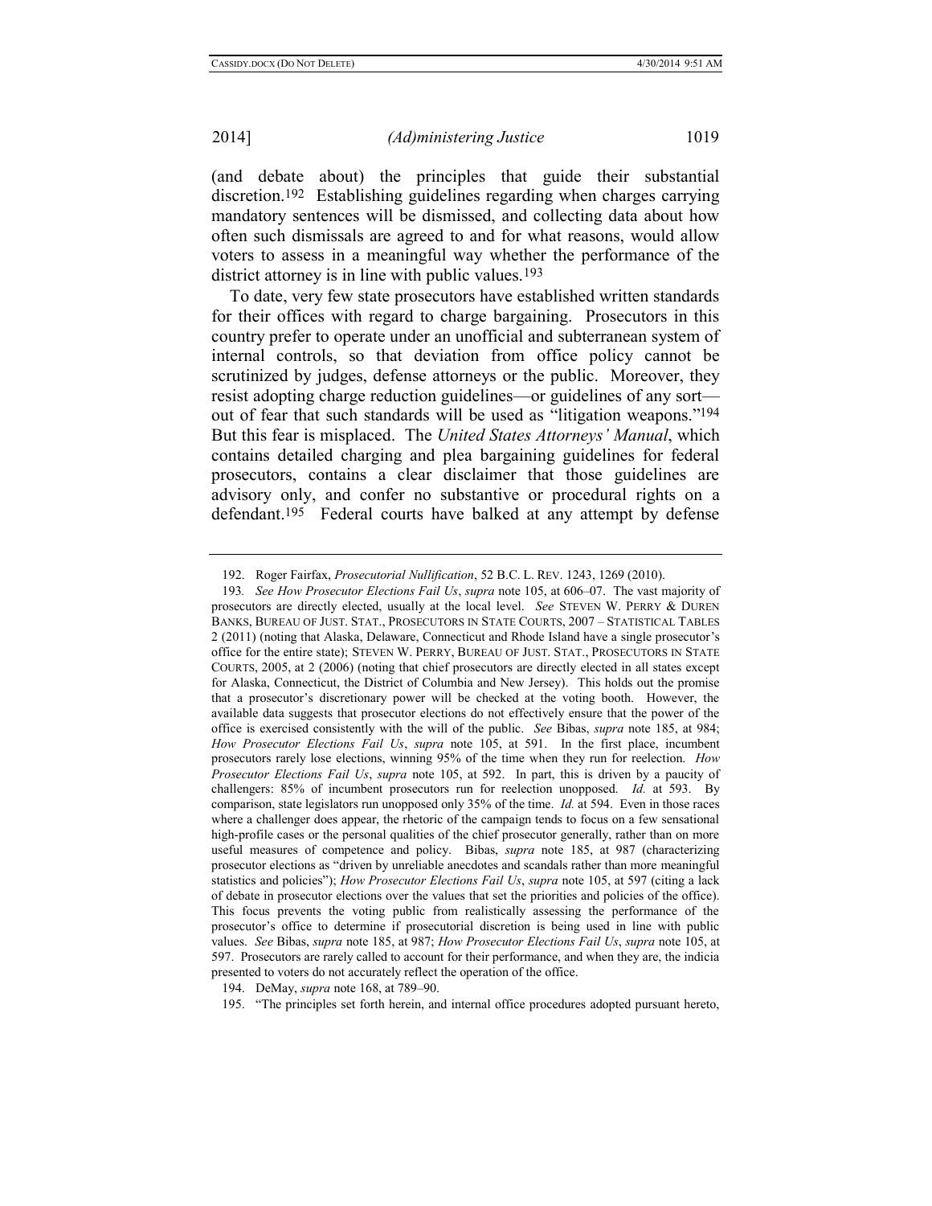(and debate about) the principles that guide their substantial discretion.[192] Establishing guidelines regarding when charges carrying mandatory sentences will be dismissed, and collecting data about how often such dismissals are agreed to and for what reasons, would allow voters to assess in a meaningful way whether the performance of the district attorney is in line with public values.[193]

To date, very few state prosecutors have established written standards for their offices with regard to charge bargaining. Prosecutors in this country prefer to operate under an unofficial and subterranean system of internal controls, so that deviation from office policy cannot be scrutinized by judges, defense attorneys or the public. Moreover, they resist adopting charge reduction guidelines—or guidelines of any sort—out of fear that such standards will be used as "litigation weapons."[194] But this fear is misplaced. The *United States Attorneys' Manual*, which contains detailed charging and plea bargaining guidelines for federal prosecutors, contains a clear disclaimer that those guidelines are advisory only, and confer no substantive or procedural rights on a defendant.[195] Federal courts have balked at any attempt by defense

---

192. Roger Fairfax, *Prosecutorial Nullification*, 52 B.C. L. REV. 1243, 1269 (2010).

193. *See How Prosecutor Elections Fail Us*, *supra* note 105, at 606–07. The vast majority of prosecutors are directly elected, usually at the local level. *See* STEVEN W. PERRY & DUREN BANKS, BUREAU OF JUST. STAT., PROSECUTORS IN STATE COURTS, 2007 – STATISTICAL TABLES 2 (2011) (noting that Alaska, Delaware, Connecticut and Rhode Island have a single prosecutor's office for the entire state); STEVEN W. PERRY, BUREAU OF JUST. STAT., PROSECUTORS IN STATE COURTS, 2005, at 2 (2006) (noting that chief prosecutors are directly elected in all states except for Alaska, Connecticut, the District of Columbia and New Jersey). This holds out the promise that a prosecutor's discretionary power will be checked at the voting booth. However, the available data suggests that prosecutor elections do not effectively ensure that the power of the office is exercised consistently with the will of the public. *See* Bibas, *supra* note 185, at 984; *How Prosecutor Elections Fail Us*, *supra* note 105, at 591. In the first place, incumbent prosecutors rarely lose elections, winning 95% of the time when they run for reelection. *How Prosecutor Elections Fail Us*, *supra* note 105, at 592. In part, this is driven by a paucity of challengers: 85% of incumbent prosecutors run for reelection unopposed. *Id.* at 593. By comparison, state legislators run unopposed only 35% of the time. *Id.* at 594. Even in those races where a challenger does appear, the rhetoric of the campaign tends to focus on a few sensational high-profile cases or the personal qualities of the chief prosecutor generally, rather than on more useful measures of competence and policy. Bibas, *supra* note 185, at 987 (characterizing prosecutor elections as "driven by unreliable anecdotes and scandals rather than more meaningful statistics and policies"); *How Prosecutor Elections Fail Us*, *supra* note 105, at 597 (citing a lack of debate in prosecutor elections over the values that set the priorities and policies of the office). This focus prevents the voting public from realistically assessing the performance of the prosecutor's office to determine if prosecutorial discretion is being used in line with public values. *See* Bibas, *supra* note 185, at 987; *How Prosecutor Elections Fail Us*, *supra* note 105, at 597. Prosecutors are rarely called to account for their performance, and when they are, the indicia presented to voters do not accurately reflect the operation of the office.

194. DeMay, *supra* note 168, at 789–90.

195. "The principles set forth herein, and internal office procedures adopted pursuant hereto,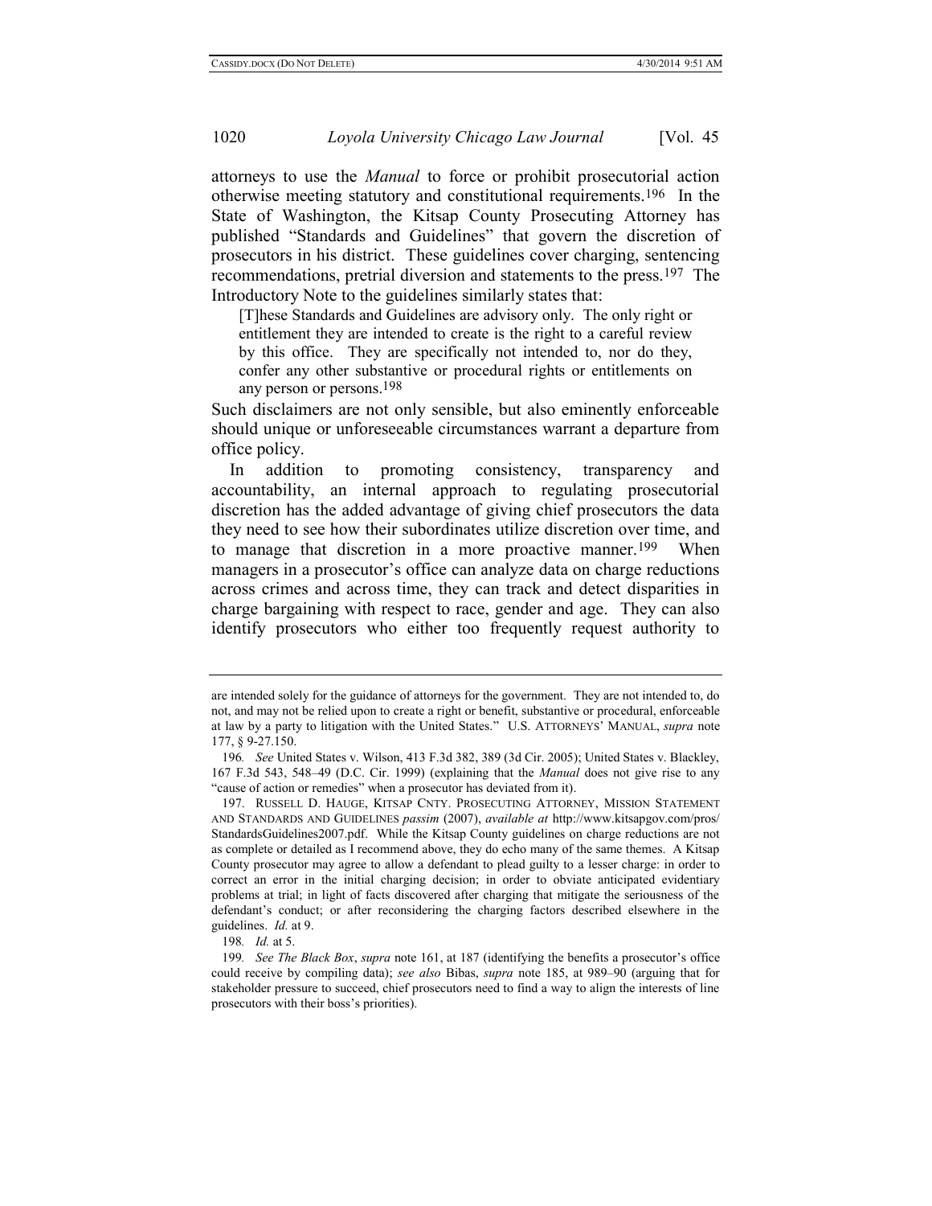attorneys to use the *Manual* to force or prohibit prosecutorial action otherwise meeting statutory and constitutional requirements.[196] In the State of Washington, the Kitsap County Prosecuting Attorney has published "Standards and Guidelines" that govern the discretion of prosecutors in his district. These guidelines cover charging, sentencing recommendations, pretrial diversion and statements to the press.[197] The Introductory Note to the guidelines similarly states that:

> [T]hese Standards and Guidelines are advisory only. The only right or entitlement they are intended to create is the right to a careful review by this office. They are specifically not intended to, nor do they, confer any other substantive or procedural rights or entitlements on any person or persons.[198]

Such disclaimers are not only sensible, but also eminently enforceable should unique or unforeseeable circumstances warrant a departure from office policy.

In addition to promoting consistency, transparency and accountability, an internal approach to regulating prosecutorial discretion has the added advantage of giving chief prosecutors the data they need to see how their subordinates utilize discretion over time, and to manage that discretion in a more proactive manner.[199] When managers in a prosecutor's office can analyze data on charge reductions across crimes and across time, they can track and detect disparities in charge bargaining with respect to race, gender and age. They can also identify prosecutors who either too frequently request authority to

---

are intended solely for the guidance of attorneys for the government. They are not intended to, do not, and may not be relied upon to create a right or benefit, substantive or procedural, enforceable at law by a party to litigation with the United States." U.S. ATTORNEYS' MANUAL, *supra* note 177, § 9-27.150.

196. *See* United States v. Wilson, 413 F.3d 382, 389 (3d Cir. 2005); United States v. Blackley, 167 F.3d 543, 548–49 (D.C. Cir. 1999) (explaining that the *Manual* does not give rise to any "cause of action or remedies" when a prosecutor has deviated from it).

197. RUSSELL D. HAUGE, KITSAP CNTY. PROSECUTING ATTORNEY, MISSION STATEMENT AND STANDARDS AND GUIDELINES *passim* (2007), *available at* http://www.kitsapgov.com/pros/StandardsGuidelines2007.pdf. While the Kitsap County guidelines on charge reductions are not as complete or detailed as I recommend above, they do echo many of the same themes. A Kitsap County prosecutor may agree to allow a defendant to plead guilty to a lesser charge: in order to correct an error in the initial charging decision; in order to obviate anticipated evidentiary problems at trial; in light of facts discovered after charging that mitigate the seriousness of the defendant's conduct; or after reconsidering the charging factors described elsewhere in the guidelines. *Id.* at 9.

198. *Id.* at 5.

199. *See The Black Box*, *supra* note 161, at 187 (identifying the benefits a prosecutor's office could receive by compiling data); *see also* Bibas, *supra* note 185, at 989–90 (arguing that for stakeholder pressure to succeed, chief prosecutors need to find a way to align the interests of line prosecutors with their boss's priorities).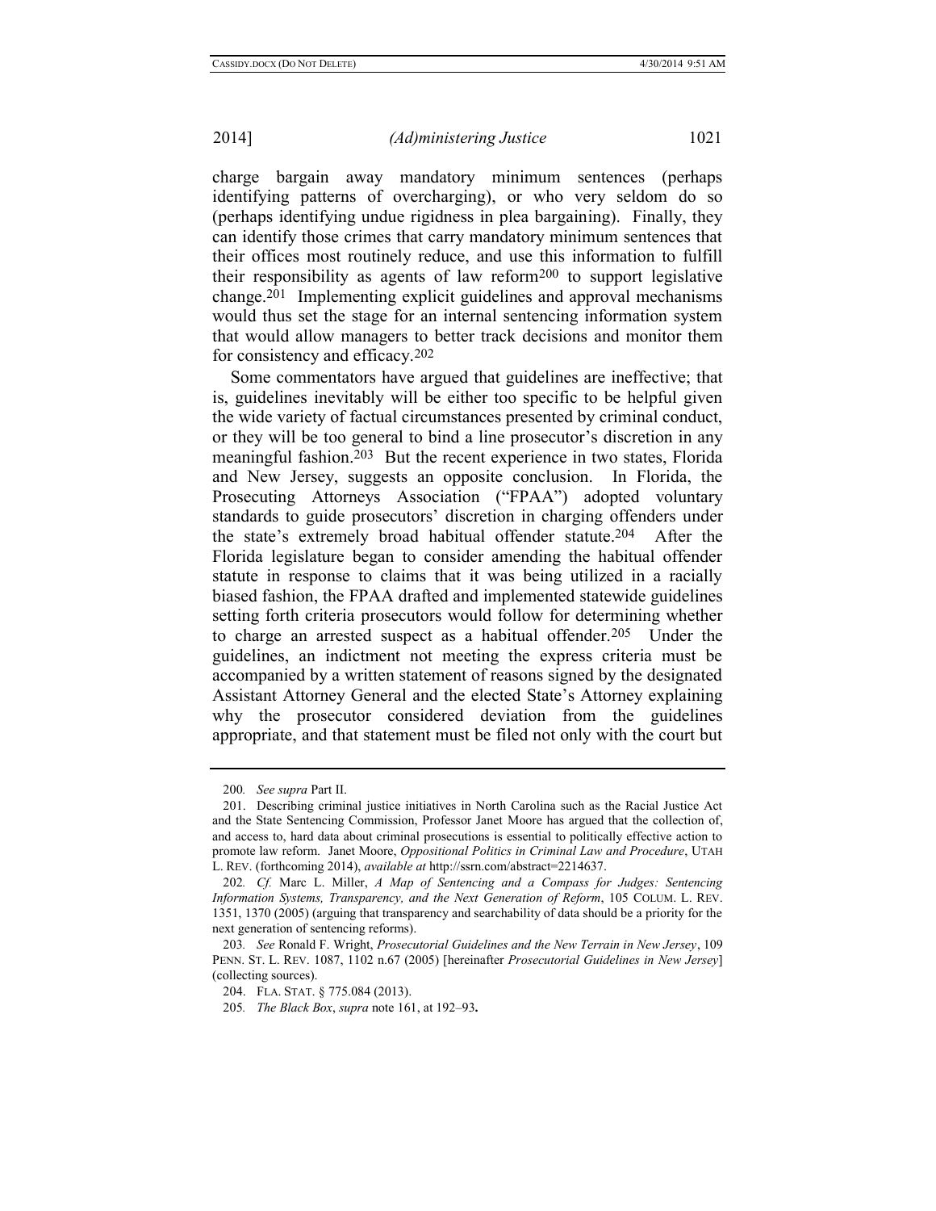charge bargain away mandatory minimum sentences (perhaps identifying patterns of overcharging), or who very seldom do so (perhaps identifying undue rigidness in plea bargaining). Finally, they can identify those crimes that carry mandatory minimum sentences that their offices most routinely reduce, and use this information to fulfill their responsibility as agents of law reform[200] to support legislative change.[201] Implementing explicit guidelines and approval mechanisms would thus set the stage for an internal sentencing information system that would allow managers to better track decisions and monitor them for consistency and efficacy.[202]

Some commentators have argued that guidelines are ineffective; that is, guidelines inevitably will be either too specific to be helpful given the wide variety of factual circumstances presented by criminal conduct, or they will be too general to bind a line prosecutor's discretion in any meaningful fashion.[203] But the recent experience in two states, Florida and New Jersey, suggests an opposite conclusion. In Florida, the Prosecuting Attorneys Association ("FPAA") adopted voluntary standards to guide prosecutors' discretion in charging offenders under the state's extremely broad habitual offender statute.[204] After the Florida legislature began to consider amending the habitual offender statute in response to claims that it was being utilized in a racially biased fashion, the FPAA drafted and implemented statewide guidelines setting forth criteria prosecutors would follow for determining whether to charge an arrested suspect as a habitual offender.[205] Under the guidelines, an indictment not meeting the express criteria must be accompanied by a written statement of reasons signed by the designated Assistant Attorney General and the elected State's Attorney explaining why the prosecutor considered deviation from the guidelines appropriate, and that statement must be filed not only with the court but

---

200. *See supra* Part II.

201. Describing criminal justice initiatives in North Carolina such as the Racial Justice Act and the State Sentencing Commission, Professor Janet Moore has argued that the collection of, and access to, hard data about criminal prosecutions is essential to politically effective action to promote law reform. Janet Moore, *Oppositional Politics in Criminal Law and Procedure*, UTAH L. REV. (forthcoming 2014), *available at* http://ssrn.com/abstract=2214637.

202. *Cf.* Marc L. Miller, *A Map of Sentencing and a Compass for Judges: Sentencing Information Systems, Transparency, and the Next Generation of Reform*, 105 COLUM. L. REV. 1351, 1370 (2005) (arguing that transparency and searchability of data should be a priority for the next generation of sentencing reforms).

203. *See* Ronald F. Wright, *Prosecutorial Guidelines and the New Terrain in New Jersey*, 109 PENN. ST. L. REV. 1087, 1102 n.67 (2005) [hereinafter *Prosecutorial Guidelines in New Jersey*] (collecting sources).

204. FLA. STAT. § 775.084 (2013).

205. *The Black Box*, *supra* note 161, at 192–93.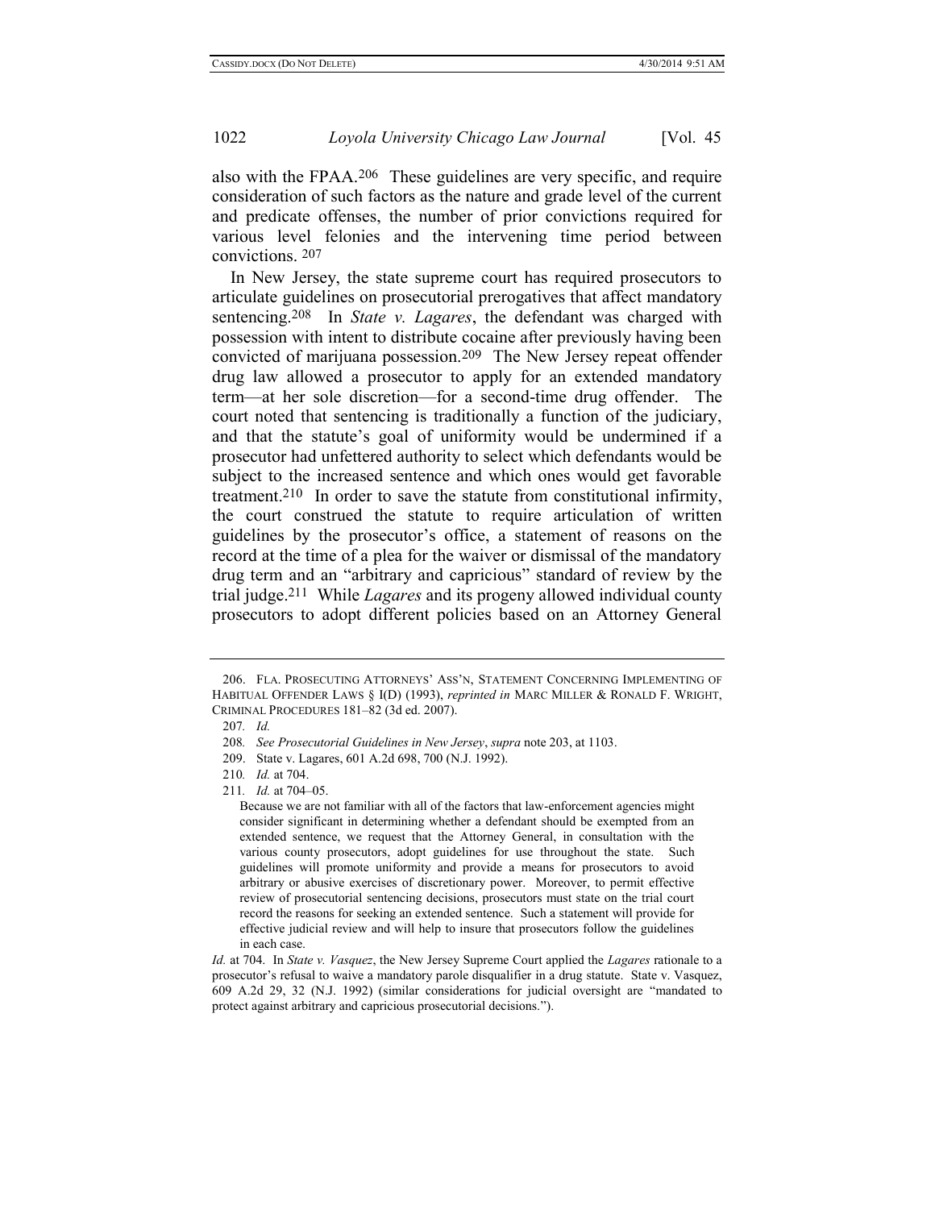also with the FPAA.[206] These guidelines are very specific, and require consideration of such factors as the nature and grade level of the current and predicate offenses, the number of prior convictions required for various level felonies and the intervening time period between convictions.[207]

In New Jersey, the state supreme court has required prosecutors to articulate guidelines on prosecutorial prerogatives that affect mandatory sentencing.[208] In *State v. Lagares*, the defendant was charged with possession with intent to distribute cocaine after previously having been convicted of marijuana possession.[209] The New Jersey repeat offender drug law allowed a prosecutor to apply for an extended mandatory term—at her sole discretion—for a second-time drug offender. The court noted that sentencing is traditionally a function of the judiciary, and that the statute's goal of uniformity would be undermined if a prosecutor had unfettered authority to select which defendants would be subject to the increased sentence and which ones would get favorable treatment.[210] In order to save the statute from constitutional infirmity, the court construed the statute to require articulation of written guidelines by the prosecutor's office, a statement of reasons on the record at the time of a plea for the waiver or dismissal of the mandatory drug term and an "arbitrary and capricious" standard of review by the trial judge.[211] While *Lagares* and its progeny allowed individual county prosecutors to adopt different policies based on an Attorney General

---

206. FLA. PROSECUTING ATTORNEYS' ASS'N, STATEMENT CONCERNING IMPLEMENTING OF HABITUAL OFFENDER LAWS § I(D) (1993), *reprinted in* MARC MILLER & RONALD F. WRIGHT, CRIMINAL PROCEDURES 181–82 (3d ed. 2007).

207. *Id.*

208. *See Prosecutorial Guidelines in New Jersey*, *supra* note 203, at 1103.

209. State v. Lagares, 601 A.2d 698, 700 (N.J. 1992).

210. *Id.* at 704.

211. *Id.* at 704–05.

> Because we are not familiar with all of the factors that law-enforcement agencies might consider significant in determining whether a defendant should be exempted from an extended sentence, we request that the Attorney General, in consultation with the various county prosecutors, adopt guidelines for use throughout the state. Such guidelines will promote uniformity and provide a means for prosecutors to avoid arbitrary or abusive exercises of discretionary power. Moreover, to permit effective review of prosecutorial sentencing decisions, prosecutors must state on the trial court record the reasons for seeking an extended sentence. Such a statement will provide for effective judicial review and will help to insure that prosecutors follow the guidelines in each case.

*Id.* at 704. In *State v. Vasquez*, the New Jersey Supreme Court applied the *Lagares* rationale to a prosecutor's refusal to waive a mandatory parole disqualifier in a drug statute. State v. Vasquez, 609 A.2d 29, 32 (N.J. 1992) (similar considerations for judicial oversight are "mandated to protect against arbitrary and capricious prosecutorial decisions.").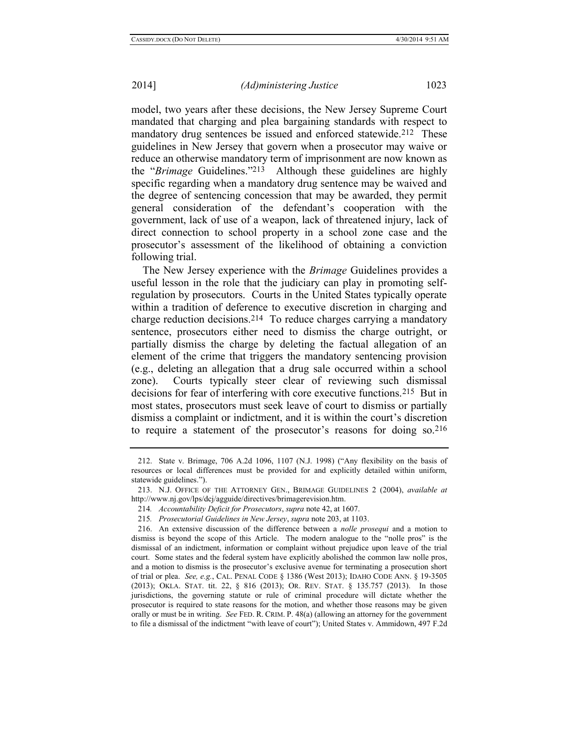model, two years after these decisions, the New Jersey Supreme Court mandated that charging and plea bargaining standards with respect to mandatory drug sentences be issued and enforced statewide.[212] These guidelines in New Jersey that govern when a prosecutor may waive or reduce an otherwise mandatory term of imprisonment are now known as the "*Brimage* Guidelines."[213] Although these guidelines are highly specific regarding when a mandatory drug sentence may be waived and the degree of sentencing concession that may be awarded, they permit general consideration of the defendant's cooperation with the government, lack of use of a weapon, lack of threatened injury, lack of direct connection to school property in a school zone case and the prosecutor's assessment of the likelihood of obtaining a conviction following trial.

The New Jersey experience with the *Brimage* Guidelines provides a useful lesson in the role that the judiciary can play in promoting self-regulation by prosecutors. Courts in the United States typically operate within a tradition of deference to executive discretion in charging and charge reduction decisions.[214] To reduce charges carrying a mandatory sentence, prosecutors either need to dismiss the charge outright, or partially dismiss the charge by deleting the factual allegation of an element of the crime that triggers the mandatory sentencing provision (e.g., deleting an allegation that a drug sale occurred within a school zone). Courts typically steer clear of reviewing such dismissal decisions for fear of interfering with core executive functions.[215] But in most states, prosecutors must seek leave of court to dismiss or partially dismiss a complaint or indictment, and it is within the court's discretion to require a statement of the prosecutor's reasons for doing so.[216]

---

212. State v. Brimage, 706 A.2d 1096, 1107 (N.J. 1998) ("Any flexibility on the basis of resources or local differences must be provided for and explicitly detailed within uniform, statewide guidelines.").

213. N.J. OFFICE OF THE ATTORNEY GEN., BRIMAGE GUIDELINES 2 (2004), *available at* http://www.nj.gov/lps/dcj/agguide/directives/brimagerevision.htm.

214. *Accountability Deficit for Prosecutors*, *supra* note 42, at 1607.

215. *Prosecutorial Guidelines in New Jersey*, *supra* note 203, at 1103.

216. An extensive discussion of the difference between a *nolle prosequi* and a motion to dismiss is beyond the scope of this Article. The modern analogue to the "nolle pros" is the dismissal of an indictment, information or complaint without prejudice upon leave of the trial court. Some states and the federal system have explicitly abolished the common law nolle pros, and a motion to dismiss is the prosecutor's exclusive avenue for terminating a prosecution short of trial or plea. *See, e.g.*, CAL. PENAL CODE § 1386 (West 2013); IDAHO CODE ANN. § 19-3505 (2013); OKLA. STAT. tit. 22, § 816 (2013); OR. REV. STAT. § 135.757 (2013). In those jurisdictions, the governing statute or rule of criminal procedure will dictate whether the prosecutor is required to state reasons for the motion, and whether those reasons may be given orally or must be in writing. *See* FED. R. CRIM. P. 48(a) (allowing an attorney for the government to file a dismissal of the indictment "with leave of court"); United States v. Ammidown, 497 F.2d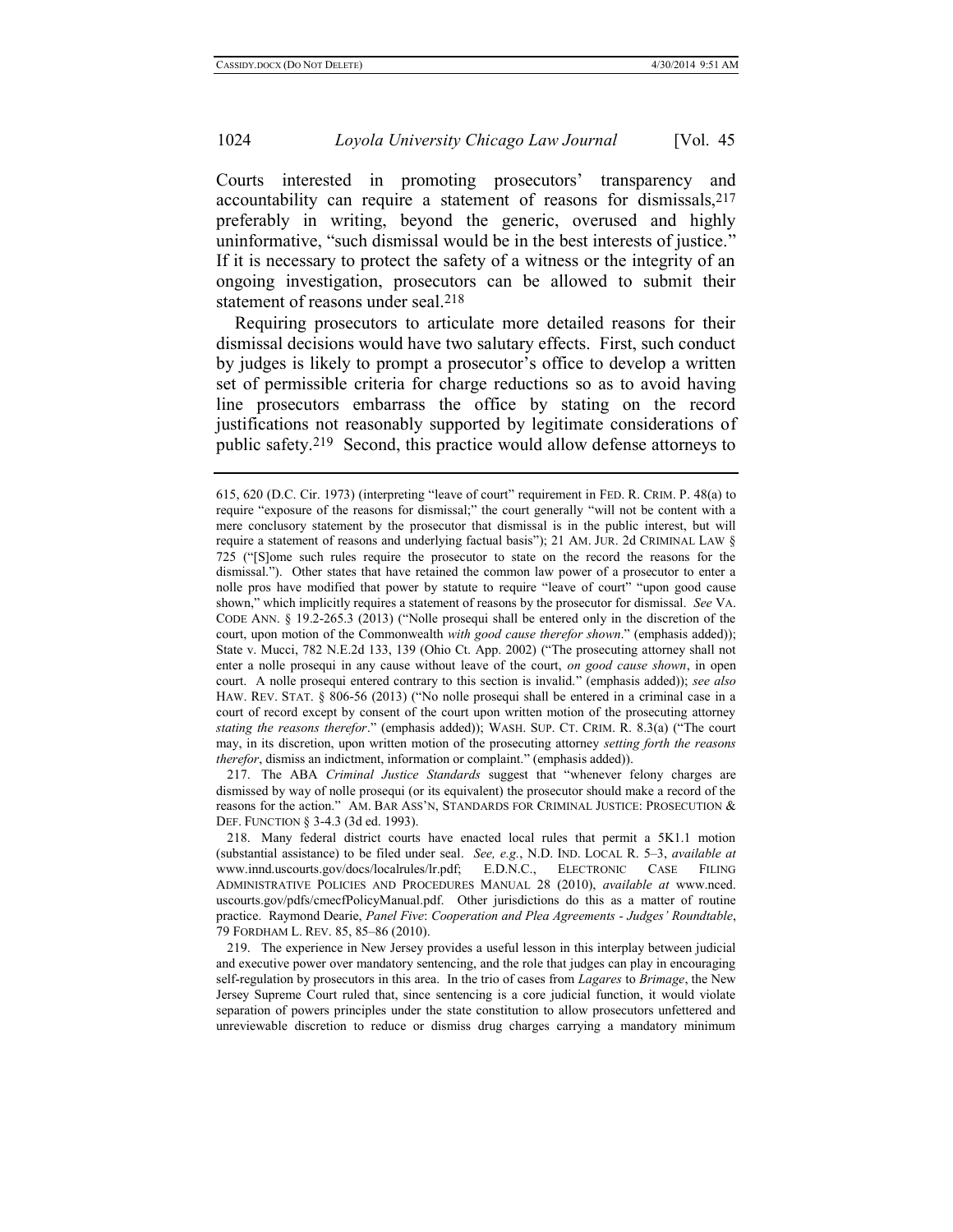Courts interested in promoting prosecutors' transparency and accountability can require a statement of reasons for dismissals,[217] preferably in writing, beyond the generic, overused and highly uninformative, "such dismissal would be in the best interests of justice." If it is necessary to protect the safety of a witness or the integrity of an ongoing investigation, prosecutors can be allowed to submit their statement of reasons under seal.[218]

Requiring prosecutors to articulate more detailed reasons for their dismissal decisions would have two salutary effects. First, such conduct by judges is likely to prompt a prosecutor's office to develop a written set of permissible criteria for charge reductions so as to avoid having line prosecutors embarrass the office by stating on the record justifications not reasonably supported by legitimate considerations of public safety.[219] Second, this practice would allow defense attorneys to

---

615, 620 (D.C. Cir. 1973) (interpreting "leave of court" requirement in FED. R. CRIM. P. 48(a) to require "exposure of the reasons for dismissal;" the court generally "will not be content with a mere conclusory statement by the prosecutor that dismissal is in the public interest, but will require a statement of reasons and underlying factual basis"); 21 AM. JUR. 2d CRIMINAL LAW § 725 ("[S]ome such rules require the prosecutor to state on the record the reasons for the dismissal."). Other states that have retained the common law power of a prosecutor to enter a nolle pros have modified that power by statute to require "leave of court" "upon good cause shown," which implicitly requires a statement of reasons by the prosecutor for dismissal. *See* VA. CODE ANN. § 19.2-265.3 (2013) ("Nolle prosequi shall be entered only in the discretion of the court, upon motion of the Commonwealth *with good cause therefor shown*." (emphasis added)); State v. Mucci, 782 N.E.2d 133, 139 (Ohio Ct. App. 2002) ("The prosecuting attorney shall not enter a nolle prosequi in any cause without leave of the court, *on good cause shown*, in open court. A nolle prosequi entered contrary to this section is invalid." (emphasis added)); *see also* HAW. REV. STAT. § 806-56 (2013) ("No nolle prosequi shall be entered in a criminal case in a court of record except by consent of the court upon written motion of the prosecuting attorney *stating the reasons therefor*." (emphasis added)); WASH. SUP. CT. CRIM. R. 8.3(a) ("The court may, in its discretion, upon written motion of the prosecuting attorney *setting forth the reasons therefor*, dismiss an indictment, information or complaint." (emphasis added)).

217. The ABA *Criminal Justice Standards* suggest that "whenever felony charges are dismissed by way of nolle prosequi (or its equivalent) the prosecutor should make a record of the reasons for the action." AM. BAR ASS'N, STANDARDS FOR CRIMINAL JUSTICE: PROSECUTION & DEF. FUNCTION § 3-4.3 (3d ed. 1993).

218. Many federal district courts have enacted local rules that permit a 5K1.1 motion (substantial assistance) to be filed under seal. *See, e.g.*, N.D. IND. LOCAL R. 5–3, *available at* www.innd.uscourts.gov/docs/localrules/lr.pdf; E.D.N.C., ELECTRONIC CASE FILING ADMINISTRATIVE POLICIES AND PROCEDURES MANUAL 28 (2010), *available at* www.nced.uscourts.gov/pdfs/cmecfPolicyManual.pdf. Other jurisdictions do this as a matter of routine practice. Raymond Dearie, *Panel Five*: *Cooperation and Plea Agreements - Judges' Roundtable*, 79 FORDHAM L. REV. 85, 85–86 (2010).

219. The experience in New Jersey provides a useful lesson in this interplay between judicial and executive power over mandatory sentencing, and the role that judges can play in encouraging self-regulation by prosecutors in this area. In the trio of cases from *Lagares* to *Brimage*, the New Jersey Supreme Court ruled that, since sentencing is a core judicial function, it would violate separation of powers principles under the state constitution to allow prosecutors unfettered and unreviewable discretion to reduce or dismiss drug charges carrying a mandatory minimum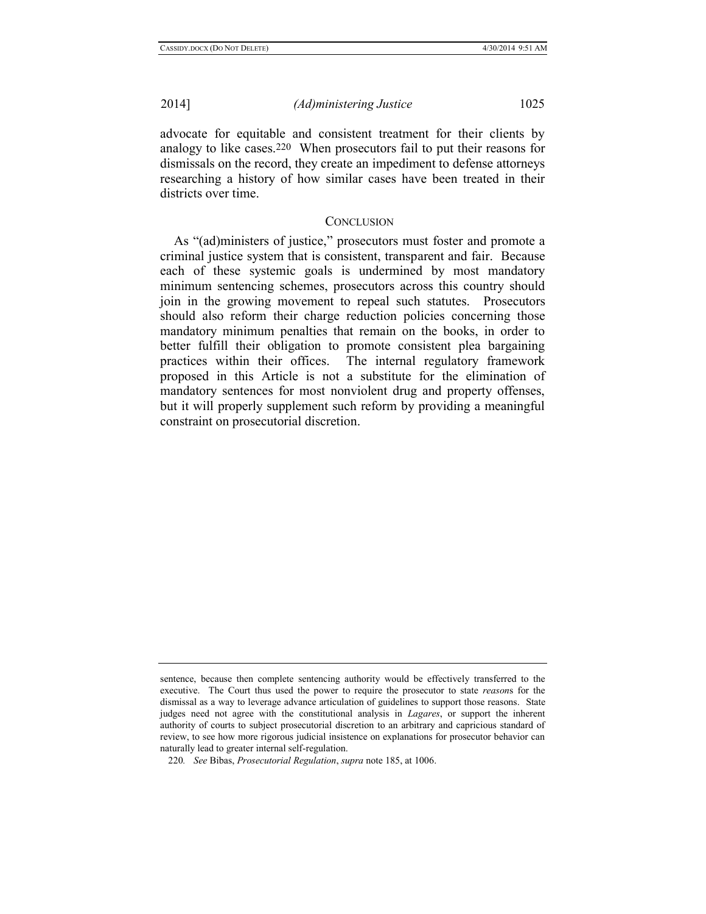advocate for equitable and consistent treatment for their clients by analogy to like cases.[220] When prosecutors fail to put their reasons for dismissals on the record, they create an impediment to defense attorneys researching a history of how similar cases have been treated in their districts over time.

## CONCLUSION

As "(ad)ministers of justice," prosecutors must foster and promote a criminal justice system that is consistent, transparent and fair. Because each of these systemic goals is undermined by most mandatory minimum sentencing schemes, prosecutors across this country should join in the growing movement to repeal such statutes. Prosecutors should also reform their charge reduction policies concerning those mandatory minimum penalties that remain on the books, in order to better fulfill their obligation to promote consistent plea bargaining practices within their offices. The internal regulatory framework proposed in this Article is not a substitute for the elimination of mandatory sentences for most nonviolent drug and property offenses, but it will properly supplement such reform by providing a meaningful constraint on prosecutorial discretion.

---

sentence, because then complete sentencing authority would be effectively transferred to the executive. The Court thus used the power to require the prosecutor to state *reason*s for the dismissal as a way to leverage advance articulation of guidelines to support those reasons. State judges need not agree with the constitutional analysis in *Lagares*, or support the inherent authority of courts to subject prosecutorial discretion to an arbitrary and capricious standard of review, to see how more rigorous judicial insistence on explanations for prosecutor behavior can naturally lead to greater internal self-regulation.

220. *See* Bibas, *Prosecutorial Regulation*, *supra* note 185, at 1006.